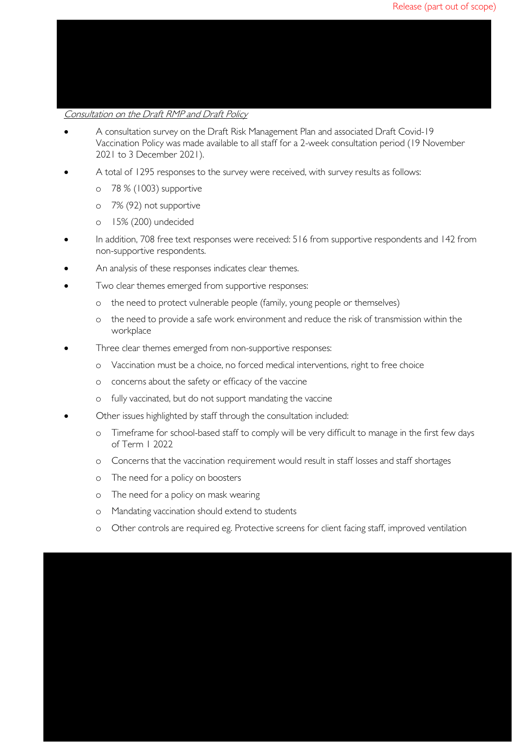Release (part out of scope)

*Consultation on the Draft RMP and Draft Policy*

- A consultation survey on the Draft Risk Management Plan and associated Draft Covid-19 Vaccination Policy was made available to all staff for a 2-week consultation period (19 November 2021 to 3 December 2021).
- A total of 1295 responses to the survey were received, with survey results as follows:
    - 78 % (1003) supportive
    - 7% (92) not supportive
    - 15% (200) undecided
- In addition, 708 free text responses were received: 516 from supportive respondents and 142 from non-supportive respondents.
- An analysis of these responses indicates clear themes.
- Two clear themes emerged from supportive responses:
    - the need to protect vulnerable people (family, young people or themselves)
    - the need to provide a safe work environment and reduce the risk of transmission within the workplace
- Three clear themes emerged from non-supportive responses:
    - Vaccination must be a choice, no forced medical interventions, right to free choice
    - concerns about the safety or efficacy of the vaccine
    - fully vaccinated, but do not support mandating the vaccine
- Other issues highlighted by staff through the consultation included:
    - Timeframe for school-based staff to comply will be very difficult to manage in the first few days of Term 1 2022
    - Concerns that the vaccination requirement would result in staff losses and staff shortages
    - The need for a policy on boosters
    - The need for a policy on mask wearing
    - Mandating vaccination should extend to students
    - Other controls are required eg. Protective screens for client facing staff, improved ventilation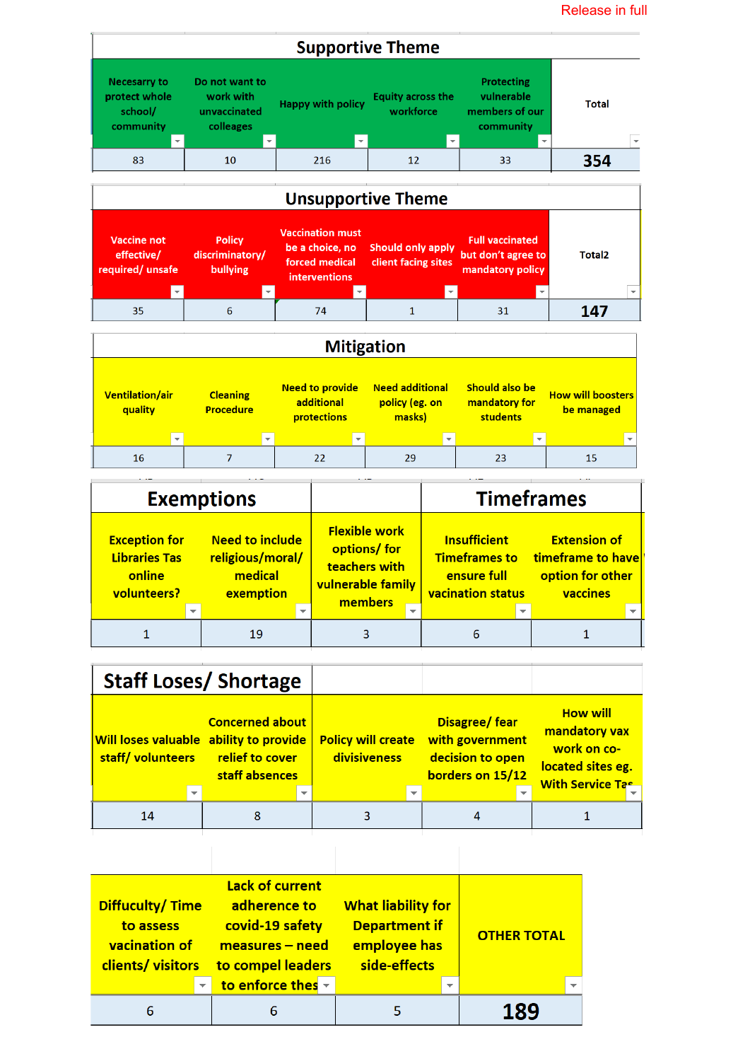Release in full

## Supportive Theme

| Necesarry to protect whole school/ community | Do not want to work with unvaccinated colleages | Happy with policy | Equity across the workforce | Protecting vulnerable members of our community | Total |
|---|---|---|---|---|---|
| 83 | 10 | 216 | 12 | 33 | **354** |

## Unsupportive Theme

| Vaccine not effective/ required/ unsafe | Policy discriminatory/ bullying | Vaccination must be a choice, no forced medical interventions | Should only apply client facing sites | Full vaccinated but don't agree to mandatory policy | Total2 |
|---|---|---|---|---|---|
| 35 | 6 | 74 | 1 | 31 | **147** |

## Mitigation

| Ventilation/air quality | Cleaning Procedure | Need to provide additional protections | Need additional policy (eg. on masks) | Should also be mandatory for students | How will boosters be managed |
|---|---|---|---|---|---|
| 16 | 7 | 22 | 29 | 23 | 15 |

| Exemptions | | | Timeframes | |
|---|---|---|---|---|
| Exception for Libraries Tas online volunteers? | Need to include religious/moral/ medical exemption | Flexible work options/ for teachers with vulnerable family members | Insufficient Timeframes to ensure full vaccination status | Extension of timeframe to have option for other vaccines |
| 1 | 19 | 3 | 6 | 1 |

## Staff Loses/ Shortage

| Will loses valuable staff/ volunteers | Concerned about ability to provide relief to cover staff absences | Policy will create divisiveness | Disagree/ fear with government decision to open borders on 15/12 | How will mandatory vax work on co-located sites eg. With Service Tas |
|---|---|---|---|---|
| 14 | 8 | 3 | 4 | 1 |

| Difficulty/ Time to assess vaccination of clients/ visitors | Lack of current adherence to covid-19 safety measures – need to compel leaders to enforce thes | What liability for Department if employee has side-effects | OTHER TOTAL |
|---|---|---|---|
| 6 | 6 | 5 | **189** |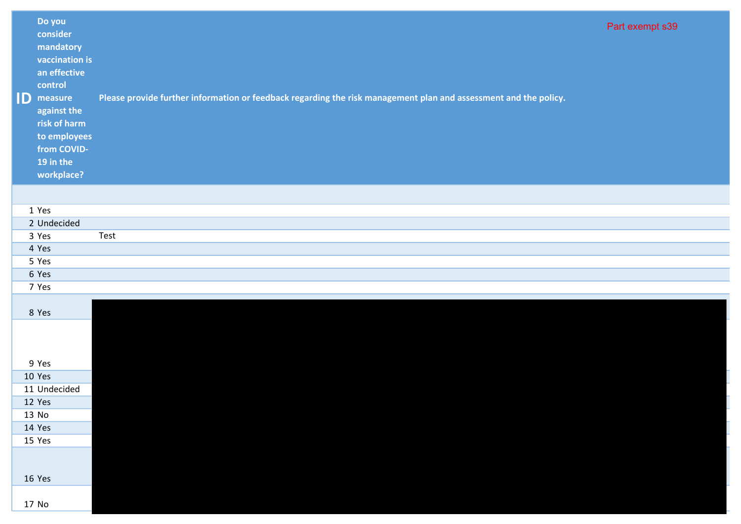Part exempt s39

| ID | Do you consider mandatory vaccination is an effective control measure against the risk of harm to employees from COVID-19 in the workplace? | Please provide further information or feedback regarding the risk management plan and assessment and the policy. |
| --- | --- | --- |
| | | |
| 1 | Yes | |
| 2 | Undecided | |
| 3 | Yes | Test |
| 4 | Yes | |
| 5 | Yes | |
| 6 | Yes | |
| 7 | Yes | |
| 8 | Yes | |
| 9 | Yes | |
| 10 | Yes | |
| 11 | Undecided | |
| 12 | Yes | |
| 13 | No | |
| 14 | Yes | |
| 15 | Yes | |
| 16 | Yes | |
| 17 | No | |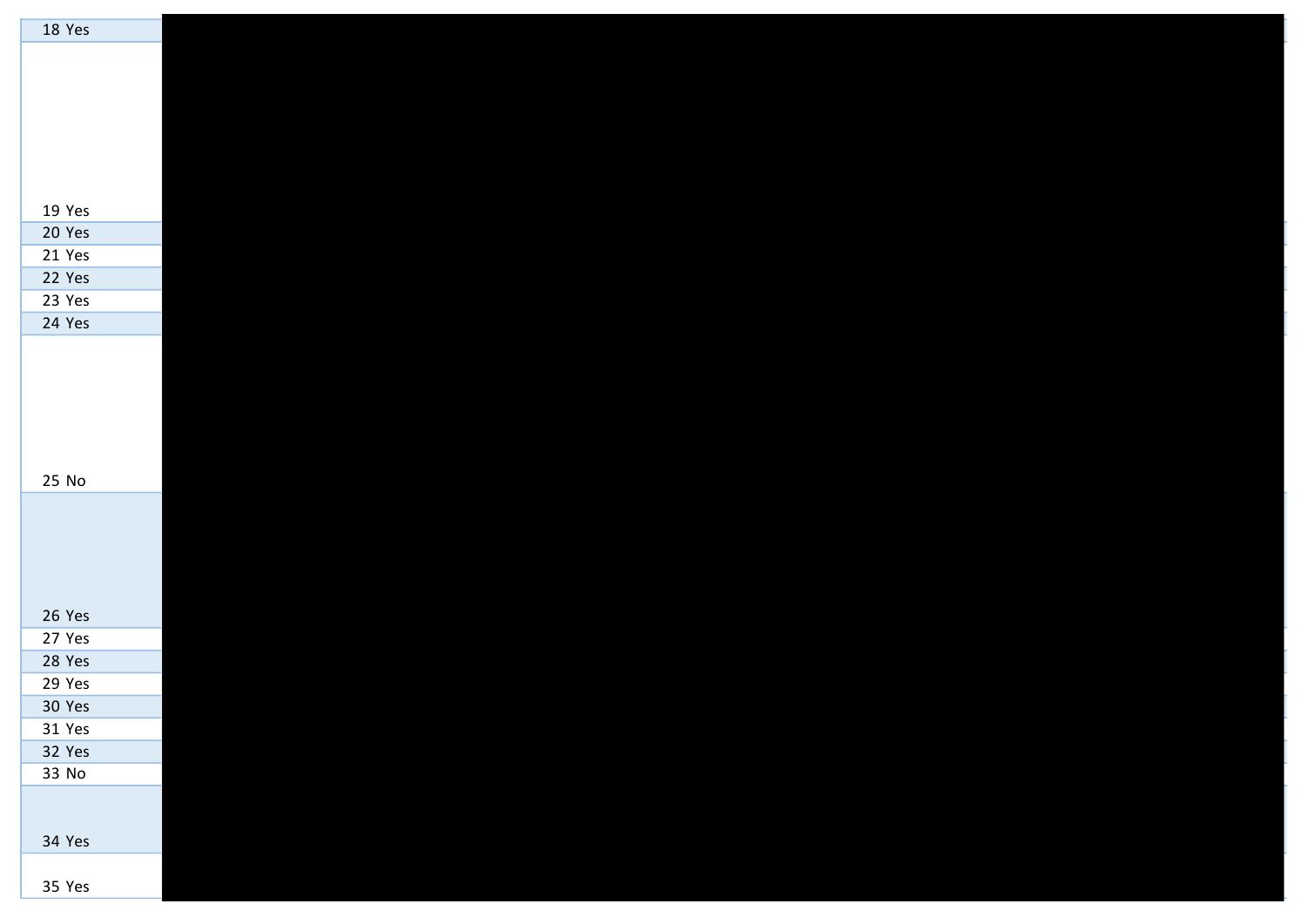| | |
|---|---|
| 18 | Yes |
| 19 | Yes |
| 20 | Yes |
| 21 | Yes |
| 22 | Yes |
| 23 | Yes |
| 24 | Yes |
| 25 | No |
| 26 | Yes |
| 27 | Yes |
| 28 | Yes |
| 29 | Yes |
| 30 | Yes |
| 31 | Yes |
| 32 | Yes |
| 33 | No |
| 34 | Yes |
| 35 | Yes |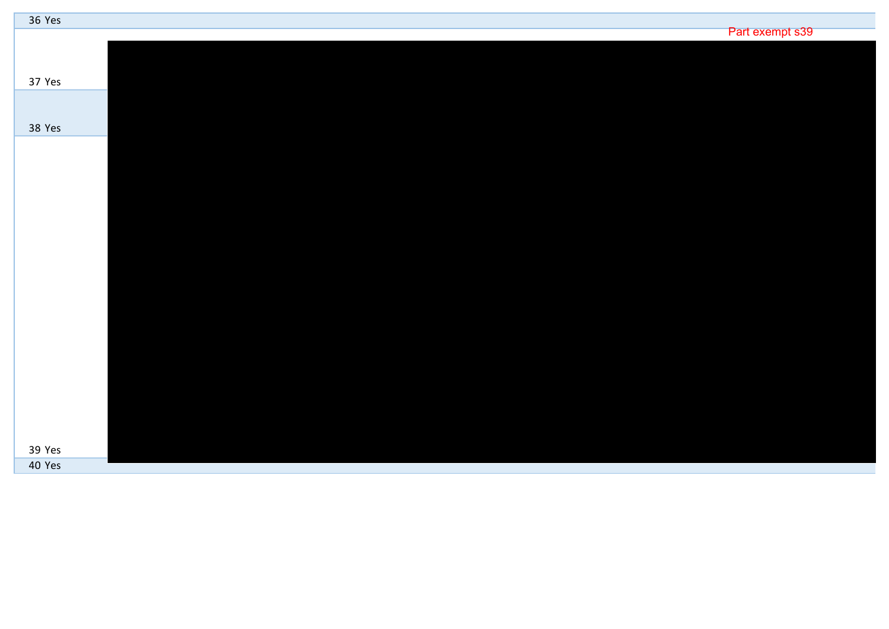| | |
|---|---|
| 36 Yes | |
| | Part exempt s39 |
| 37 Yes | |
| 38 Yes | |
| 39 Yes | |
| 40 Yes | |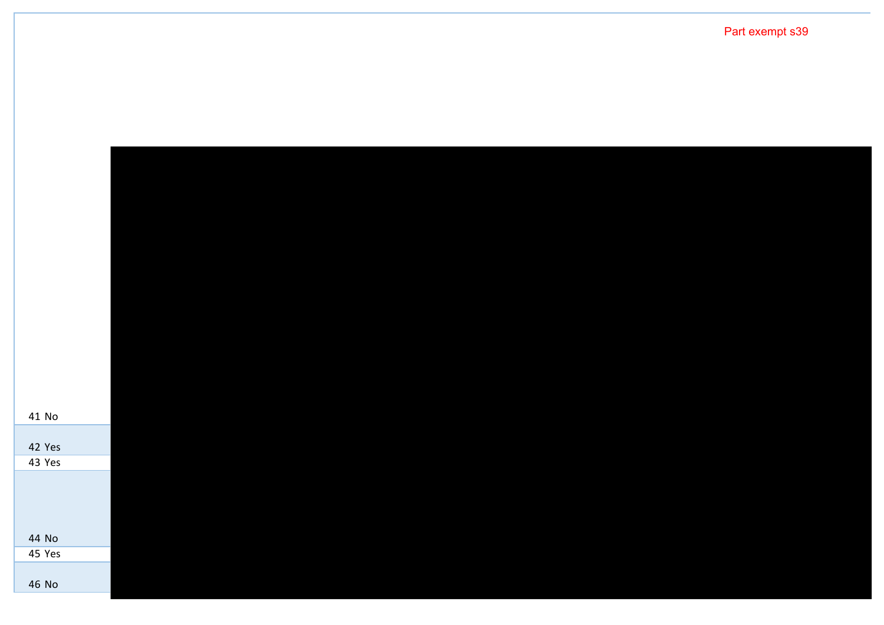Part exempt s39

| | |
|---|---|
| 41 | No |
| 42 | Yes |
| 43 | Yes |
| 44 | No |
| 45 | Yes |
| 46 | No |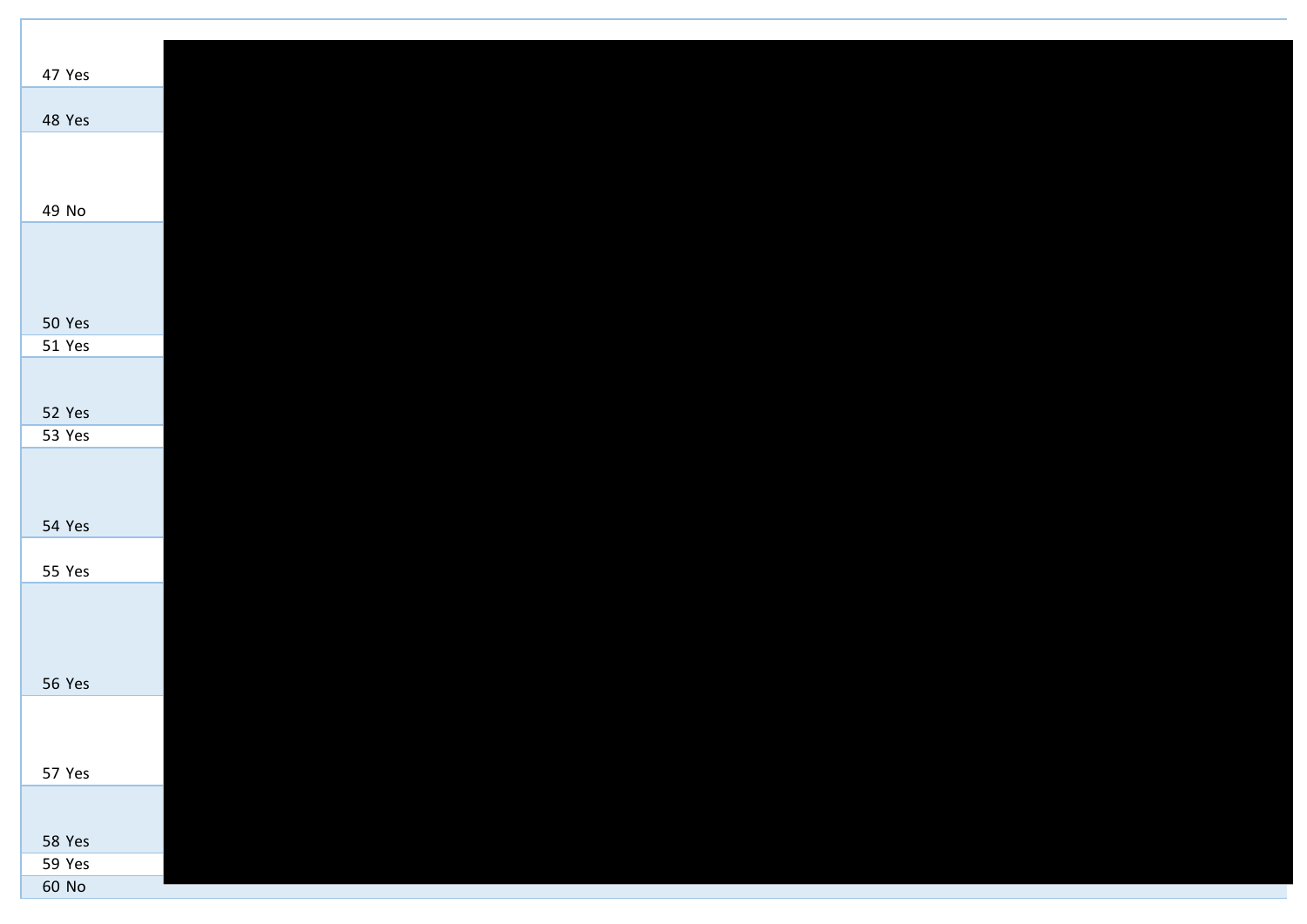| | |
|---|---|
| 47 | Yes |
| 48 | Yes |
| 49 | No |
| 50 | Yes |
| 51 | Yes |
| 52 | Yes |
| 53 | Yes |
| 54 | Yes |
| 55 | Yes |
| 56 | Yes |
| 57 | Yes |
| 58 | Yes |
| 59 | Yes |
| 60 | No |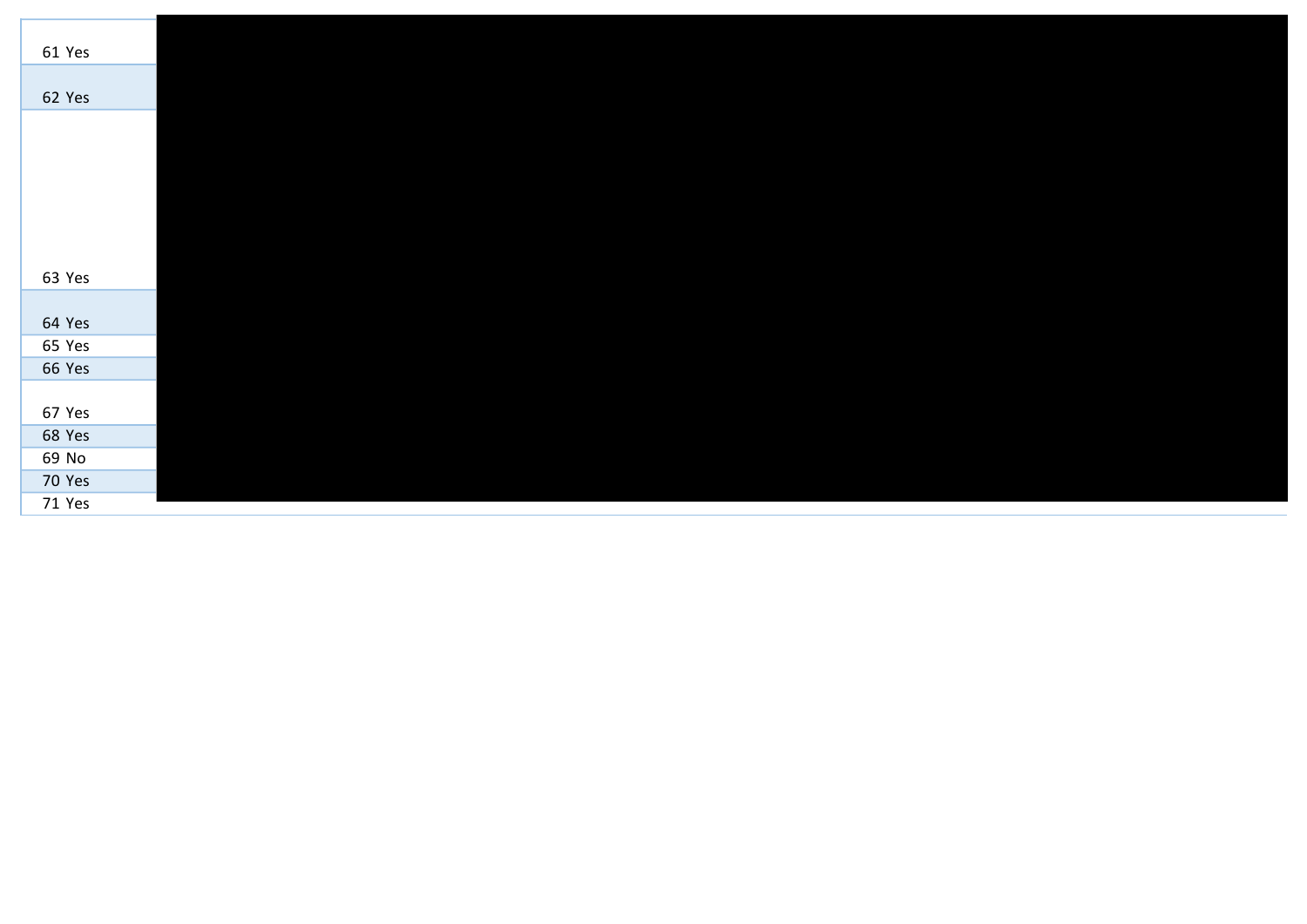| | |
|---|---|
| 61 | Yes |
| 62 | Yes |
| 63 | Yes |
| 64 | Yes |
| 65 | Yes |
| 66 | Yes |
| 67 | Yes |
| 68 | Yes |
| 69 | No |
| 70 | Yes |
| 71 | Yes |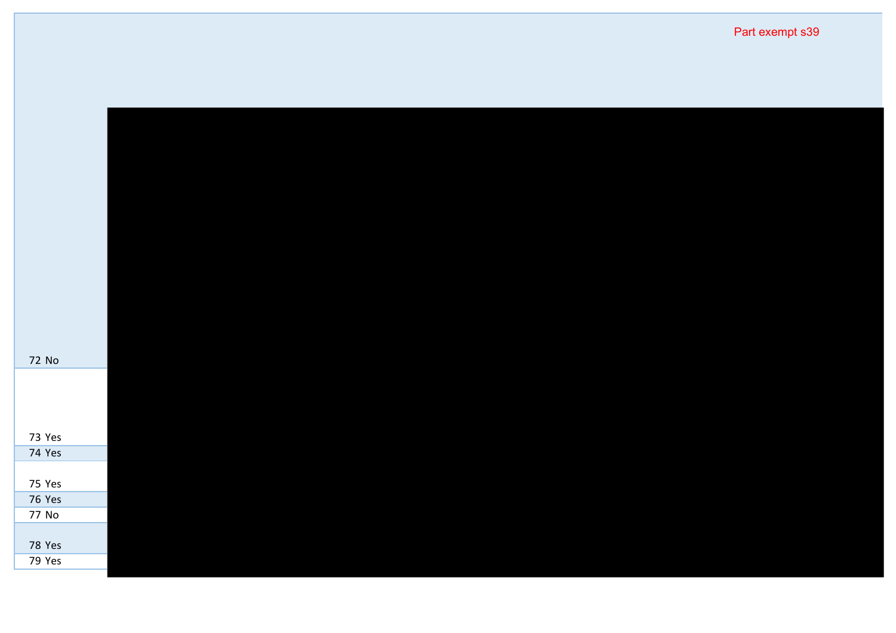Part exempt s39

| | |
|---|---|
| 72 | No |
| 73 | Yes |
| 74 | Yes |
| 75 | Yes |
| 76 | Yes |
| 77 | No |
| 78 | Yes |
| 79 | Yes |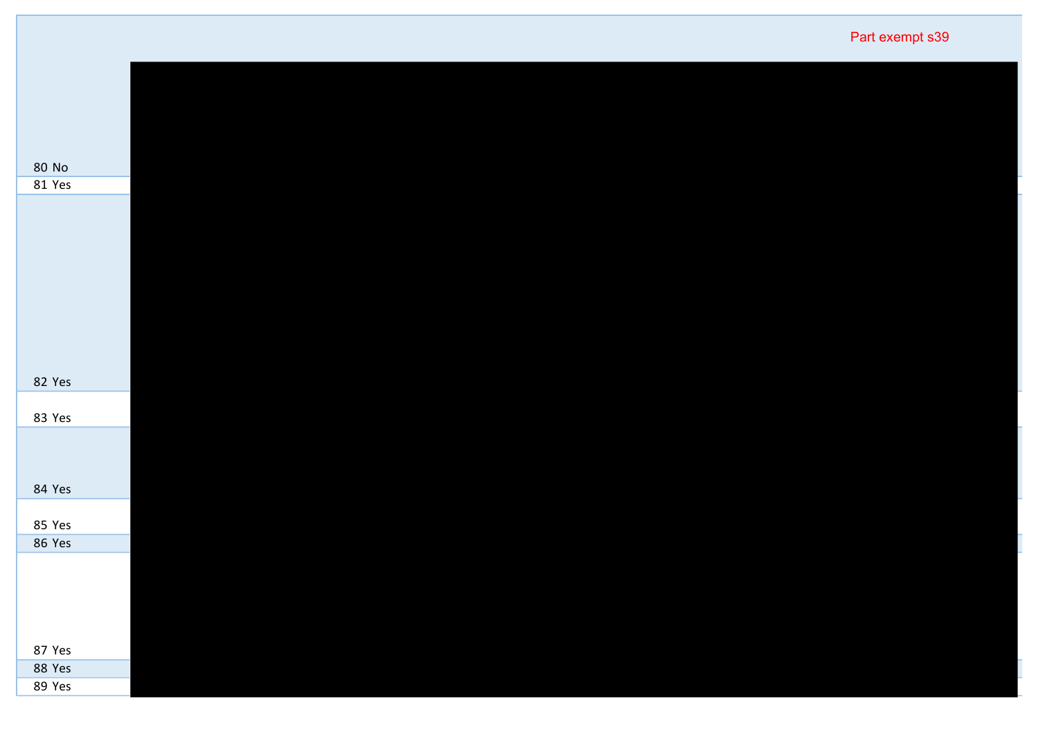Part exempt s39

| | |
|---|---|
| 80 | No |
| 81 | Yes |
| 82 | Yes |
| 83 | Yes |
| 84 | Yes |
| 85 | Yes |
| 86 | Yes |
| 87 | Yes |
| 88 | Yes |
| 89 | Yes |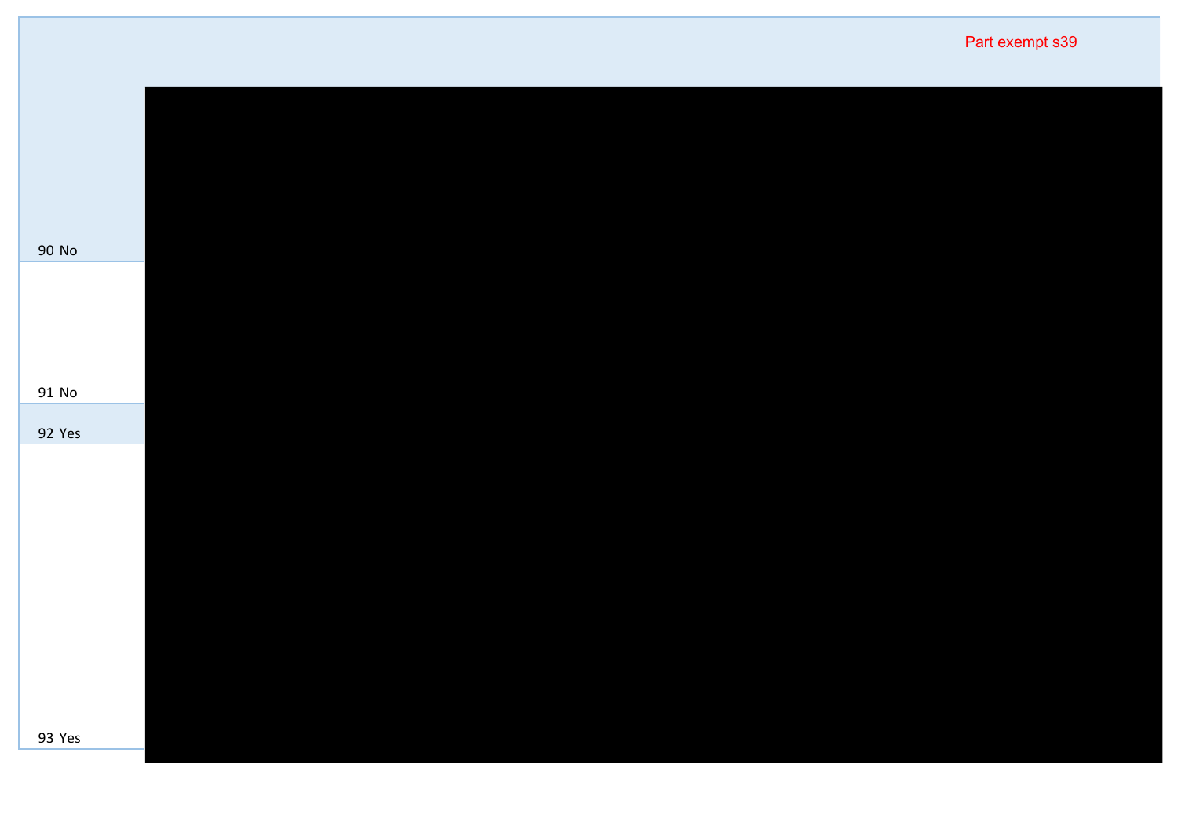Part exempt s39

| | |
|---|---|
| 90 No | |
| 91 No | |
| 92 Yes | |
| 93 Yes | |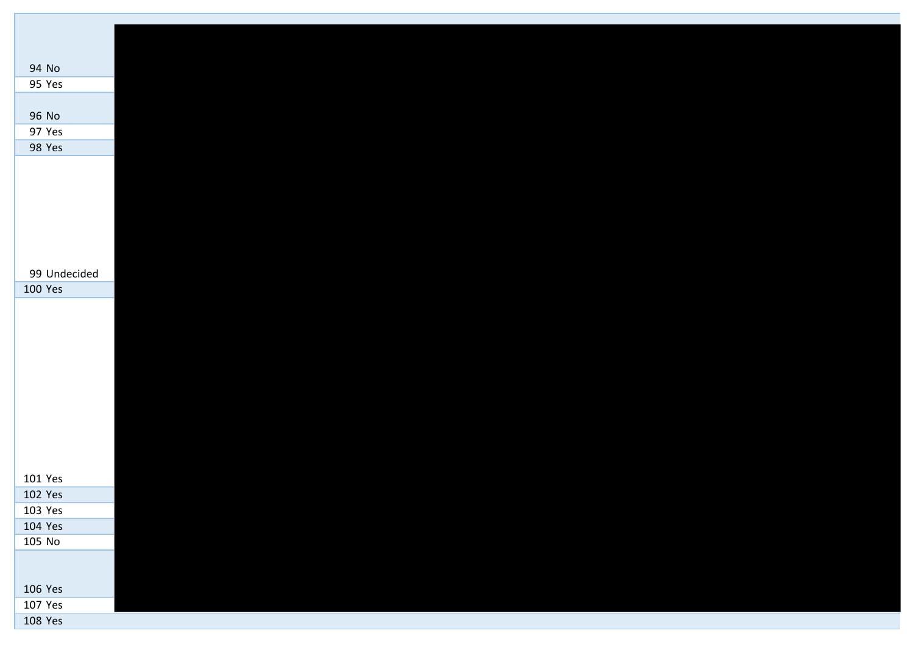| | |
|---|---|
| 94 | No |
| 95 | Yes |
| 96 | No |
| 97 | Yes |
| 98 | Yes |
| 99 | Undecided |
| 100 | Yes |
| 101 | Yes |
| 102 | Yes |
| 103 | Yes |
| 104 | Yes |
| 105 | No |
| 106 | Yes |
| 107 | Yes |
| 108 | Yes |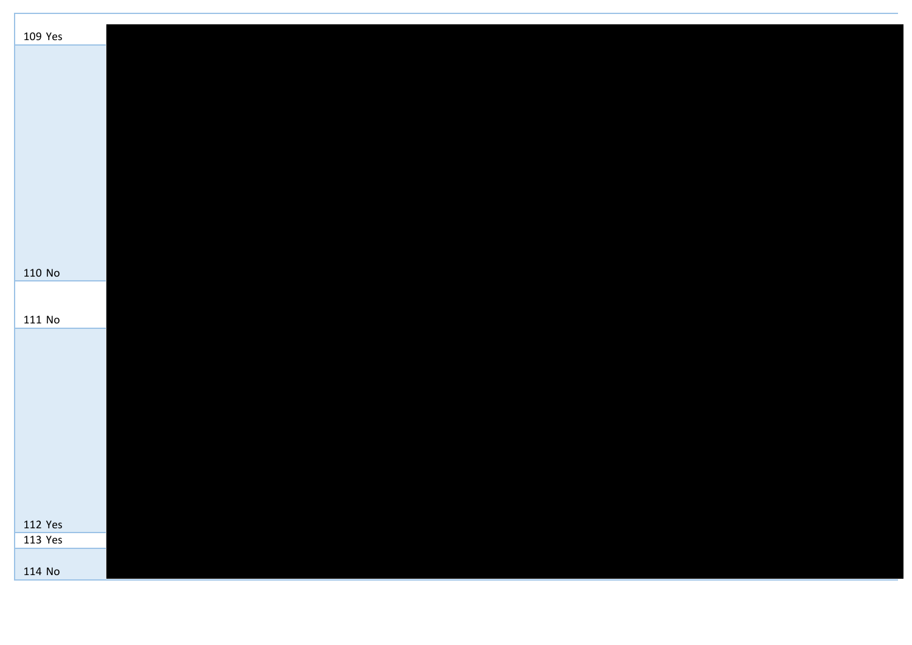| | |
|---|---|
| 109 Yes | |
| 110 No | |
| 111 No | |
| 112 Yes | |
| 113 Yes | |
| 114 No | |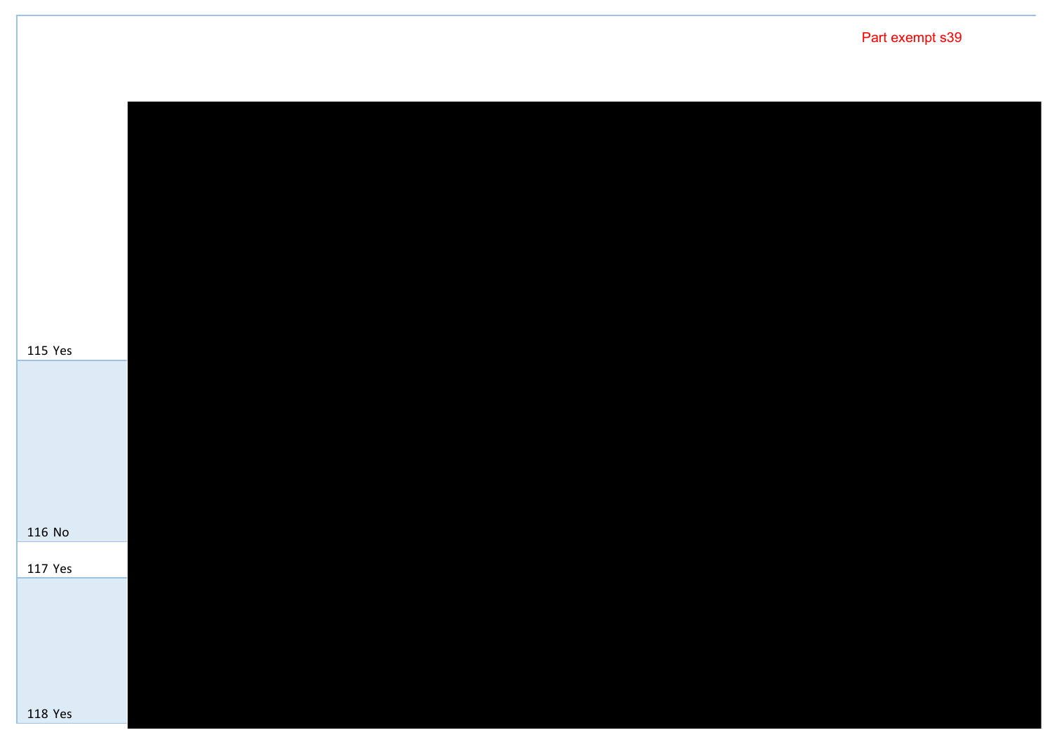Part exempt s39

| | |
|---|---|
| 115 Yes | |
| 116 No | |
| 117 Yes | |
| 118 Yes | |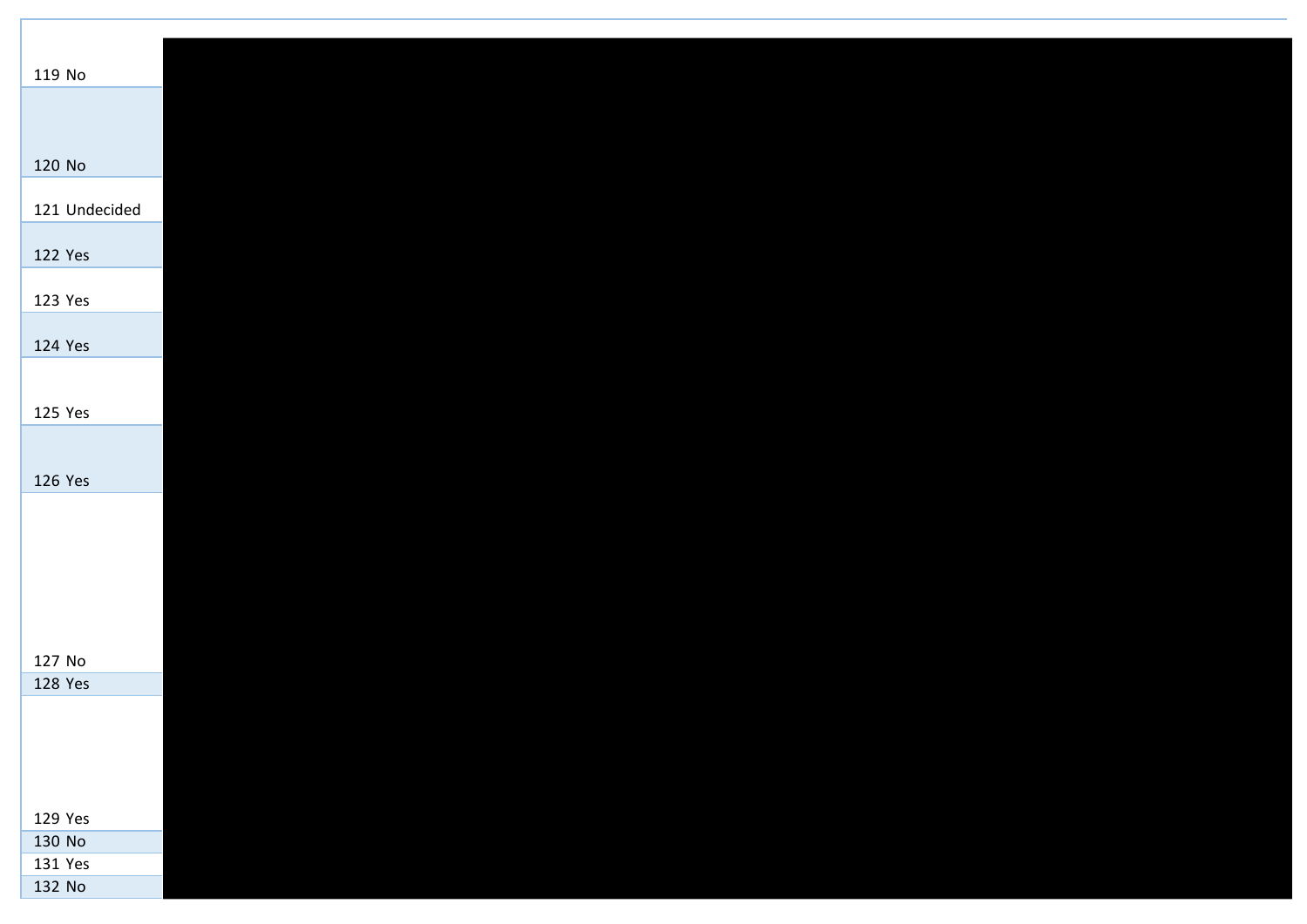| | |
|---|---|
| 119 No | |
| 120 No | |
| 121 Undecided | |
| 122 Yes | |
| 123 Yes | |
| 124 Yes | |
| 125 Yes | |
| 126 Yes | |
| 127 No | |
| 128 Yes | |
| 129 Yes | |
| 130 No | |
| 131 Yes | |
| 132 No | |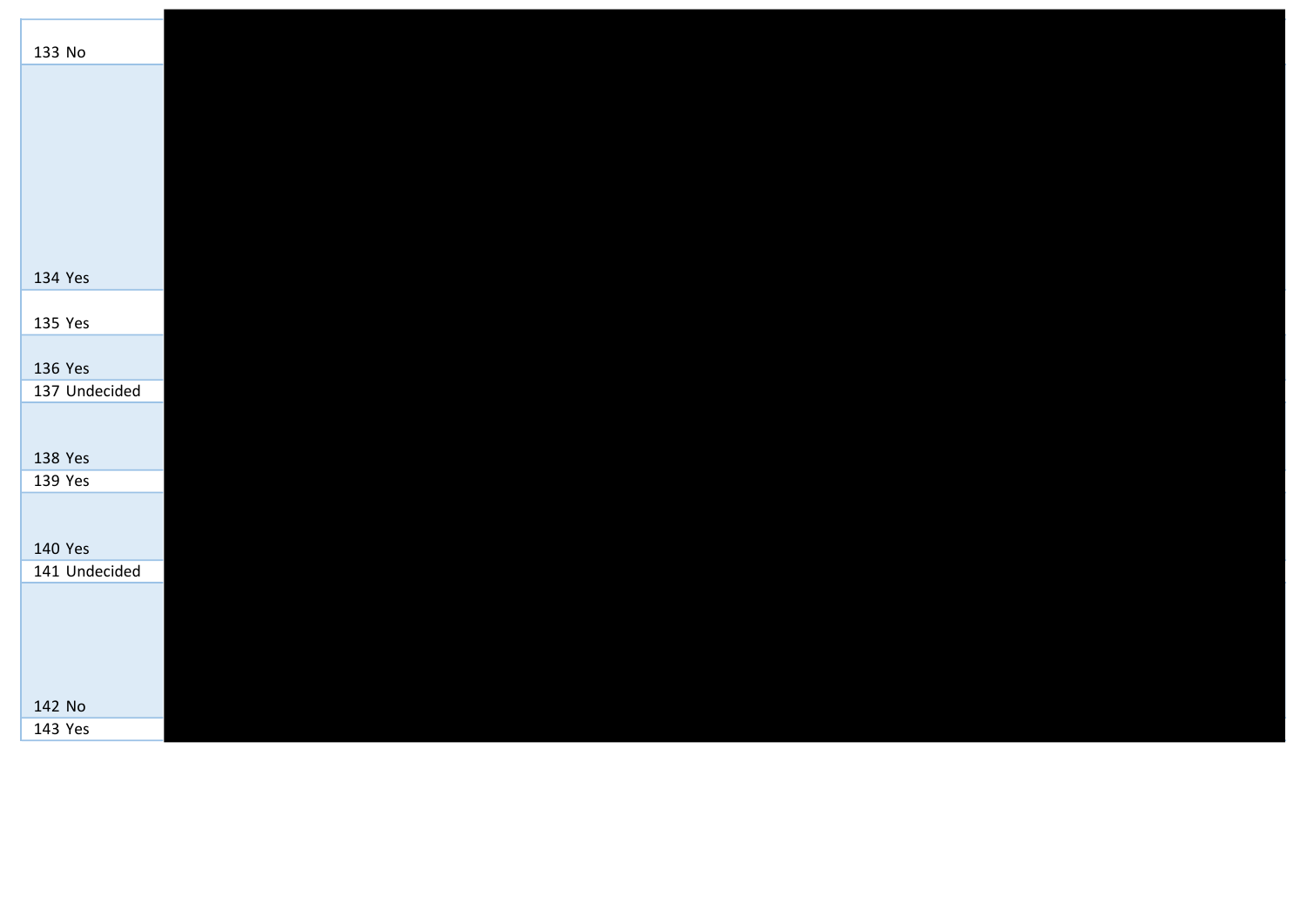| | |
|---|---|
| 133 No | |
| 134 Yes | |
| 135 Yes | |
| 136 Yes | |
| 137 Undecided | |
| 138 Yes | |
| 139 Yes | |
| 140 Yes | |
| 141 Undecided | |
| 142 No | |
| 143 Yes | |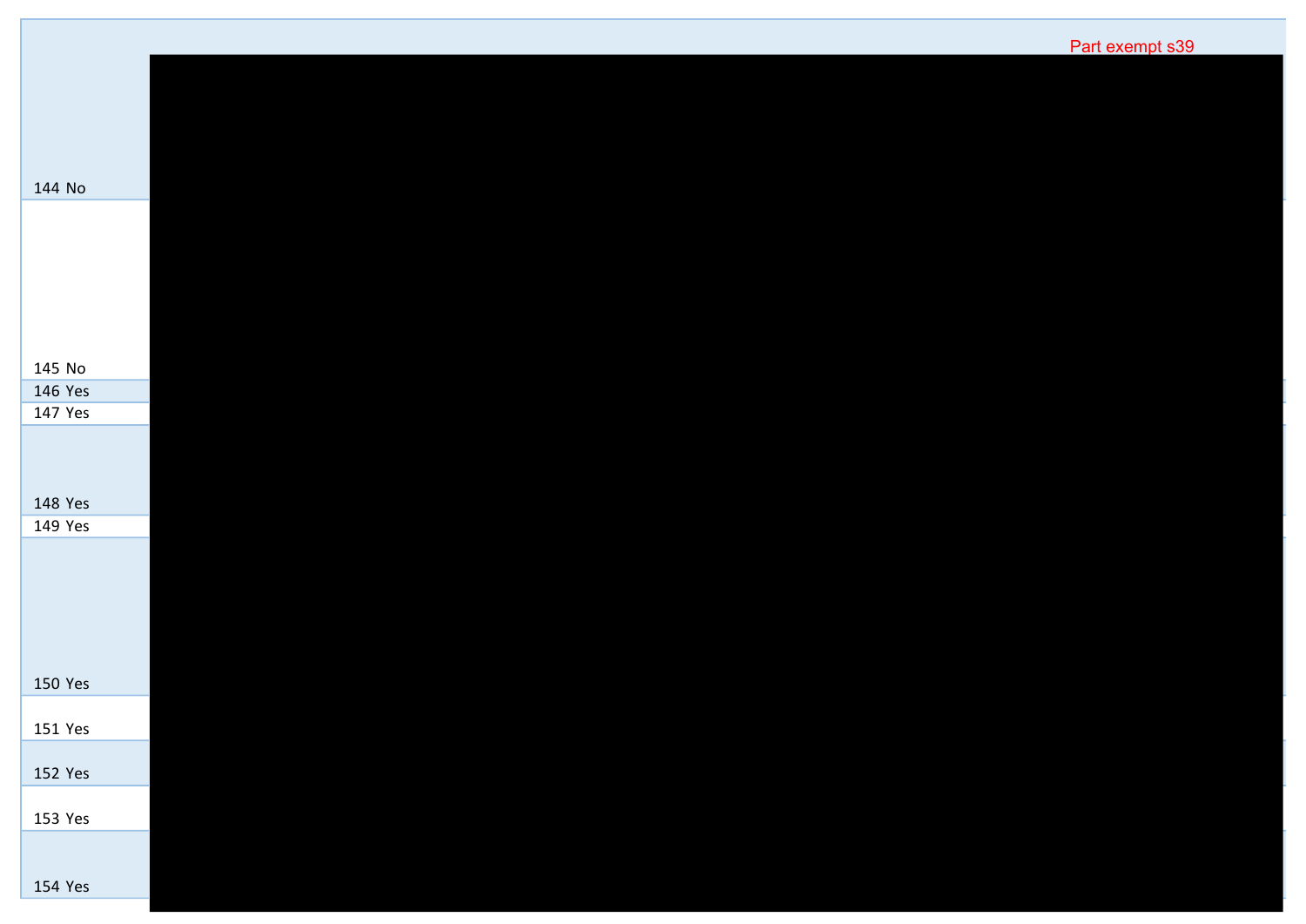Part exempt s39

| | |
|---|---|
| 144 | No |
| 145 | No |
| 146 | Yes |
| 147 | Yes |
| 148 | Yes |
| 149 | Yes |
| 150 | Yes |
| 151 | Yes |
| 152 | Yes |
| 153 | Yes |
| 154 | Yes |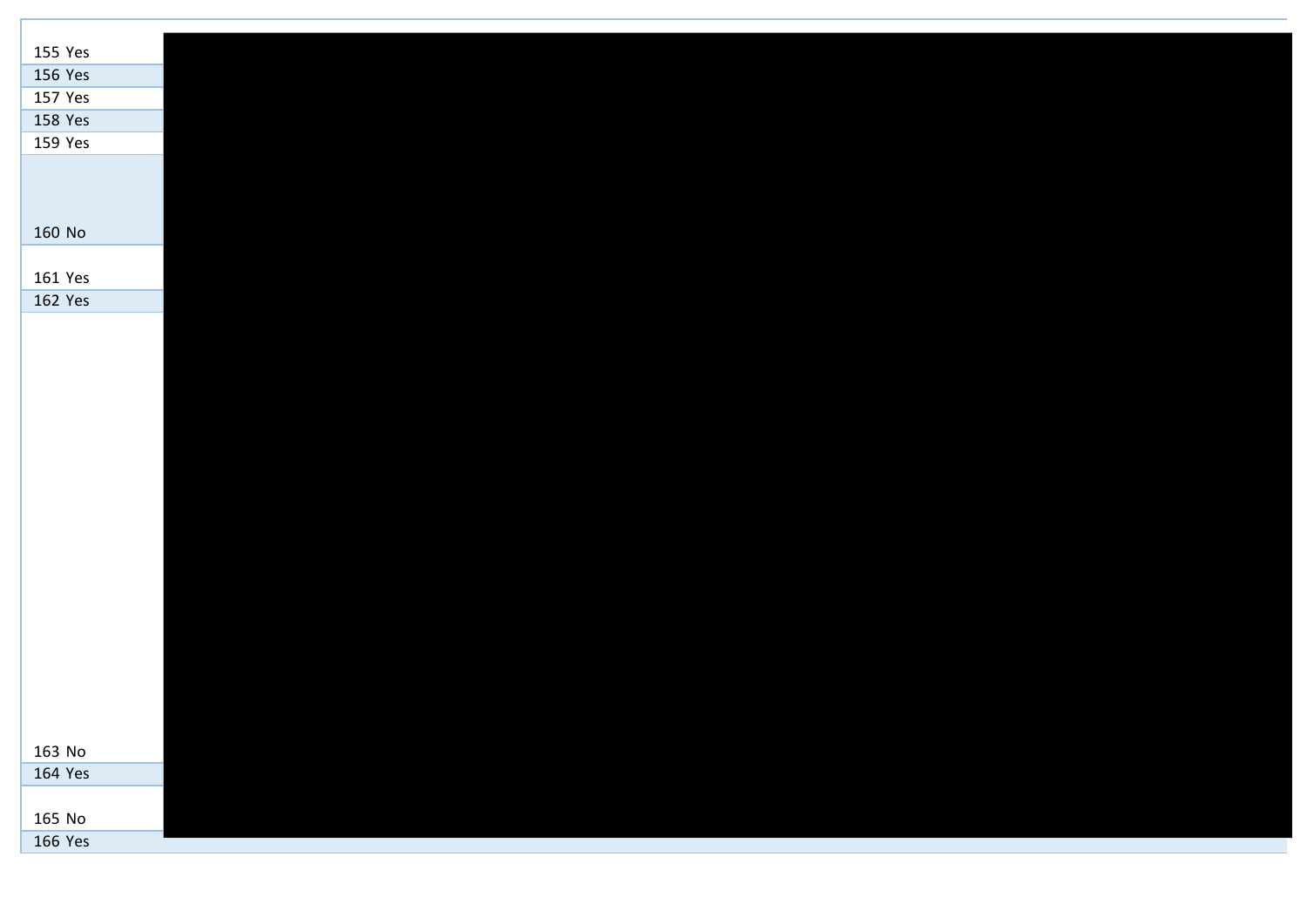| | |
|---|---|
| 155 | Yes |
| 156 | Yes |
| 157 | Yes |
| 158 | Yes |
| 159 | Yes |
| 160 | No |
| 161 | Yes |
| 162 | Yes |
| 163 | No |
| 164 | Yes |
| 165 | No |
| 166 | Yes |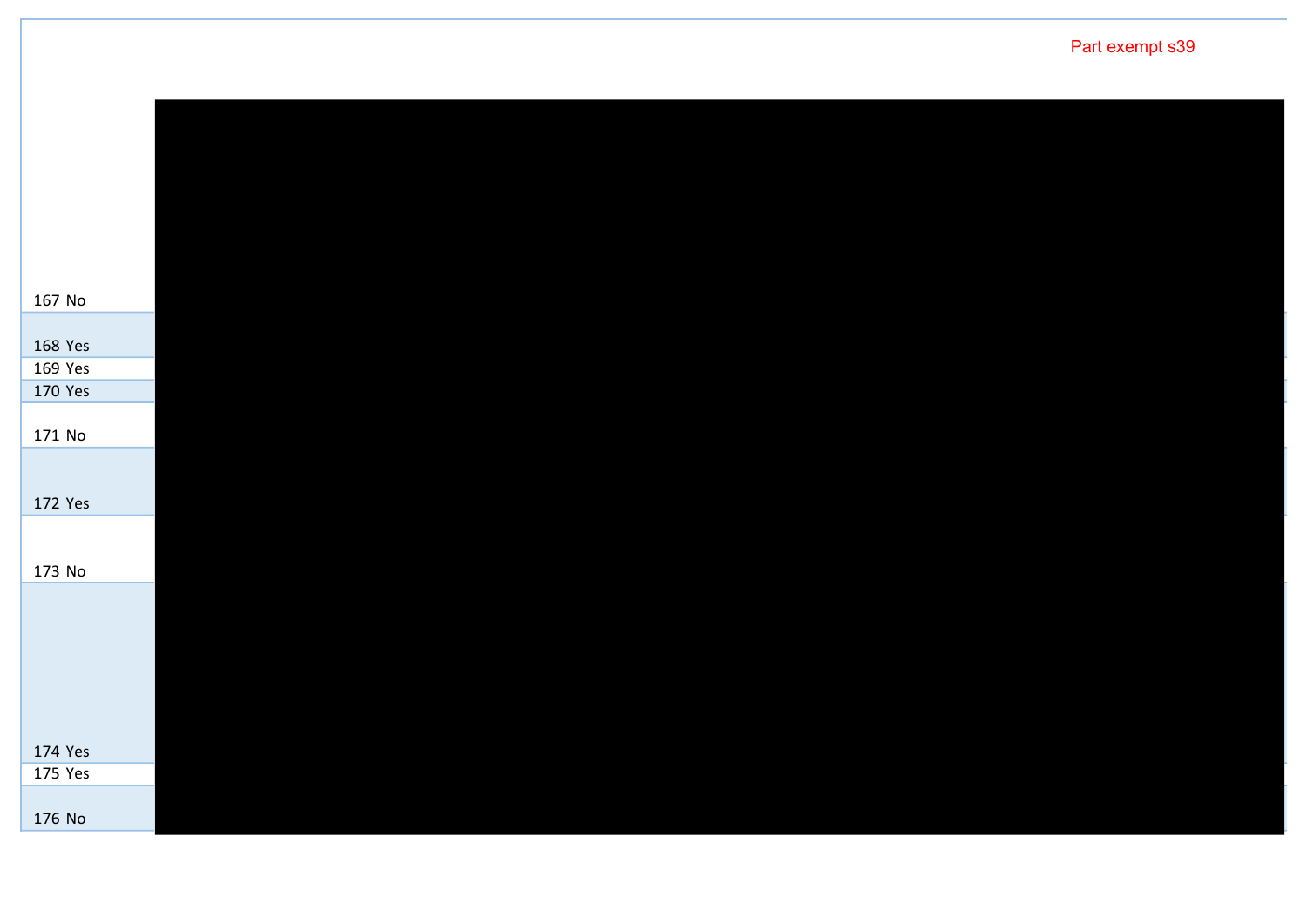Part exempt s39

| | |
|---|---|
| 167 | No |
| 168 | Yes |
| 169 | Yes |
| 170 | Yes |
| 171 | No |
| 172 | Yes |
| 173 | No |
| 174 | Yes |
| 175 | Yes |
| 176 | No |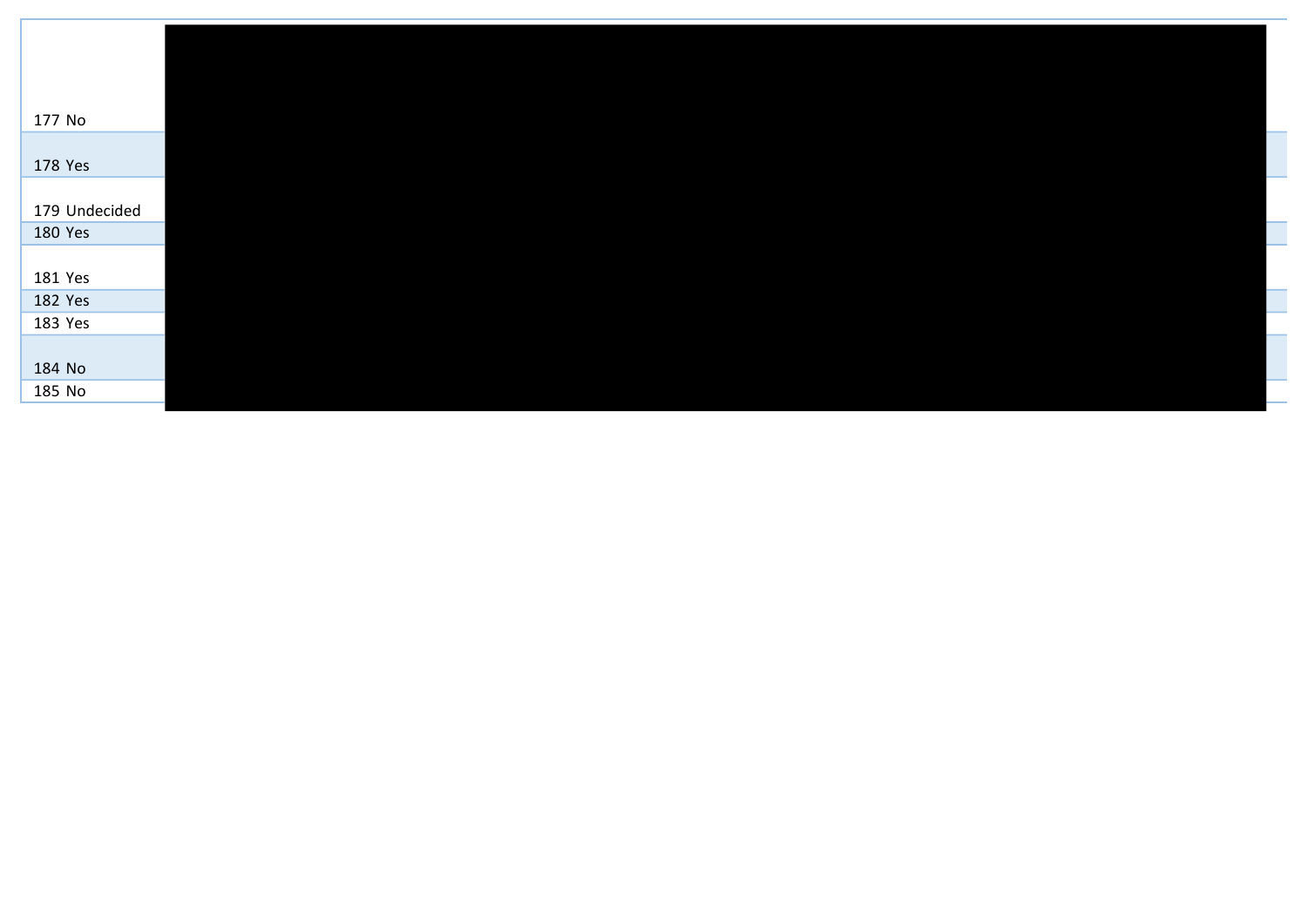| | |
|---|---|
| 177 No | |
| 178 Yes | |
| 179 Undecided | |
| 180 Yes | |
| 181 Yes | |
| 182 Yes | |
| 183 Yes | |
| 184 No | |
| 185 No | |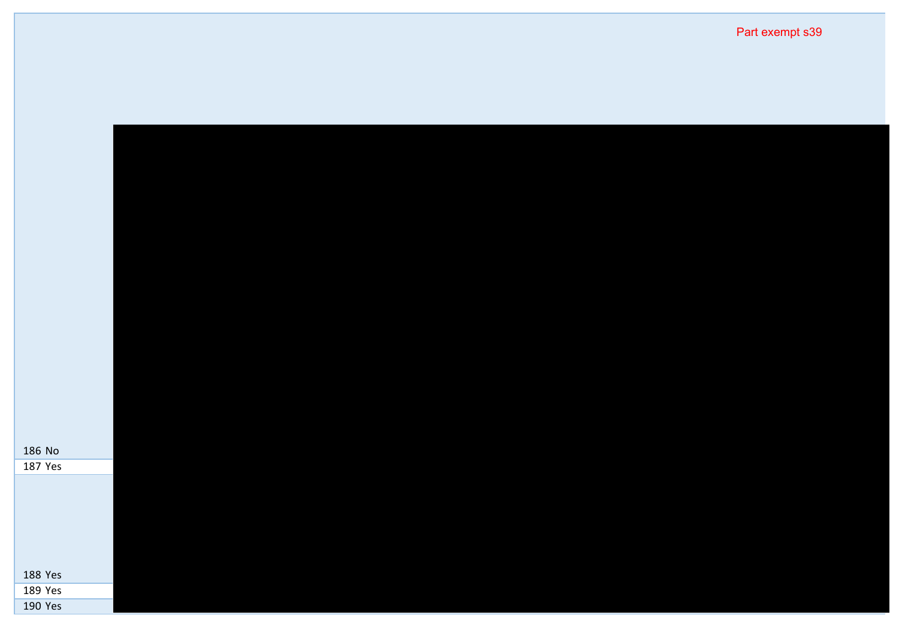Part exempt s39

| | |
|---|---|
| 186 | No |
| 187 | Yes |
| 188 | Yes |
| 189 | Yes |
| 190 | Yes |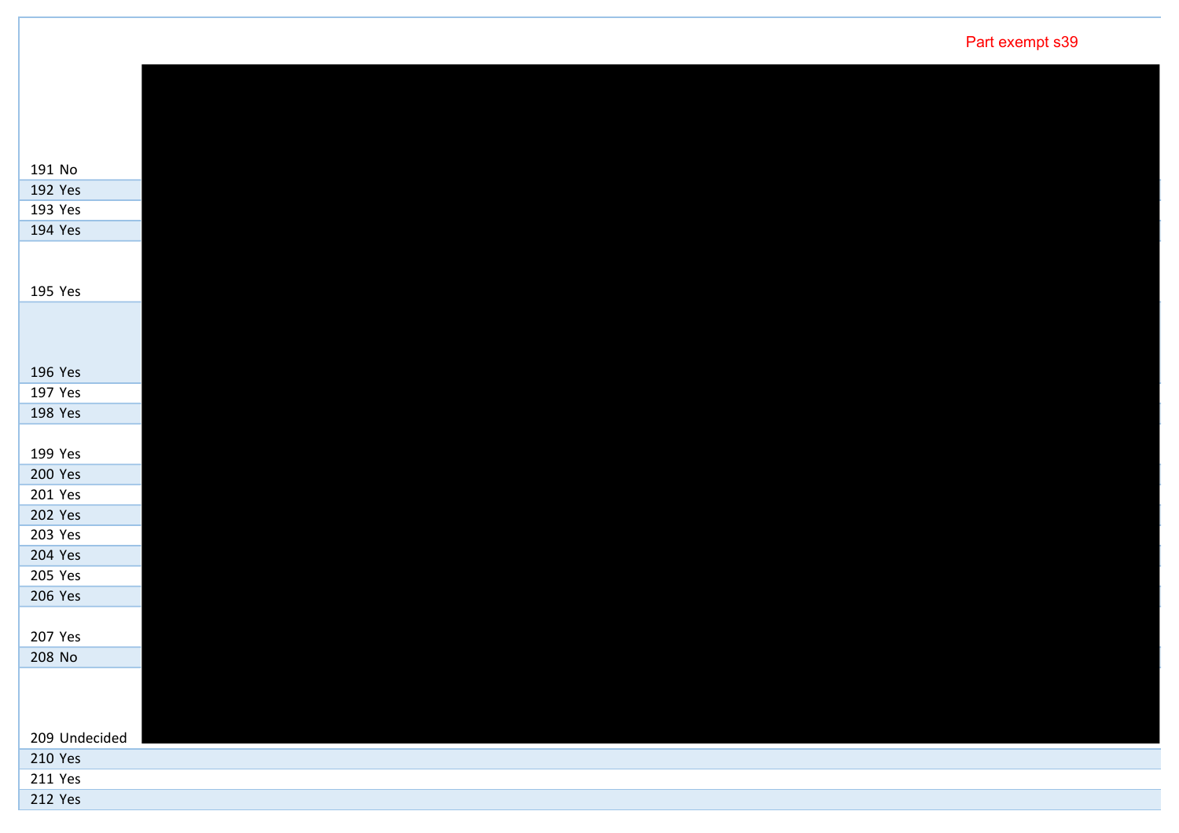Part exempt s39

| | |
|---|---|
| 191 | No |
| 192 | Yes |
| 193 | Yes |
| 194 | Yes |
| 195 | Yes |
| 196 | Yes |
| 197 | Yes |
| 198 | Yes |
| 199 | Yes |
| 200 | Yes |
| 201 | Yes |
| 202 | Yes |
| 203 | Yes |
| 204 | Yes |
| 205 | Yes |
| 206 | Yes |
| 207 | Yes |
| 208 | No |
| 209 | Undecided |
| 210 | Yes |
| 211 | Yes |
| 212 | Yes |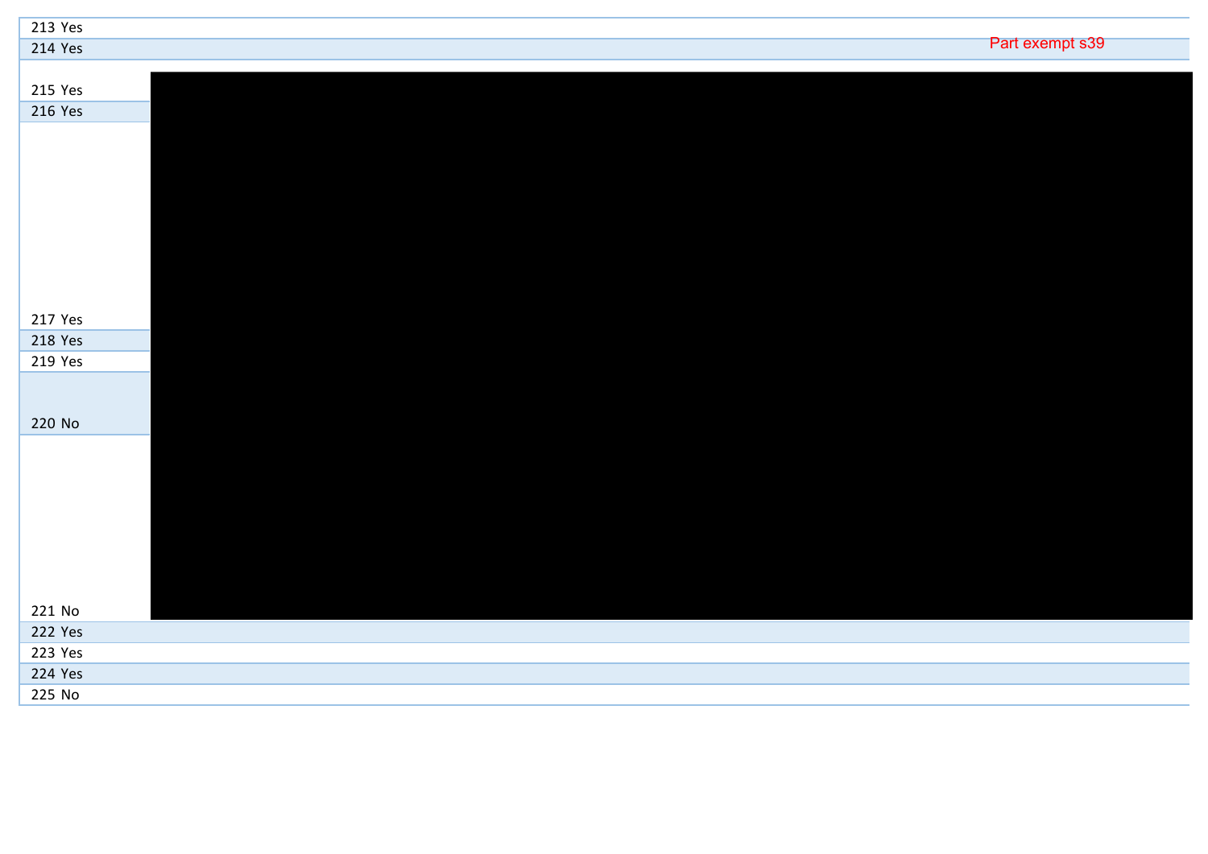| | |
|---|---|
| 213 Yes | |
| 214 Yes | Part exempt s39 |
| 215 Yes | |
| 216 Yes | |
| 217 Yes | |
| 218 Yes | |
| 219 Yes | |
| 220 No | |
| 221 No | |
| 222 Yes | |
| 223 Yes | |
| 224 Yes | |
| 225 No | |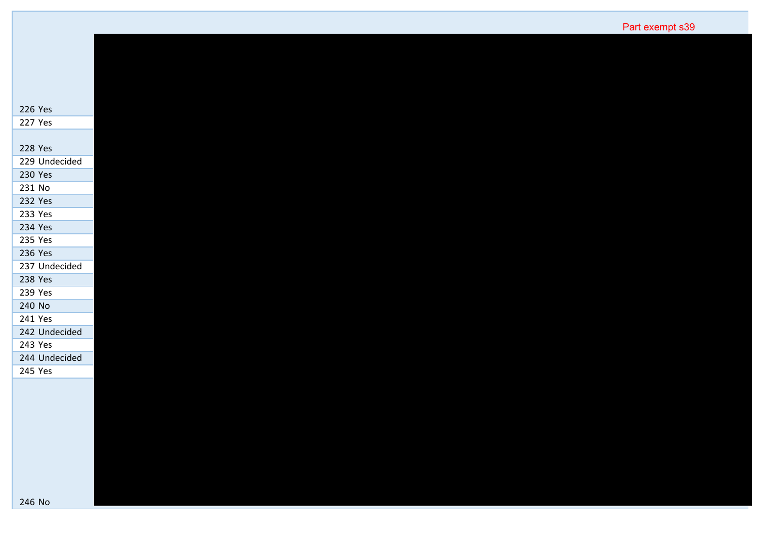Part exempt s39

| | |
|---|---|
| 226 | Yes |
| 227 | Yes |
| 228 | Yes |
| 229 | Undecided |
| 230 | Yes |
| 231 | No |
| 232 | Yes |
| 233 | Yes |
| 234 | Yes |
| 235 | Yes |
| 236 | Yes |
| 237 | Undecided |
| 238 | Yes |
| 239 | Yes |
| 240 | No |
| 241 | Yes |
| 242 | Undecided |
| 243 | Yes |
| 244 | Undecided |
| 245 | Yes |
| 246 | No |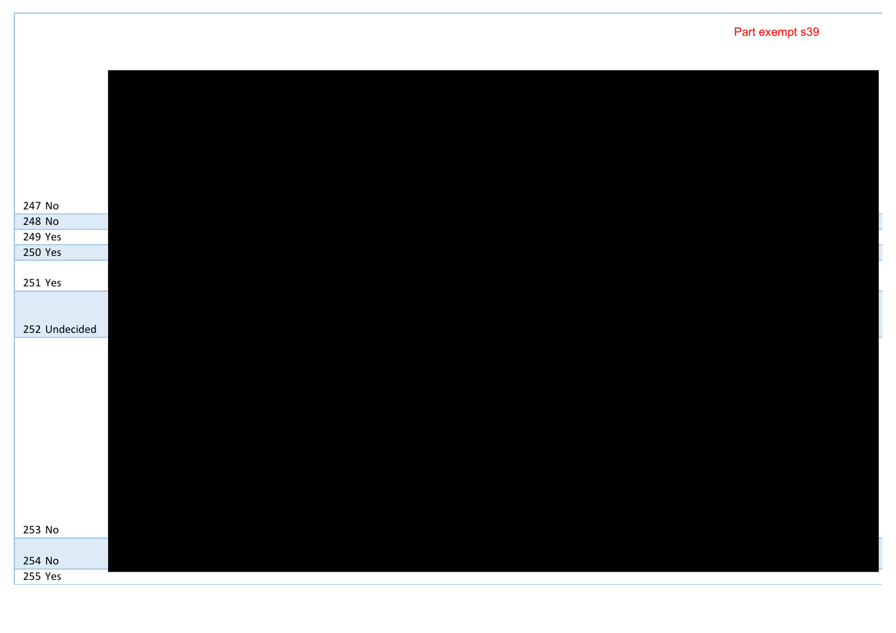Part exempt s39

| | |
|---|---|
| 247 | No |
| 248 | No |
| 249 | Yes |
| 250 | Yes |
| 251 | Yes |
| 252 | Undecided |
| 253 | No |
| 254 | No |
| 255 | Yes |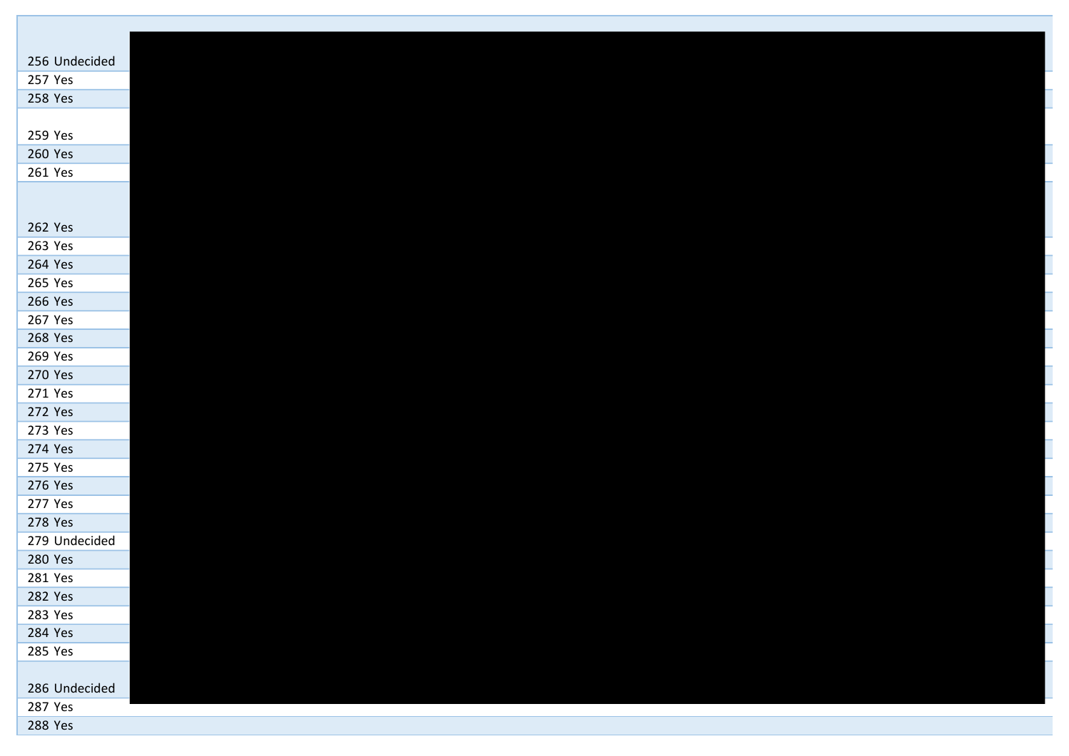| | |
|---|---|
| 256 | Undecided |
| 257 | Yes |
| 258 | Yes |
| 259 | Yes |
| 260 | Yes |
| 261 | Yes |
| 262 | Yes |
| 263 | Yes |
| 264 | Yes |
| 265 | Yes |
| 266 | Yes |
| 267 | Yes |
| 268 | Yes |
| 269 | Yes |
| 270 | Yes |
| 271 | Yes |
| 272 | Yes |
| 273 | Yes |
| 274 | Yes |
| 275 | Yes |
| 276 | Yes |
| 277 | Yes |
| 278 | Yes |
| 279 | Undecided |
| 280 | Yes |
| 281 | Yes |
| 282 | Yes |
| 283 | Yes |
| 284 | Yes |
| 285 | Yes |
| 286 | Undecided |
| 287 | Yes |
| 288 | Yes |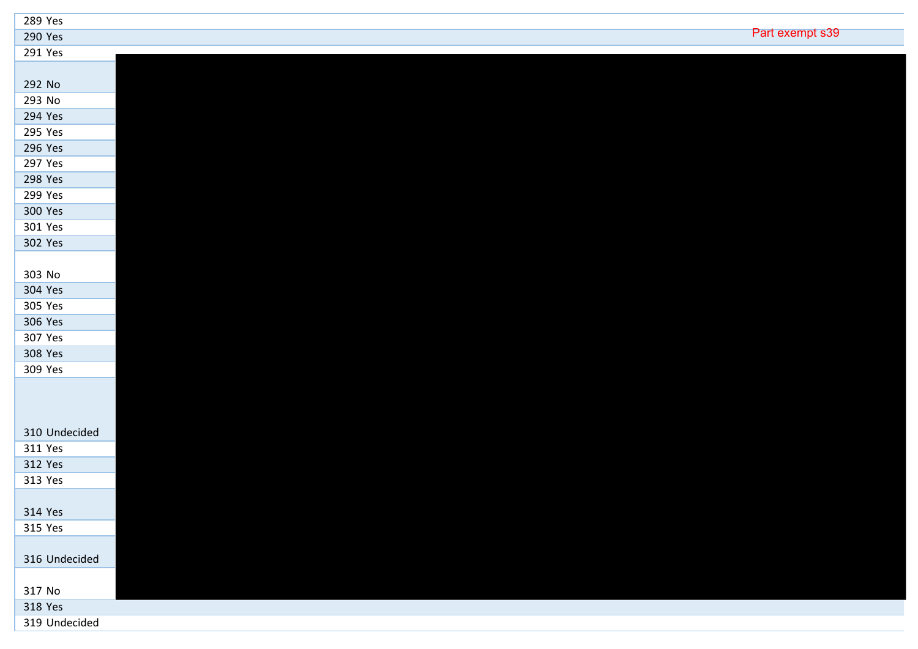| | | |
|---|---|---|
| 289 | Yes | |
| 290 | Yes | Part exempt s39 |
| 291 | Yes | |
| 292 | No | |
| 293 | No | |
| 294 | Yes | |
| 295 | Yes | |
| 296 | Yes | |
| 297 | Yes | |
| 298 | Yes | |
| 299 | Yes | |
| 300 | Yes | |
| 301 | Yes | |
| 302 | Yes | |
| 303 | No | |
| 304 | Yes | |
| 305 | Yes | |
| 306 | Yes | |
| 307 | Yes | |
| 308 | Yes | |
| 309 | Yes | |
| 310 | Undecided | |
| 311 | Yes | |
| 312 | Yes | |
| 313 | Yes | |
| 314 | Yes | |
| 315 | Yes | |
| 316 | Undecided | |
| 317 | No | |
| 318 | Yes | |
| 319 | Undecided | |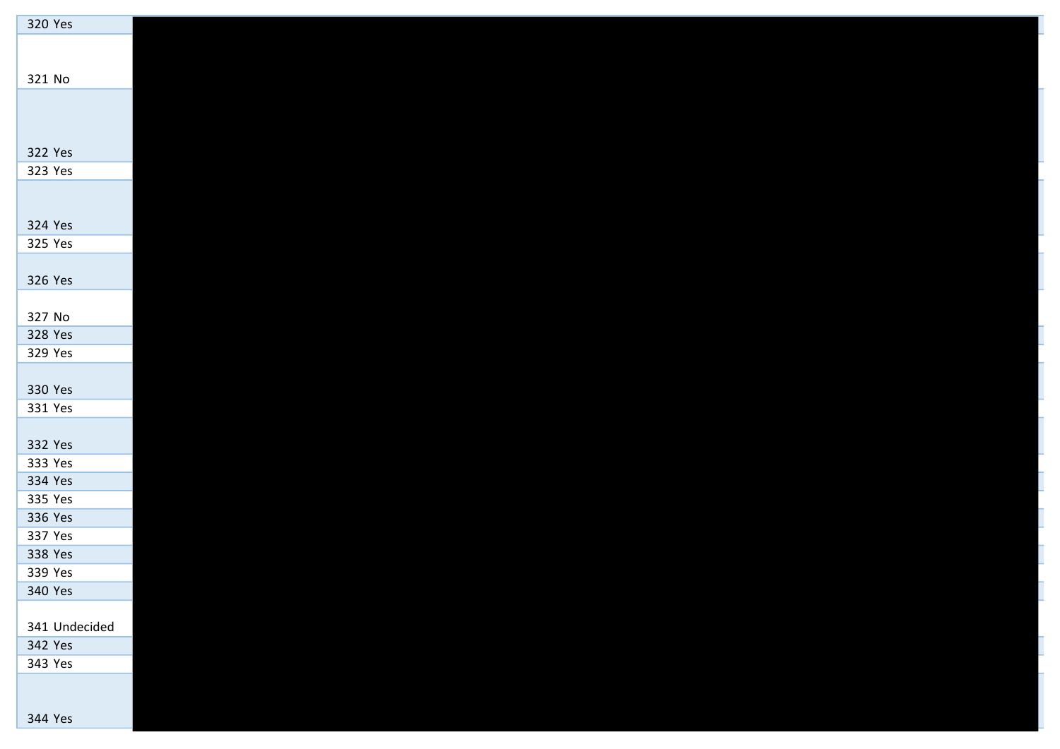| | |
|---|---|
| 320 | Yes |
| 321 | No |
| 322 | Yes |
| 323 | Yes |
| 324 | Yes |
| 325 | Yes |
| 326 | Yes |
| 327 | No |
| 328 | Yes |
| 329 | Yes |
| 330 | Yes |
| 331 | Yes |
| 332 | Yes |
| 333 | Yes |
| 334 | Yes |
| 335 | Yes |
| 336 | Yes |
| 337 | Yes |
| 338 | Yes |
| 339 | Yes |
| 340 | Yes |
| 341 | Undecided |
| 342 | Yes |
| 343 | Yes |
| 344 | Yes |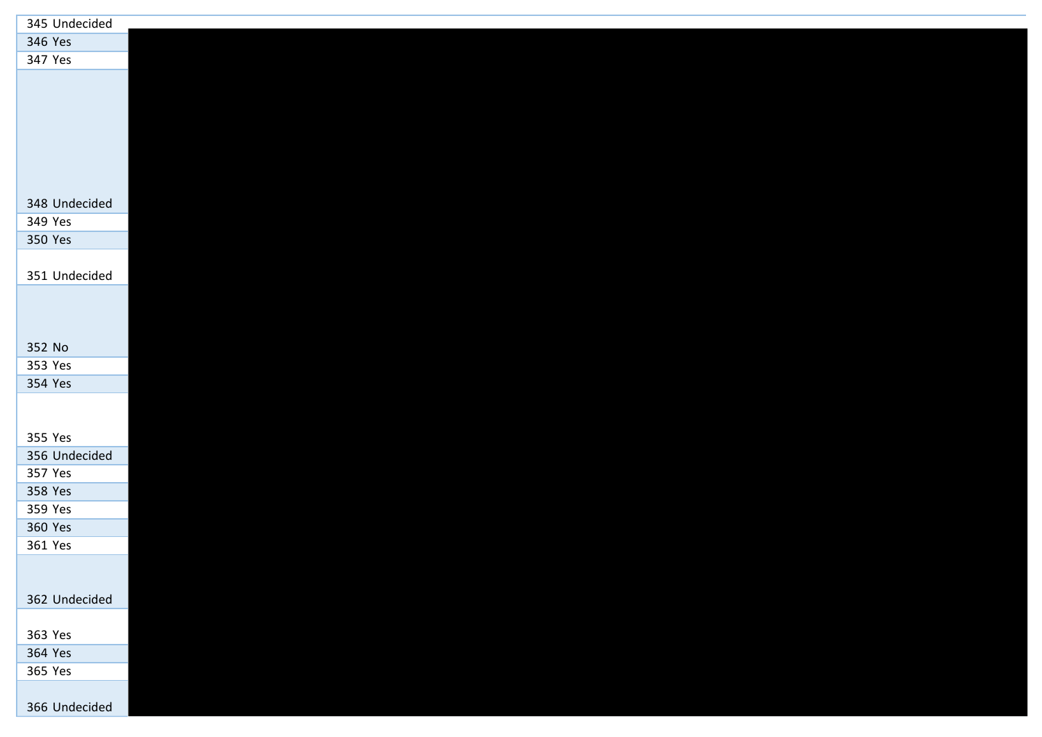| | |
|---|---|
| 345 | Undecided |
| 346 | Yes |
| 347 | Yes |
| 348 | Undecided |
| 349 | Yes |
| 350 | Yes |
| 351 | Undecided |
| 352 | No |
| 353 | Yes |
| 354 | Yes |
| 355 | Yes |
| 356 | Undecided |
| 357 | Yes |
| 358 | Yes |
| 359 | Yes |
| 360 | Yes |
| 361 | Yes |
| 362 | Undecided |
| 363 | Yes |
| 364 | Yes |
| 365 | Yes |
| 366 | Undecided |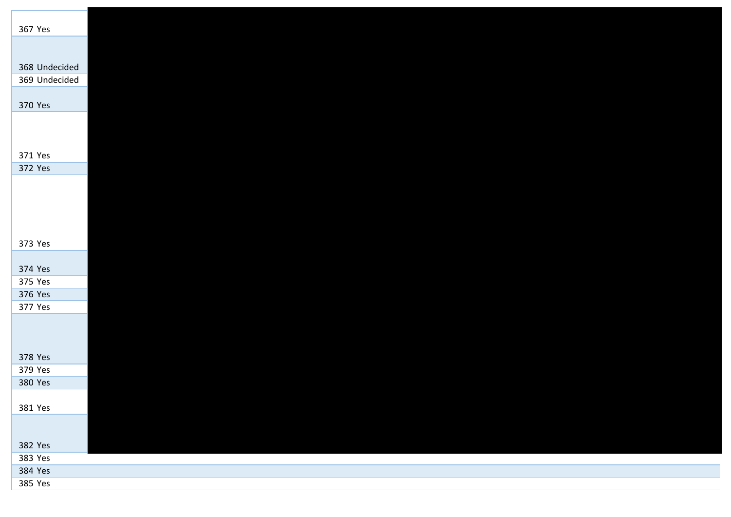| | |
|---|---|
| 367 | Yes |
| 368 | Undecided |
| 369 | Undecided |
| 370 | Yes |
| 371 | Yes |
| 372 | Yes |
| 373 | Yes |
| 374 | Yes |
| 375 | Yes |
| 376 | Yes |
| 377 | Yes |
| 378 | Yes |
| 379 | Yes |
| 380 | Yes |
| 381 | Yes |
| 382 | Yes |
| 383 | Yes |
| 384 | Yes |
| 385 | Yes |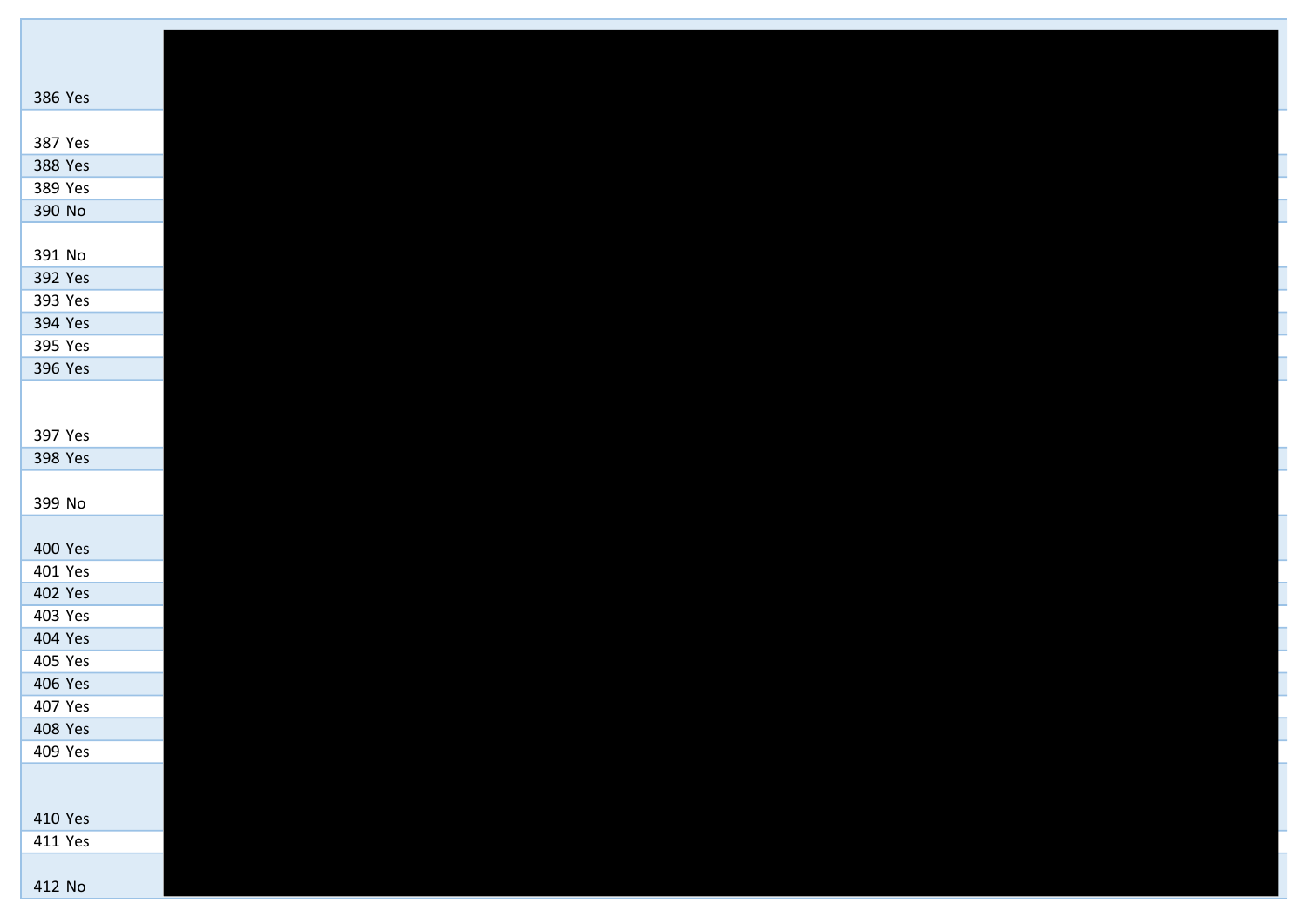| | |
|---|---|
| 386 | Yes |
| 387 | Yes |
| 388 | Yes |
| 389 | Yes |
| 390 | No |
| 391 | No |
| 392 | Yes |
| 393 | Yes |
| 394 | Yes |
| 395 | Yes |
| 396 | Yes |
| 397 | Yes |
| 398 | Yes |
| 399 | No |
| 400 | Yes |
| 401 | Yes |
| 402 | Yes |
| 403 | Yes |
| 404 | Yes |
| 405 | Yes |
| 406 | Yes |
| 407 | Yes |
| 408 | Yes |
| 409 | Yes |
| 410 | Yes |
| 411 | Yes |
| 412 | No |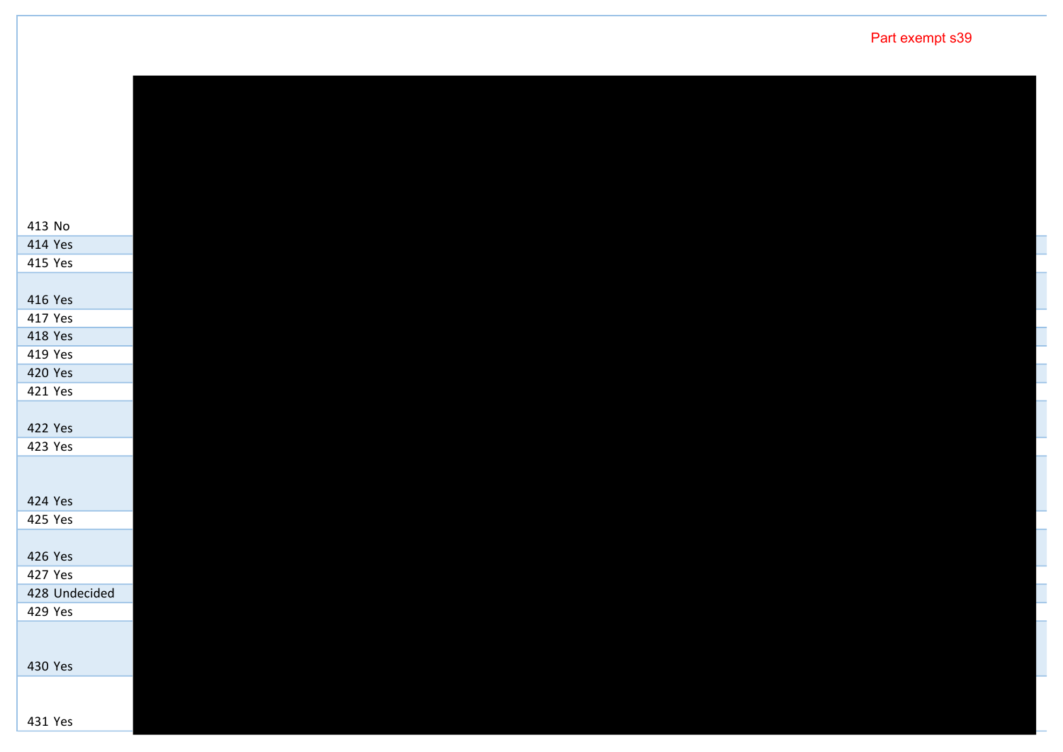Part exempt s39

| | |
|---|---|
| 413 | No |
| 414 | Yes |
| 415 | Yes |
| 416 | Yes |
| 417 | Yes |
| 418 | Yes |
| 419 | Yes |
| 420 | Yes |
| 421 | Yes |
| 422 | Yes |
| 423 | Yes |
| 424 | Yes |
| 425 | Yes |
| 426 | Yes |
| 427 | Yes |
| 428 | Undecided |
| 429 | Yes |
| 430 | Yes |
| 431 | Yes |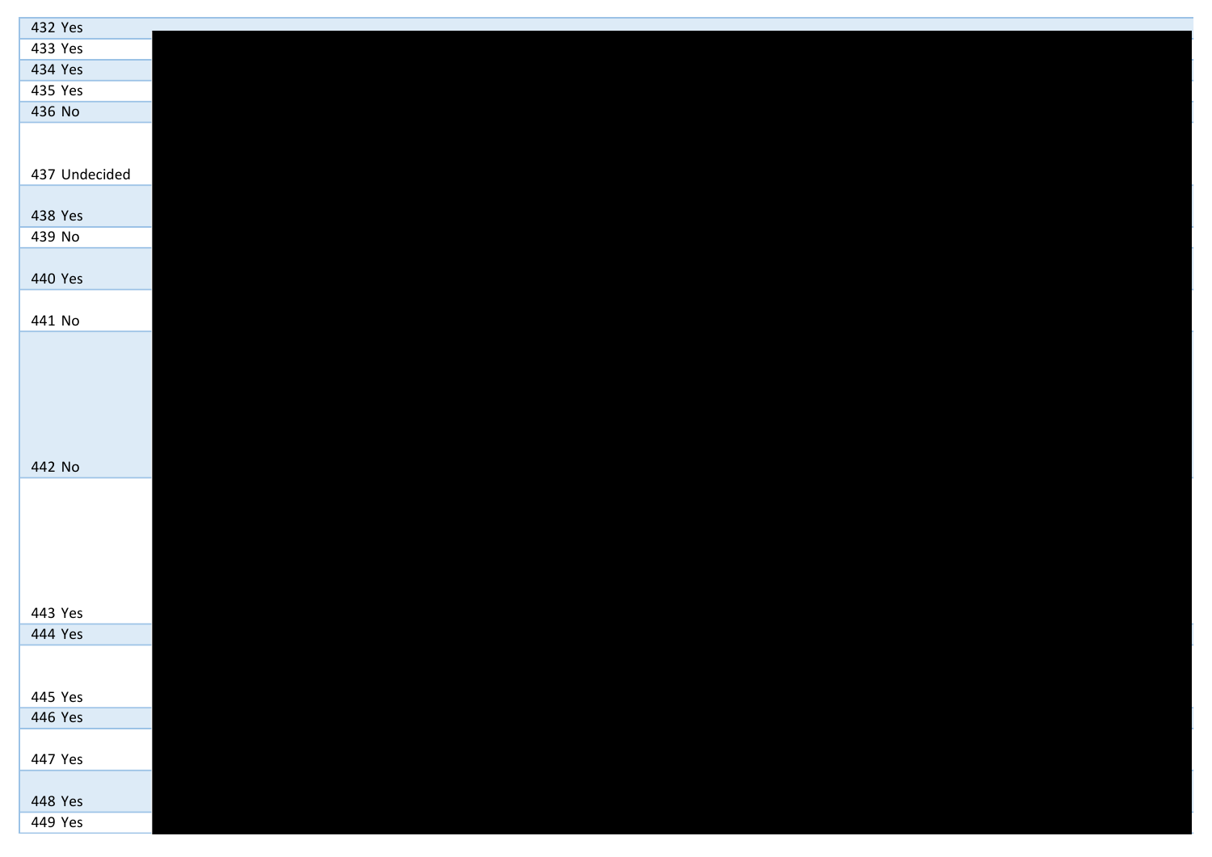| | |
|---|---|
| 432 | Yes |
| 433 | Yes |
| 434 | Yes |
| 435 | Yes |
| 436 | No |
| 437 | Undecided |
| 438 | Yes |
| 439 | No |
| 440 | Yes |
| 441 | No |
| 442 | No |
| 443 | Yes |
| 444 | Yes |
| 445 | Yes |
| 446 | Yes |
| 447 | Yes |
| 448 | Yes |
| 449 | Yes |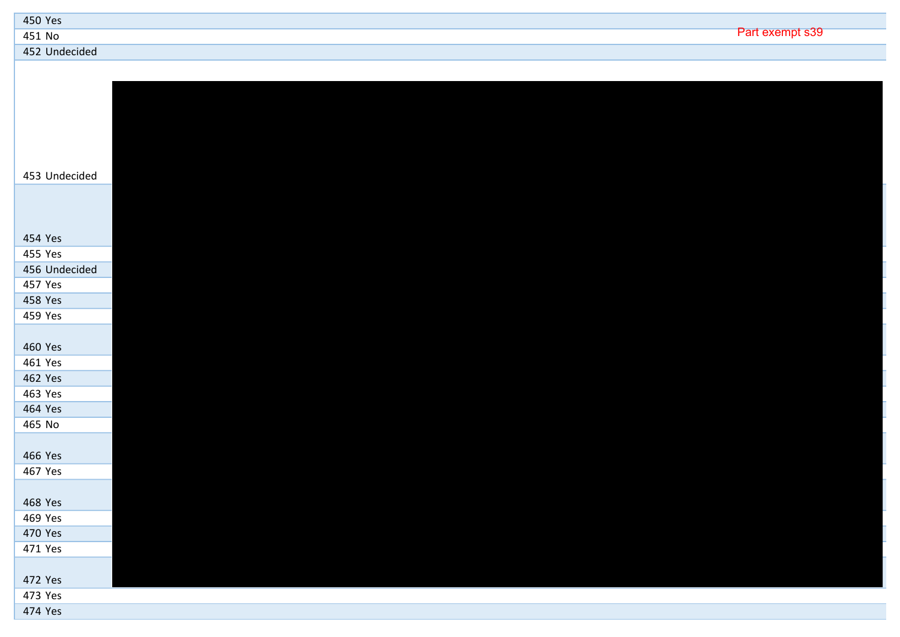| | | |
|---|---|---|
| 450 | Yes | |
| 451 | No | Part exempt s39 |
| 452 | Undecided | |
| 453 | Undecided | |
| 454 | Yes | |
| 455 | Yes | |
| 456 | Undecided | |
| 457 | Yes | |
| 458 | Yes | |
| 459 | Yes | |
| 460 | Yes | |
| 461 | Yes | |
| 462 | Yes | |
| 463 | Yes | |
| 464 | Yes | |
| 465 | No | |
| 466 | Yes | |
| 467 | Yes | |
| 468 | Yes | |
| 469 | Yes | |
| 470 | Yes | |
| 471 | Yes | |
| 472 | Yes | |
| 473 | Yes | |
| 474 | Yes | |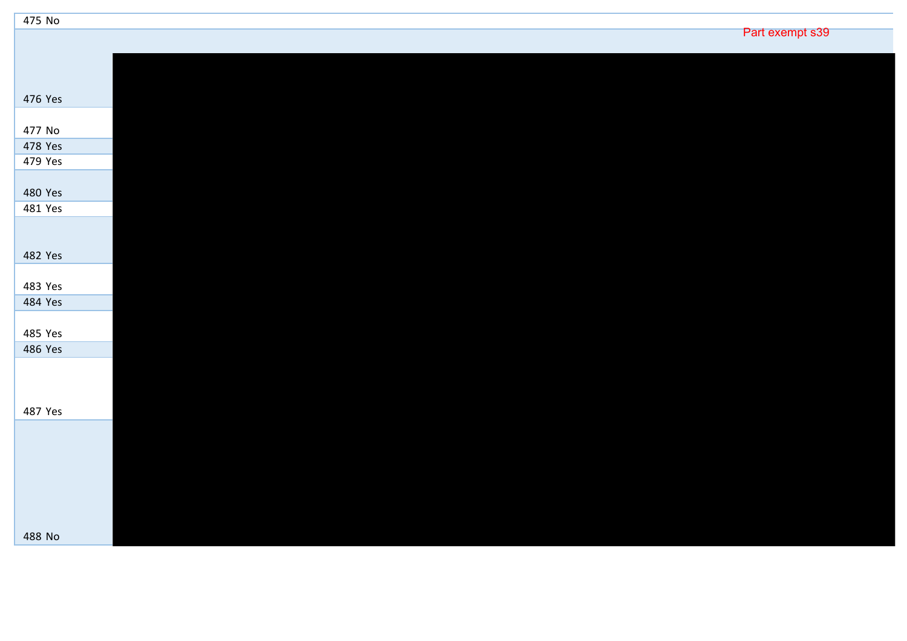| | |
|---|---|
| 475 No | |
| | Part exempt s39 |
| 476 Yes | |
| 477 No | |
| 478 Yes | |
| 479 Yes | |
| 480 Yes | |
| 481 Yes | |
| 482 Yes | |
| 483 Yes | |
| 484 Yes | |
| 485 Yes | |
| 486 Yes | |
| 487 Yes | |
| 488 No | |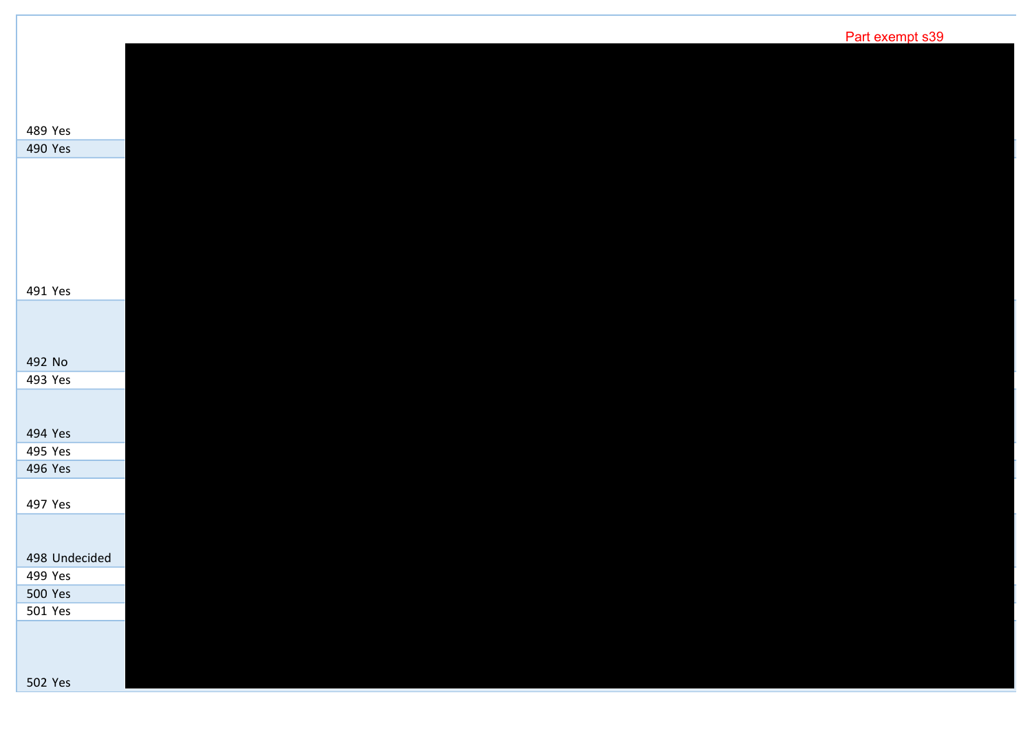Part exempt s39

| | |
|---|---|
| 489 | Yes |
| 490 | Yes |
| 491 | Yes |
| 492 | No |
| 493 | Yes |
| 494 | Yes |
| 495 | Yes |
| 496 | Yes |
| 497 | Yes |
| 498 | Undecided |
| 499 | Yes |
| 500 | Yes |
| 501 | Yes |
| 502 | Yes |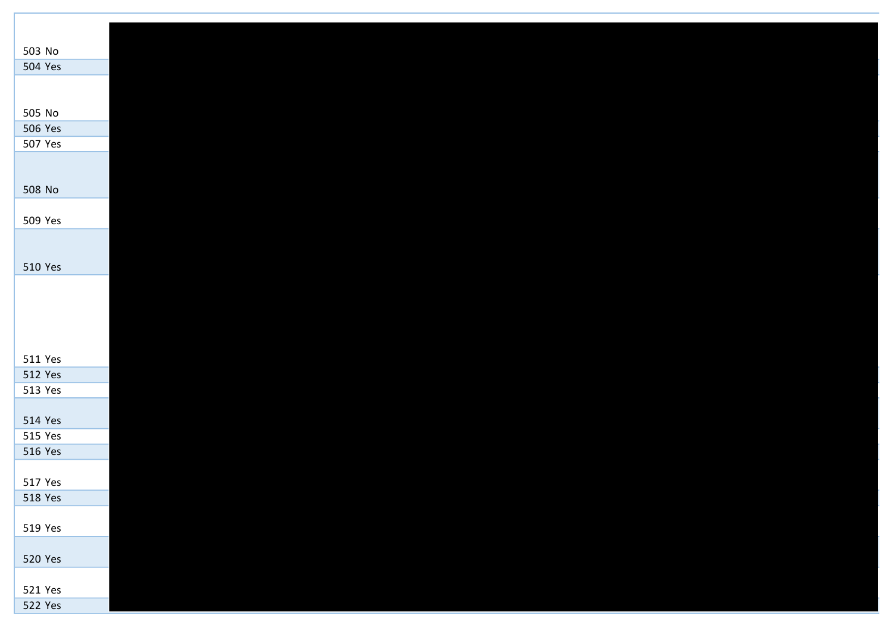| | |
|---|---|
| 503 | No |
| 504 | Yes |
| 505 | No |
| 506 | Yes |
| 507 | Yes |
| 508 | No |
| 509 | Yes |
| 510 | Yes |
| 511 | Yes |
| 512 | Yes |
| 513 | Yes |
| 514 | Yes |
| 515 | Yes |
| 516 | Yes |
| 517 | Yes |
| 518 | Yes |
| 519 | Yes |
| 520 | Yes |
| 521 | Yes |
| 522 | Yes |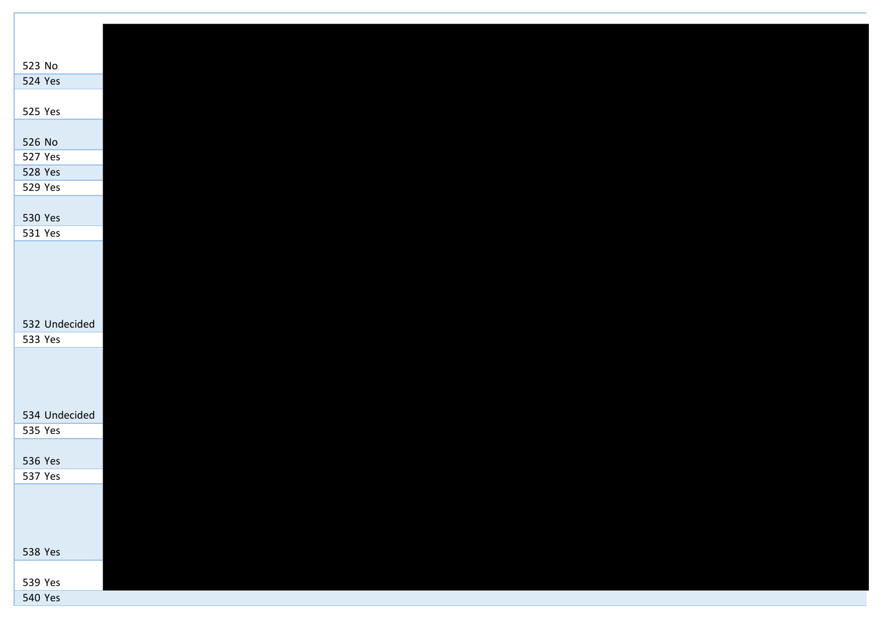| | |
|---|---|
| 523 | No |
| 524 | Yes |
| 525 | Yes |
| 526 | No |
| 527 | Yes |
| 528 | Yes |
| 529 | Yes |
| 530 | Yes |
| 531 | Yes |
| 532 | Undecided |
| 533 | Yes |
| 534 | Undecided |
| 535 | Yes |
| 536 | Yes |
| 537 | Yes |
| 538 | Yes |
| 539 | Yes |
| 540 | Yes |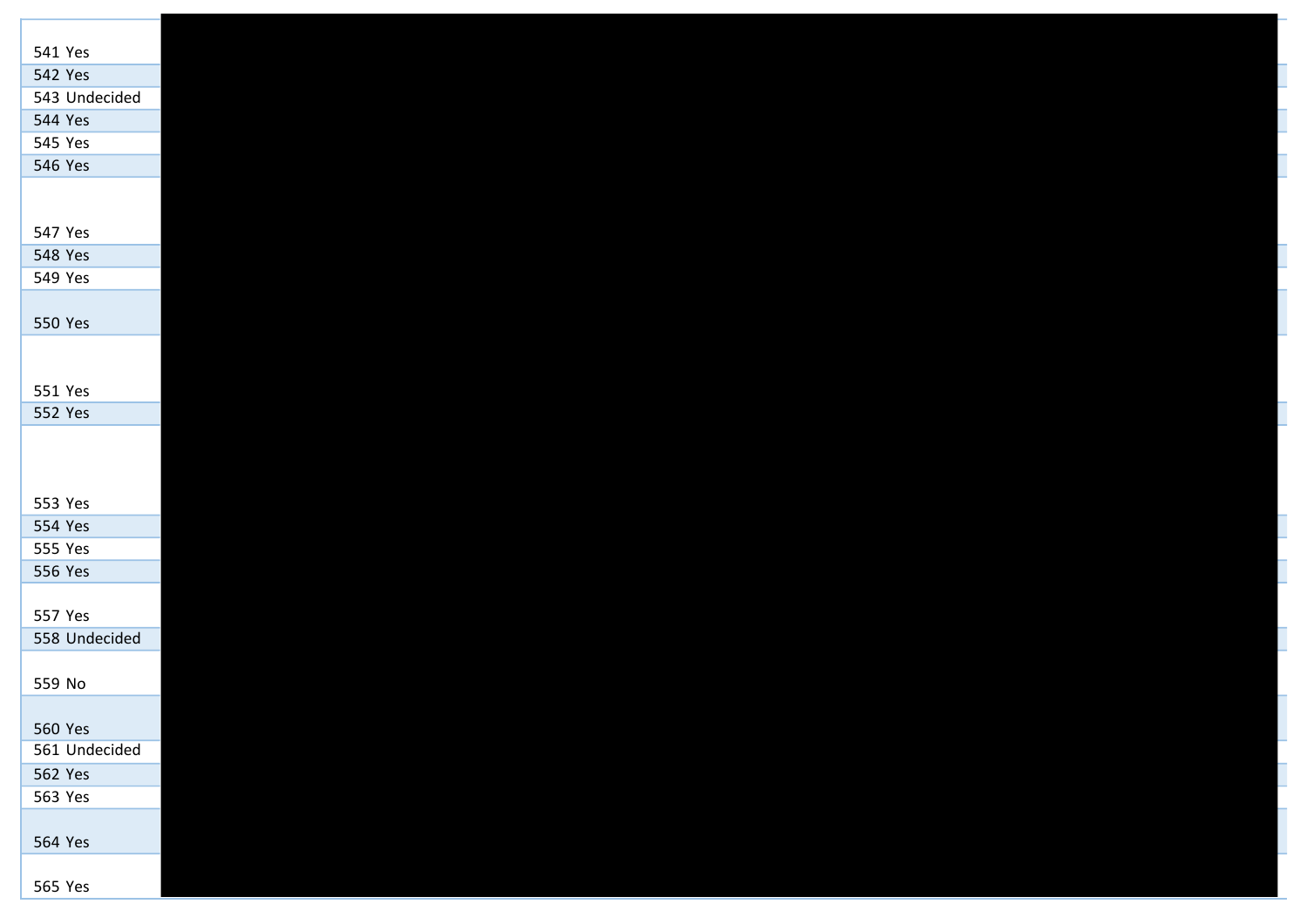| | |
|---|---|
| 541 | Yes |
| 542 | Yes |
| 543 | Undecided |
| 544 | Yes |
| 545 | Yes |
| 546 | Yes |
| 547 | Yes |
| 548 | Yes |
| 549 | Yes |
| 550 | Yes |
| 551 | Yes |
| 552 | Yes |
| 553 | Yes |
| 554 | Yes |
| 555 | Yes |
| 556 | Yes |
| 557 | Yes |
| 558 | Undecided |
| 559 | No |
| 560 | Yes |
| 561 | Undecided |
| 562 | Yes |
| 563 | Yes |
| 564 | Yes |
| 565 | Yes |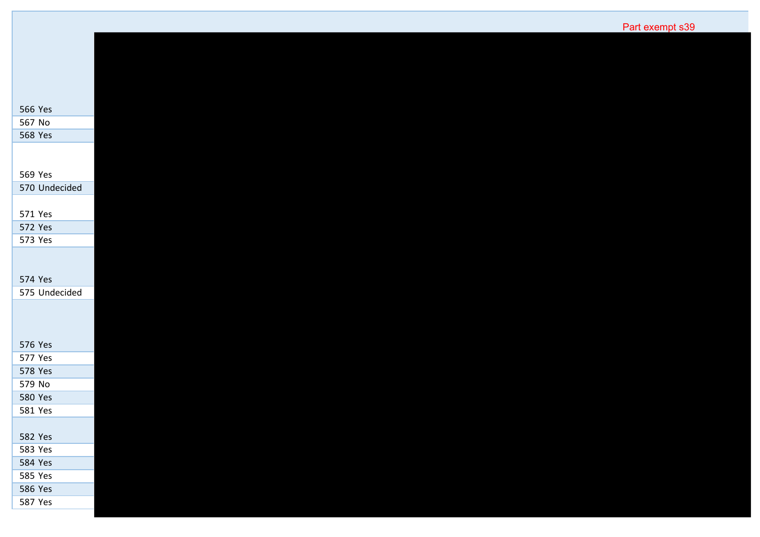Part exempt s39

| | |
|---|---|
| 566 | Yes |
| 567 | No |
| 568 | Yes |
| 569 | Yes |
| 570 | Undecided |
| 571 | Yes |
| 572 | Yes |
| 573 | Yes |
| 574 | Yes |
| 575 | Undecided |
| 576 | Yes |
| 577 | Yes |
| 578 | Yes |
| 579 | No |
| 580 | Yes |
| 581 | Yes |
| 582 | Yes |
| 583 | Yes |
| 584 | Yes |
| 585 | Yes |
| 586 | Yes |
| 587 | Yes |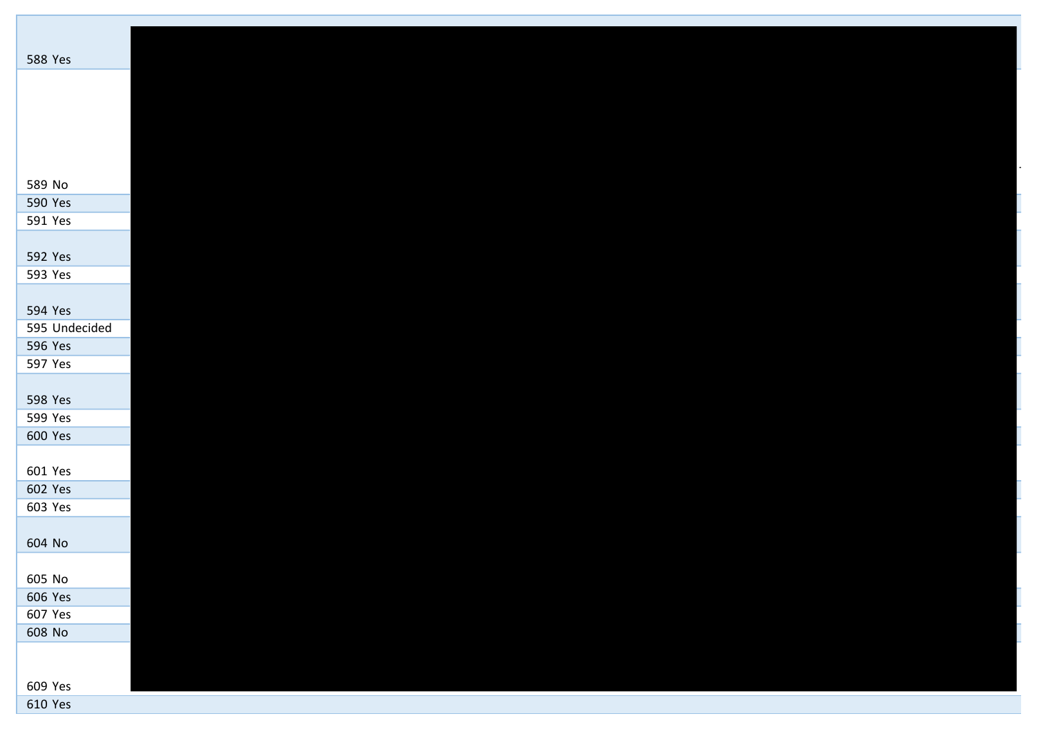| | |
|---|---|
| 588 | Yes |
| 589 | No |
| 590 | Yes |
| 591 | Yes |
| 592 | Yes |
| 593 | Yes |
| 594 | Yes |
| 595 | Undecided |
| 596 | Yes |
| 597 | Yes |
| 598 | Yes |
| 599 | Yes |
| 600 | Yes |
| 601 | Yes |
| 602 | Yes |
| 603 | Yes |
| 604 | No |
| 605 | No |
| 606 | Yes |
| 607 | Yes |
| 608 | No |
| 609 | Yes |
| 610 | Yes |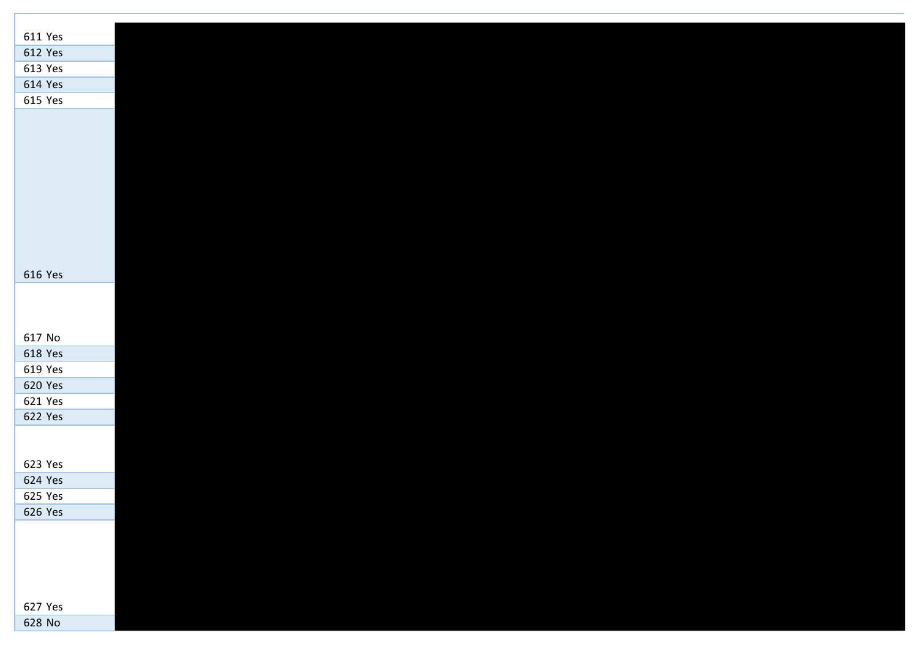| | |
|---|---|
| 611 | Yes |
| 612 | Yes |
| 613 | Yes |
| 614 | Yes |
| 615 | Yes |
| 616 | Yes |
| 617 | No |
| 618 | Yes |
| 619 | Yes |
| 620 | Yes |
| 621 | Yes |
| 622 | Yes |
| 623 | Yes |
| 624 | Yes |
| 625 | Yes |
| 626 | Yes |
| 627 | Yes |
| 628 | No |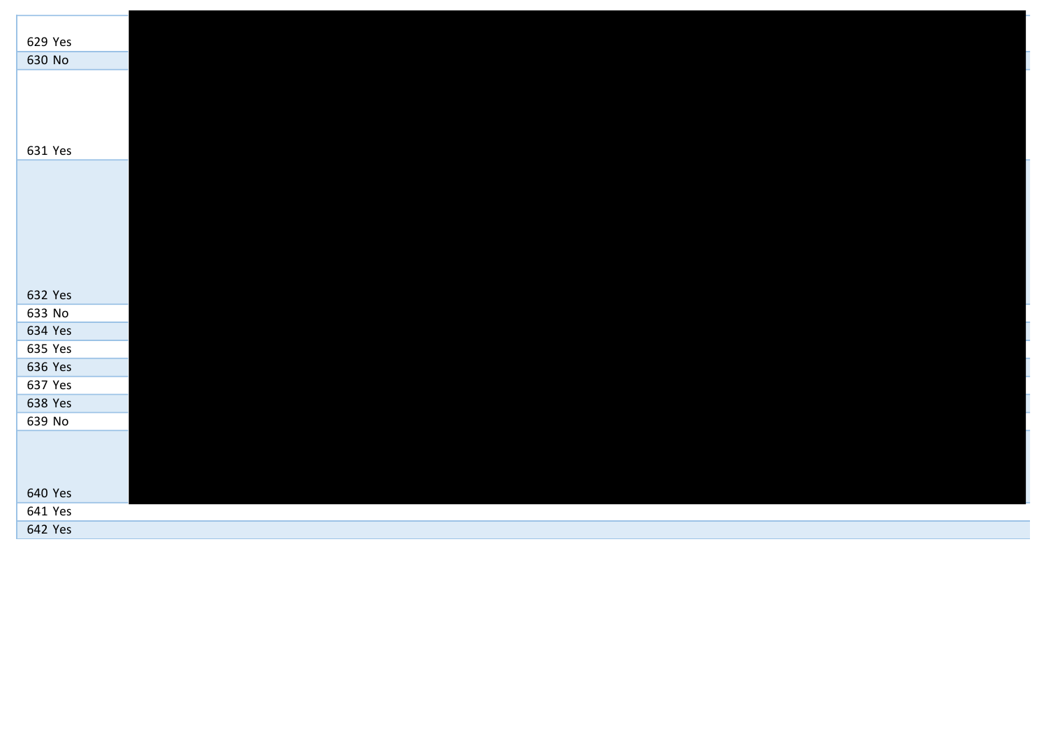| | |
|---|---|
| 629 Yes | |
| 630 No | |
| 631 Yes | |
| 632 Yes | |
| 633 No | |
| 634 Yes | |
| 635 Yes | |
| 636 Yes | |
| 637 Yes | |
| 638 Yes | |
| 639 No | |
| 640 Yes | |
| 641 Yes | |
| 642 Yes | |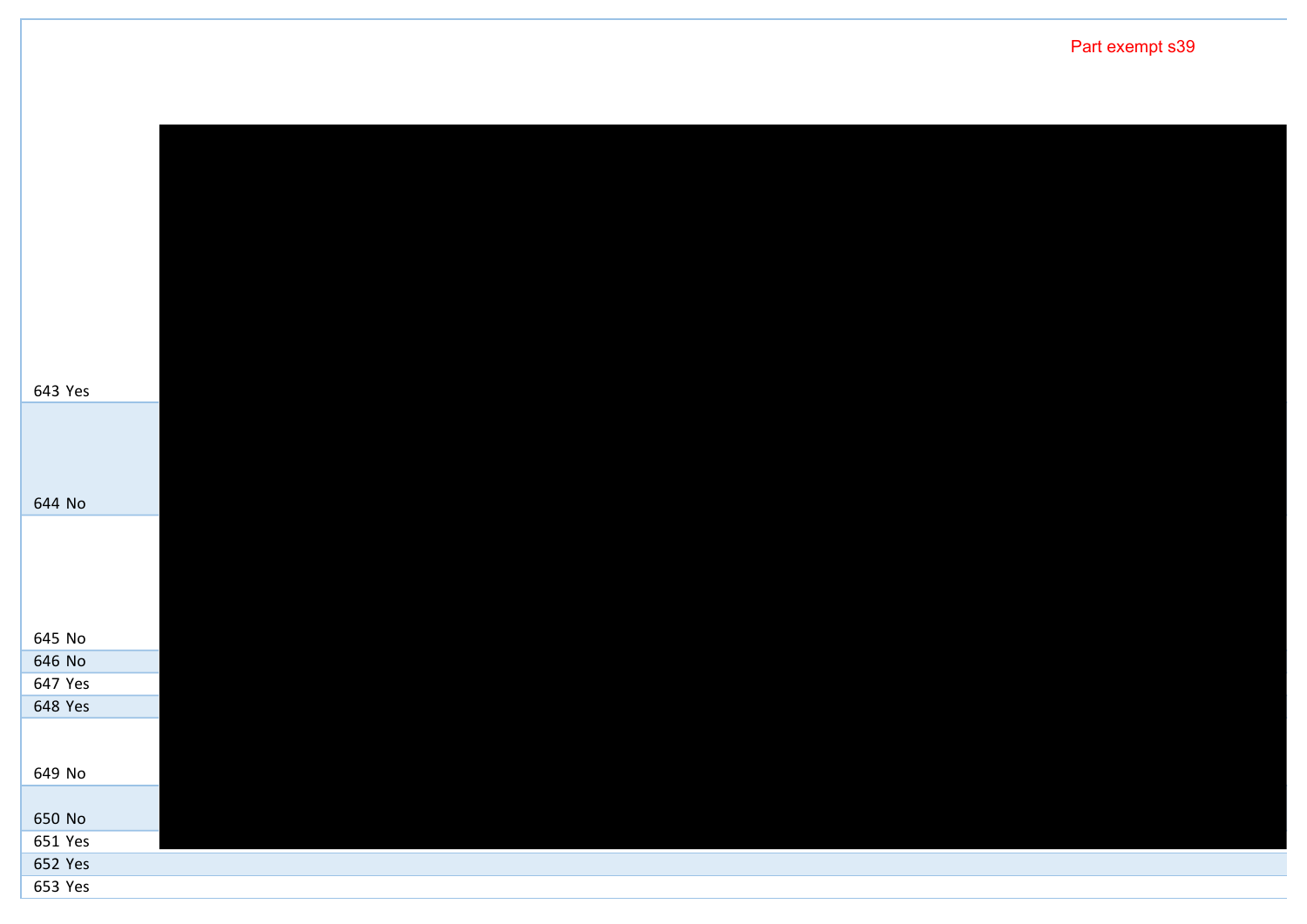Part exempt s39

| | |
|---|---|
| 643 | Yes |
| 644 | No |
| 645 | No |
| 646 | No |
| 647 | Yes |
| 648 | Yes |
| 649 | No |
| 650 | No |
| 651 | Yes |
| 652 | Yes |
| 653 | Yes |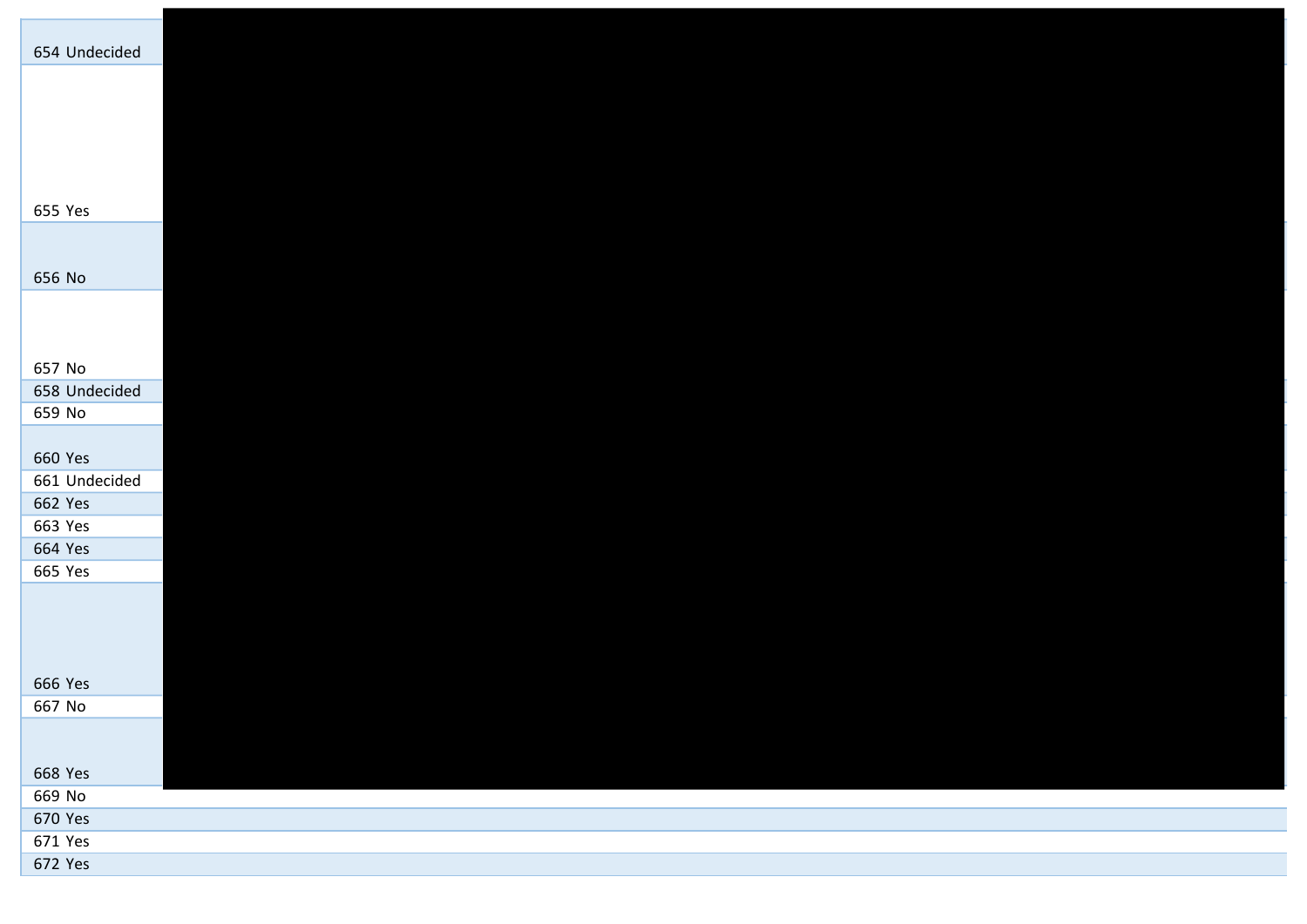| | |
|---|---|
| 654 | Undecided |
| 655 | Yes |
| 656 | No |
| 657 | No |
| 658 | Undecided |
| 659 | No |
| 660 | Yes |
| 661 | Undecided |
| 662 | Yes |
| 663 | Yes |
| 664 | Yes |
| 665 | Yes |
| 666 | Yes |
| 667 | No |
| 668 | Yes |
| 669 | No |
| 670 | Yes |
| 671 | Yes |
| 672 | Yes |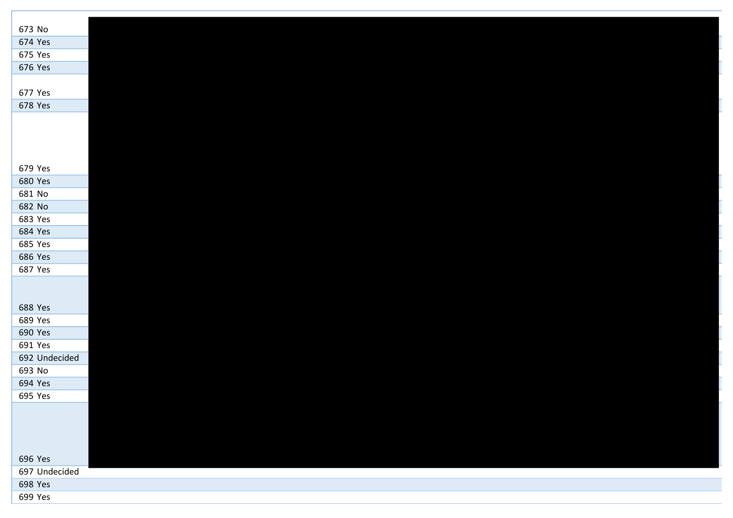| | |
|---|---|
| 673 | No |
| 674 | Yes |
| 675 | Yes |
| 676 | Yes |
| 677 | Yes |
| 678 | Yes |
| 679 | Yes |
| 680 | Yes |
| 681 | No |
| 682 | No |
| 683 | Yes |
| 684 | Yes |
| 685 | Yes |
| 686 | Yes |
| 687 | Yes |
| 688 | Yes |
| 689 | Yes |
| 690 | Yes |
| 691 | Yes |
| 692 | Undecided |
| 693 | No |
| 694 | Yes |
| 695 | Yes |
| 696 | Yes |
| 697 | Undecided |
| 698 | Yes |
| 699 | Yes |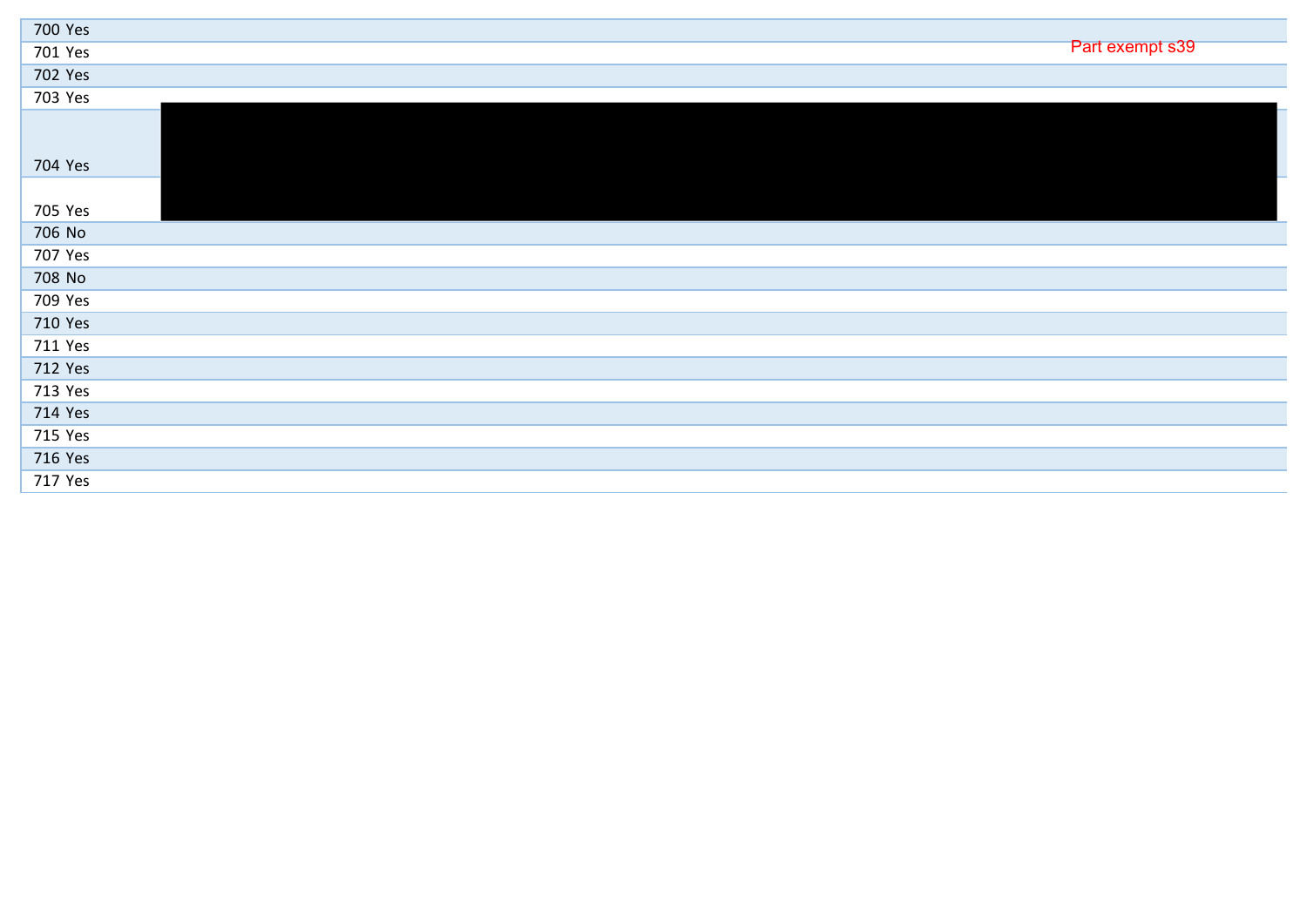| | | |
|---|---|---|
| 700 | Yes | |
| 701 | Yes | Part exempt s39 |
| 702 | Yes | |
| 703 | Yes | |
| 704 | Yes | |
| 705 | Yes | |
| 706 | No | |
| 707 | Yes | |
| 708 | No | |
| 709 | Yes | |
| 710 | Yes | |
| 711 | Yes | |
| 712 | Yes | |
| 713 | Yes | |
| 714 | Yes | |
| 715 | Yes | |
| 716 | Yes | |
| 717 | Yes | |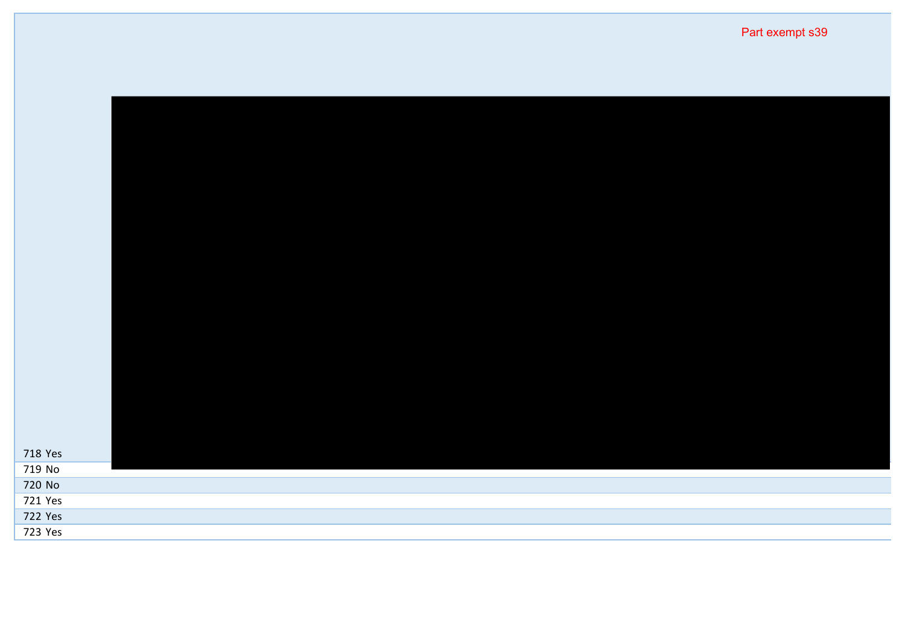Part exempt s39

| | |
|---|---|
| 718 | Yes |
| 719 | No |
| 720 | No |
| 721 | Yes |
| 722 | Yes |
| 723 | Yes |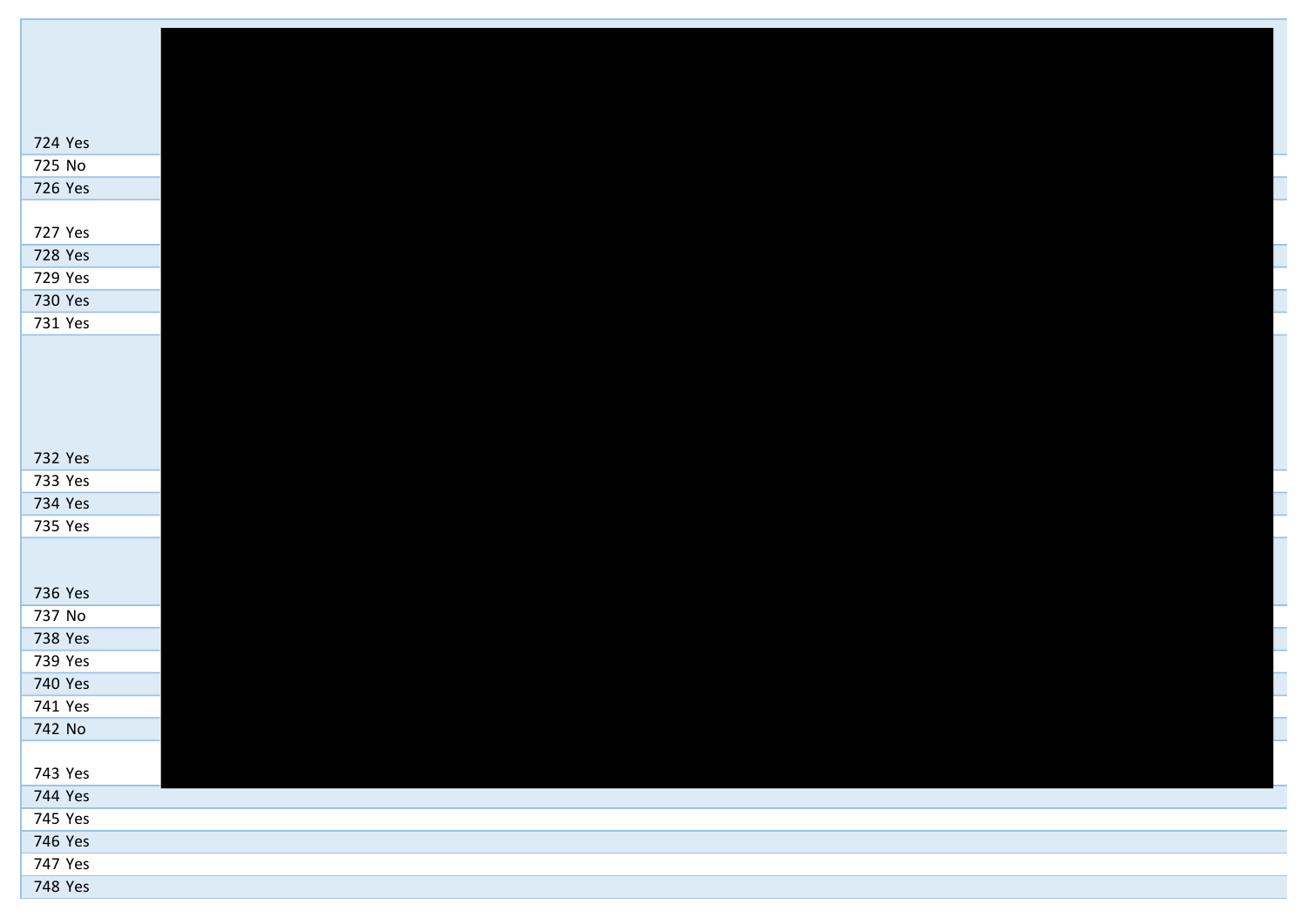| | |
|---|---|
| 724 | Yes |
| 725 | No |
| 726 | Yes |
| 727 | Yes |
| 728 | Yes |
| 729 | Yes |
| 730 | Yes |
| 731 | Yes |
| 732 | Yes |
| 733 | Yes |
| 734 | Yes |
| 735 | Yes |
| 736 | Yes |
| 737 | No |
| 738 | Yes |
| 739 | Yes |
| 740 | Yes |
| 741 | Yes |
| 742 | No |
| 743 | Yes |
| 744 | Yes |
| 745 | Yes |
| 746 | Yes |
| 747 | Yes |
| 748 | Yes |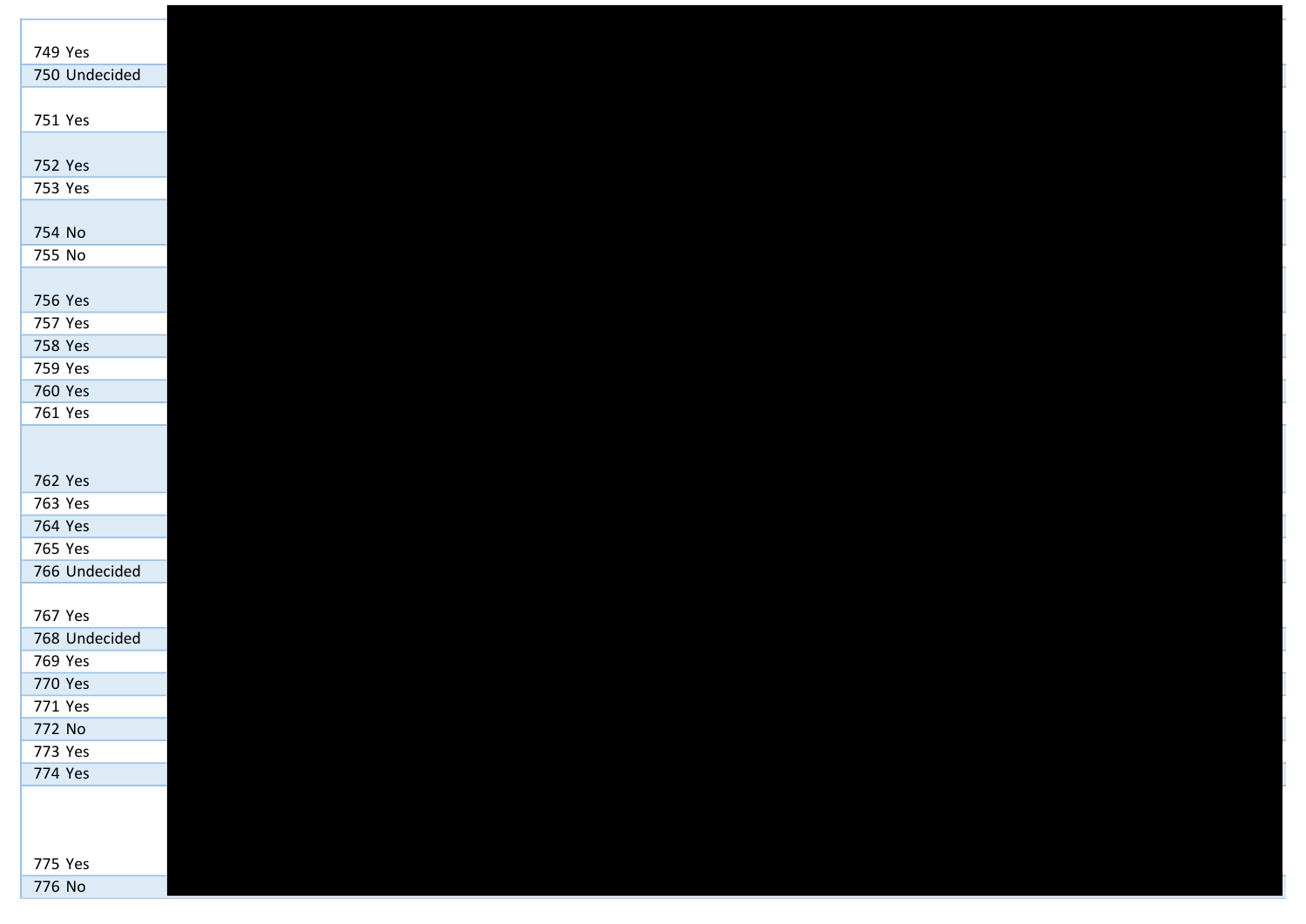| | |
|---|---|
| 749 | Yes |
| 750 | Undecided |
| 751 | Yes |
| 752 | Yes |
| 753 | Yes |
| 754 | No |
| 755 | No |
| 756 | Yes |
| 757 | Yes |
| 758 | Yes |
| 759 | Yes |
| 760 | Yes |
| 761 | Yes |
| 762 | Yes |
| 763 | Yes |
| 764 | Yes |
| 765 | Yes |
| 766 | Undecided |
| 767 | Yes |
| 768 | Undecided |
| 769 | Yes |
| 770 | Yes |
| 771 | Yes |
| 772 | No |
| 773 | Yes |
| 774 | Yes |
| 775 | Yes |
| 776 | No |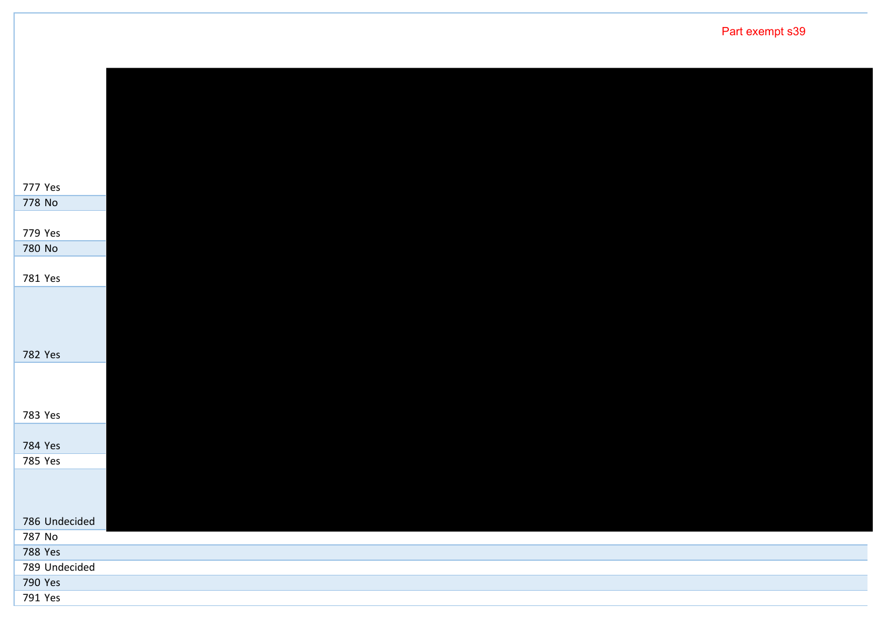Part exempt s39

| | |
|---|---|
| 777 | Yes |
| 778 | No |
| 779 | Yes |
| 780 | No |
| 781 | Yes |
| 782 | Yes |
| 783 | Yes |
| 784 | Yes |
| 785 | Yes |
| 786 | Undecided |
| 787 | No |
| 788 | Yes |
| 789 | Undecided |
| 790 | Yes |
| 791 | Yes |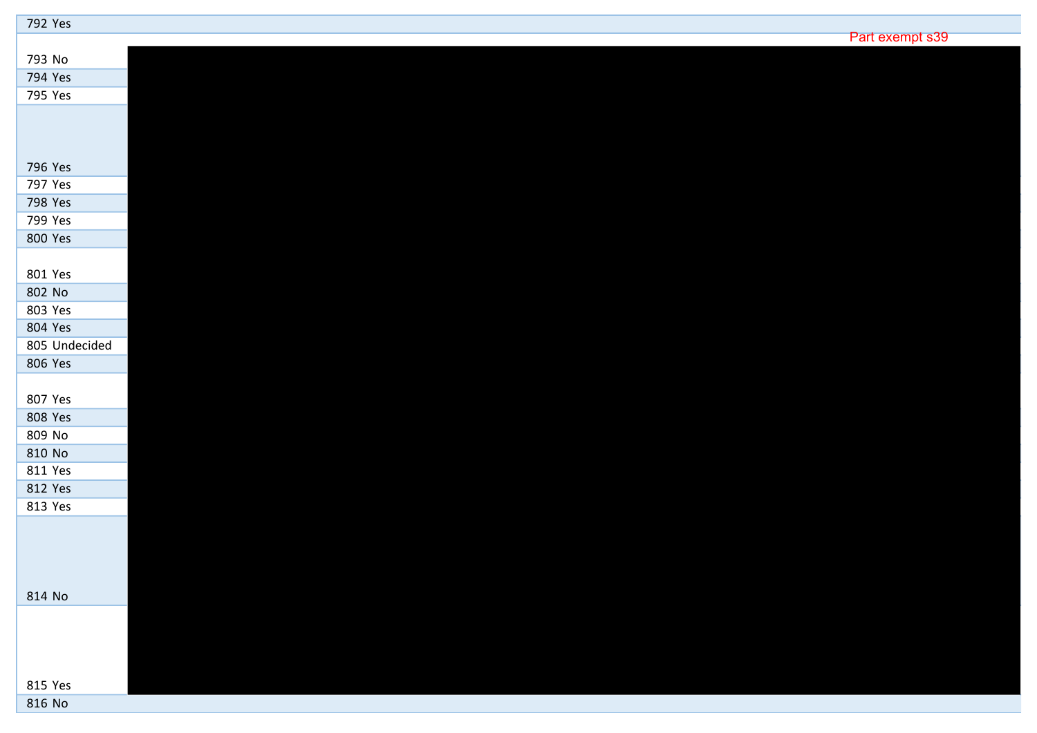| | | |
|---|---|---|
| 792 | Yes | |
| | | Part exempt s39 |
| 793 | No | |
| 794 | Yes | |
| 795 | Yes | |
| 796 | Yes | |
| 797 | Yes | |
| 798 | Yes | |
| 799 | Yes | |
| 800 | Yes | |
| 801 | Yes | |
| 802 | No | |
| 803 | Yes | |
| 804 | Yes | |
| 805 | Undecided | |
| 806 | Yes | |
| 807 | Yes | |
| 808 | Yes | |
| 809 | No | |
| 810 | No | |
| 811 | Yes | |
| 812 | Yes | |
| 813 | Yes | |
| 814 | No | |
| 815 | Yes | |
| 816 | No | |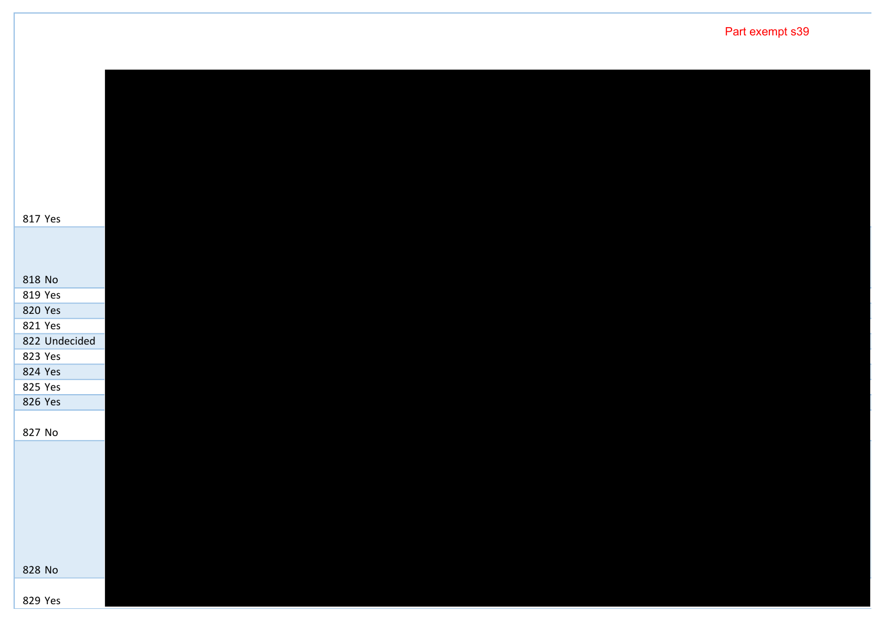Part exempt s39

| | |
|---|---|
| 817 | Yes |
| 818 | No |
| 819 | Yes |
| 820 | Yes |
| 821 | Yes |
| 822 | Undecided |
| 823 | Yes |
| 824 | Yes |
| 825 | Yes |
| 826 | Yes |
| 827 | No |
| 828 | No |
| 829 | Yes |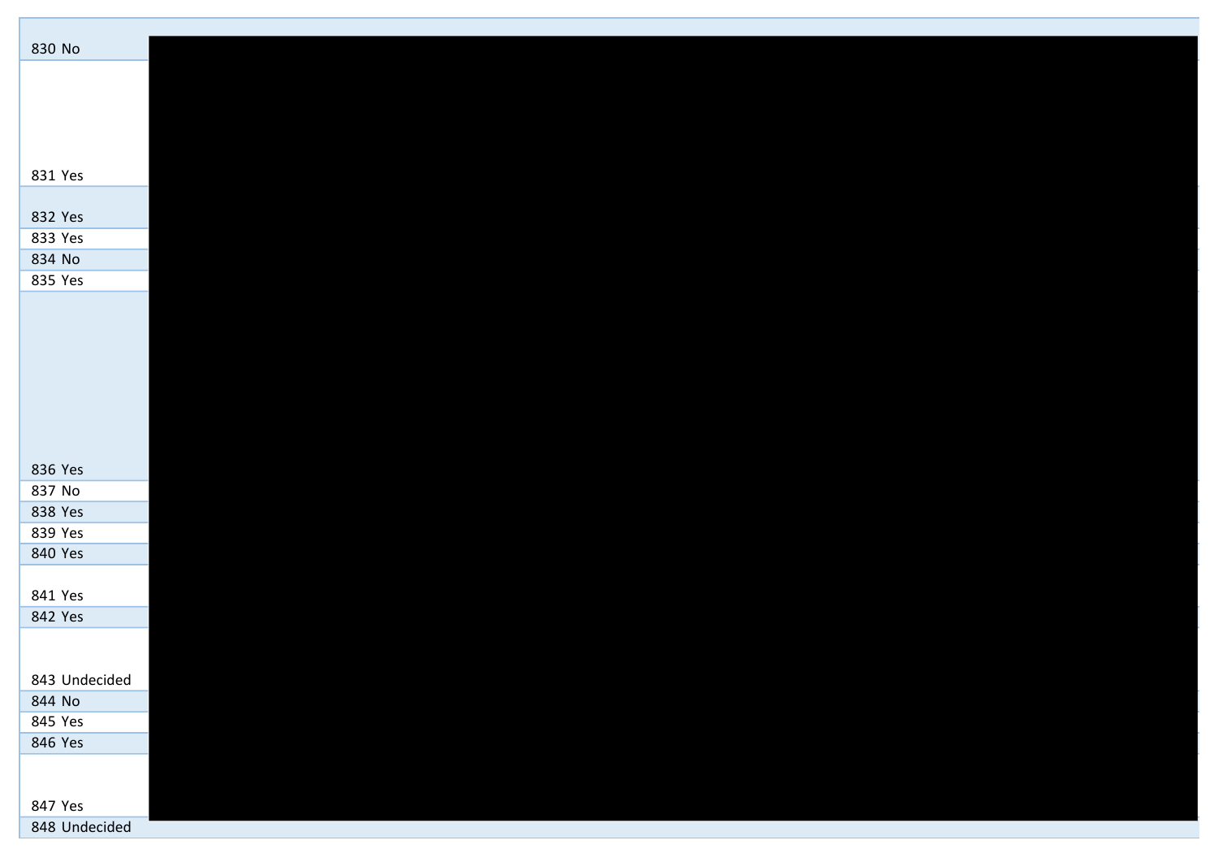| | |
|---|---|
| 830 | No |
| 831 | Yes |
| 832 | Yes |
| 833 | Yes |
| 834 | No |
| 835 | Yes |
| 836 | Yes |
| 837 | No |
| 838 | Yes |
| 839 | Yes |
| 840 | Yes |
| 841 | Yes |
| 842 | Yes |
| 843 | Undecided |
| 844 | No |
| 845 | Yes |
| 846 | Yes |
| 847 | Yes |
| 848 | Undecided |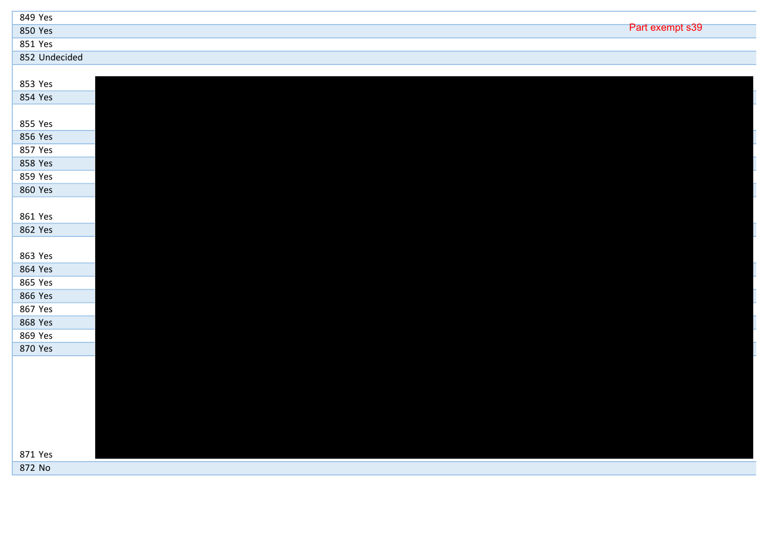| | | |
|---|---|---|
| 849 | Yes | |
| 850 | Yes | Part exempt s39 |
| 851 | Yes | |
| 852 | Undecided | |
| 853 | Yes | |
| 854 | Yes | |
| 855 | Yes | |
| 856 | Yes | |
| 857 | Yes | |
| 858 | Yes | |
| 859 | Yes | |
| 860 | Yes | |
| 861 | Yes | |
| 862 | Yes | |
| 863 | Yes | |
| 864 | Yes | |
| 865 | Yes | |
| 866 | Yes | |
| 867 | Yes | |
| 868 | Yes | |
| 869 | Yes | |
| 870 | Yes | |
| 871 | Yes | |
| 872 | No | |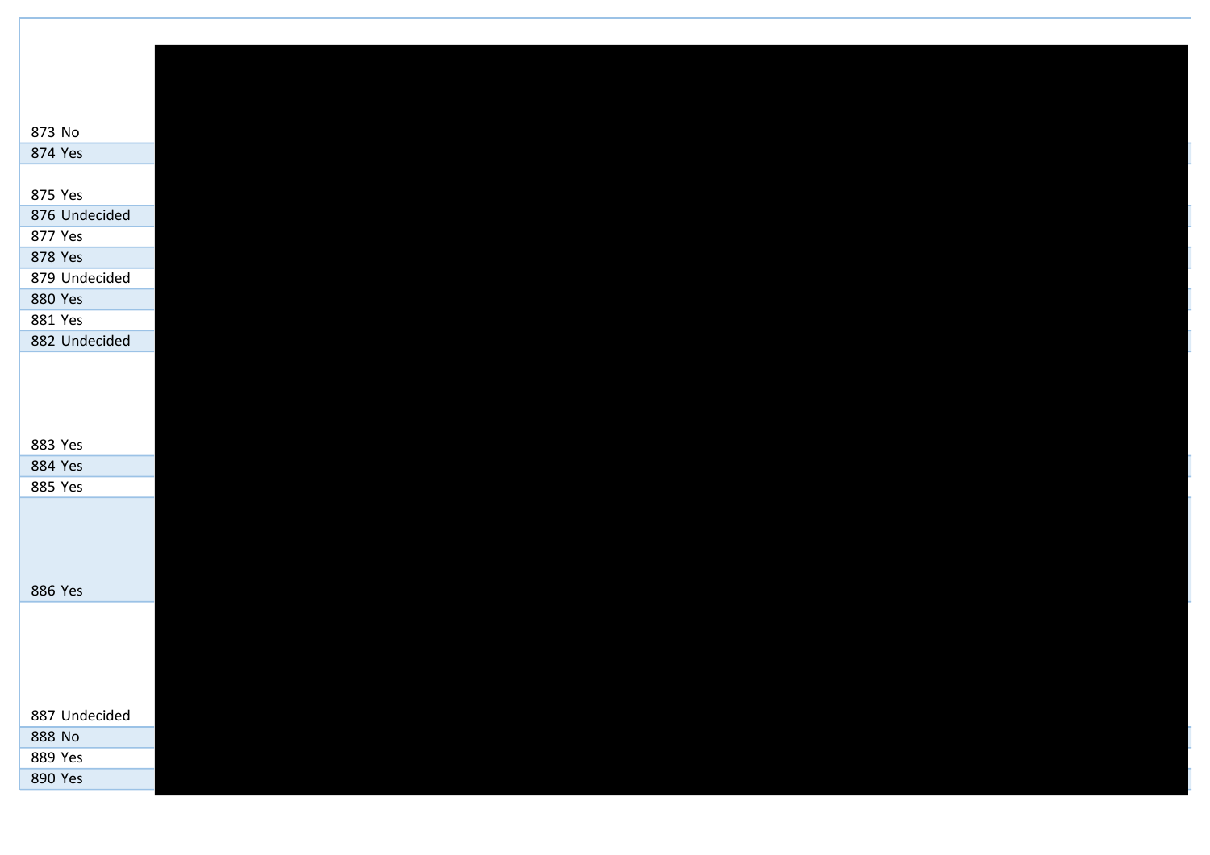| | |
|---|---|
| 873 | No |
| 874 | Yes |
| 875 | Yes |
| 876 | Undecided |
| 877 | Yes |
| 878 | Yes |
| 879 | Undecided |
| 880 | Yes |
| 881 | Yes |
| 882 | Undecided |
| 883 | Yes |
| 884 | Yes |
| 885 | Yes |
| 886 | Yes |
| 887 | Undecided |
| 888 | No |
| 889 | Yes |
| 890 | Yes |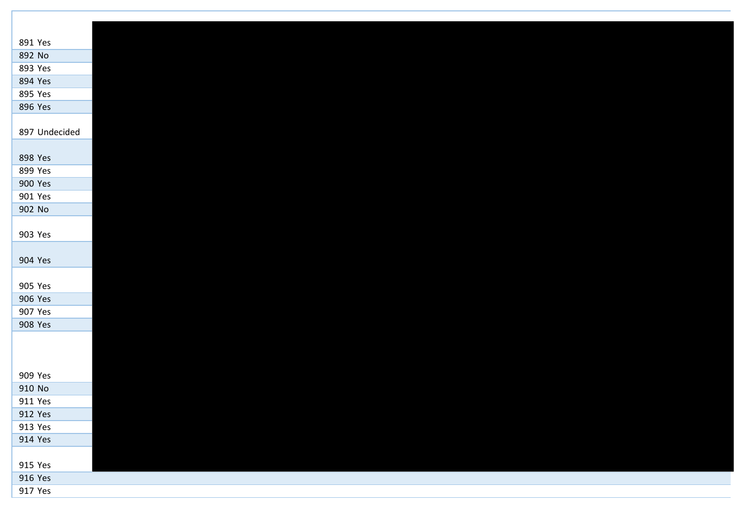| | |
|---|---|
| 891 | Yes |
| 892 | No |
| 893 | Yes |
| 894 | Yes |
| 895 | Yes |
| 896 | Yes |
| 897 | Undecided |
| 898 | Yes |
| 899 | Yes |
| 900 | Yes |
| 901 | Yes |
| 902 | No |
| 903 | Yes |
| 904 | Yes |
| 905 | Yes |
| 906 | Yes |
| 907 | Yes |
| 908 | Yes |
| 909 | Yes |
| 910 | No |
| 911 | Yes |
| 912 | Yes |
| 913 | Yes |
| 914 | Yes |
| 915 | Yes |
| 916 | Yes |
| 917 | Yes |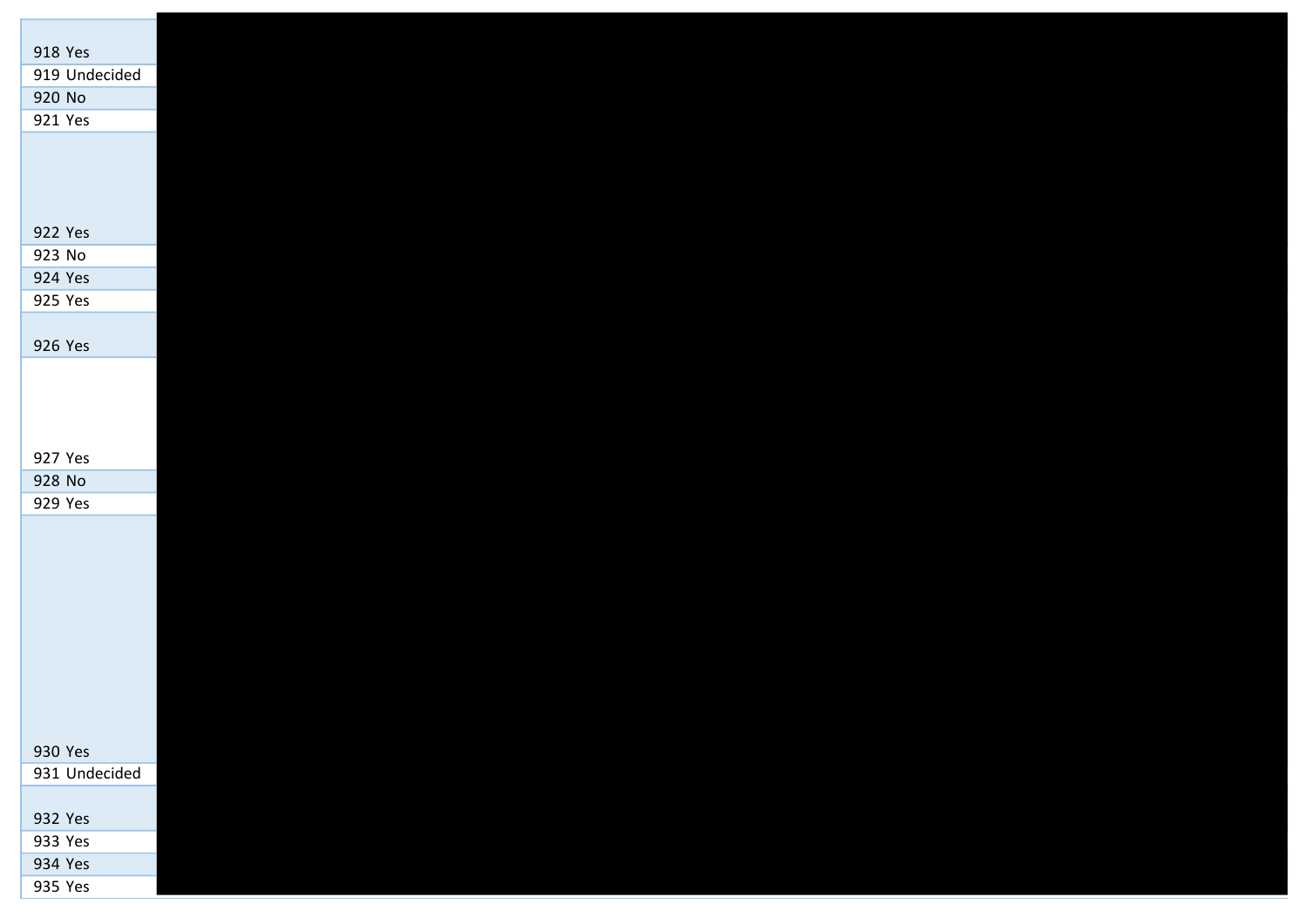| | |
|---|---|
| 918 | Yes |
| 919 | Undecided |
| 920 | No |
| 921 | Yes |
| 922 | Yes |
| 923 | No |
| 924 | Yes |
| 925 | Yes |
| 926 | Yes |
| 927 | Yes |
| 928 | No |
| 929 | Yes |
| 930 | Yes |
| 931 | Undecided |
| 932 | Yes |
| 933 | Yes |
| 934 | Yes |
| 935 | Yes |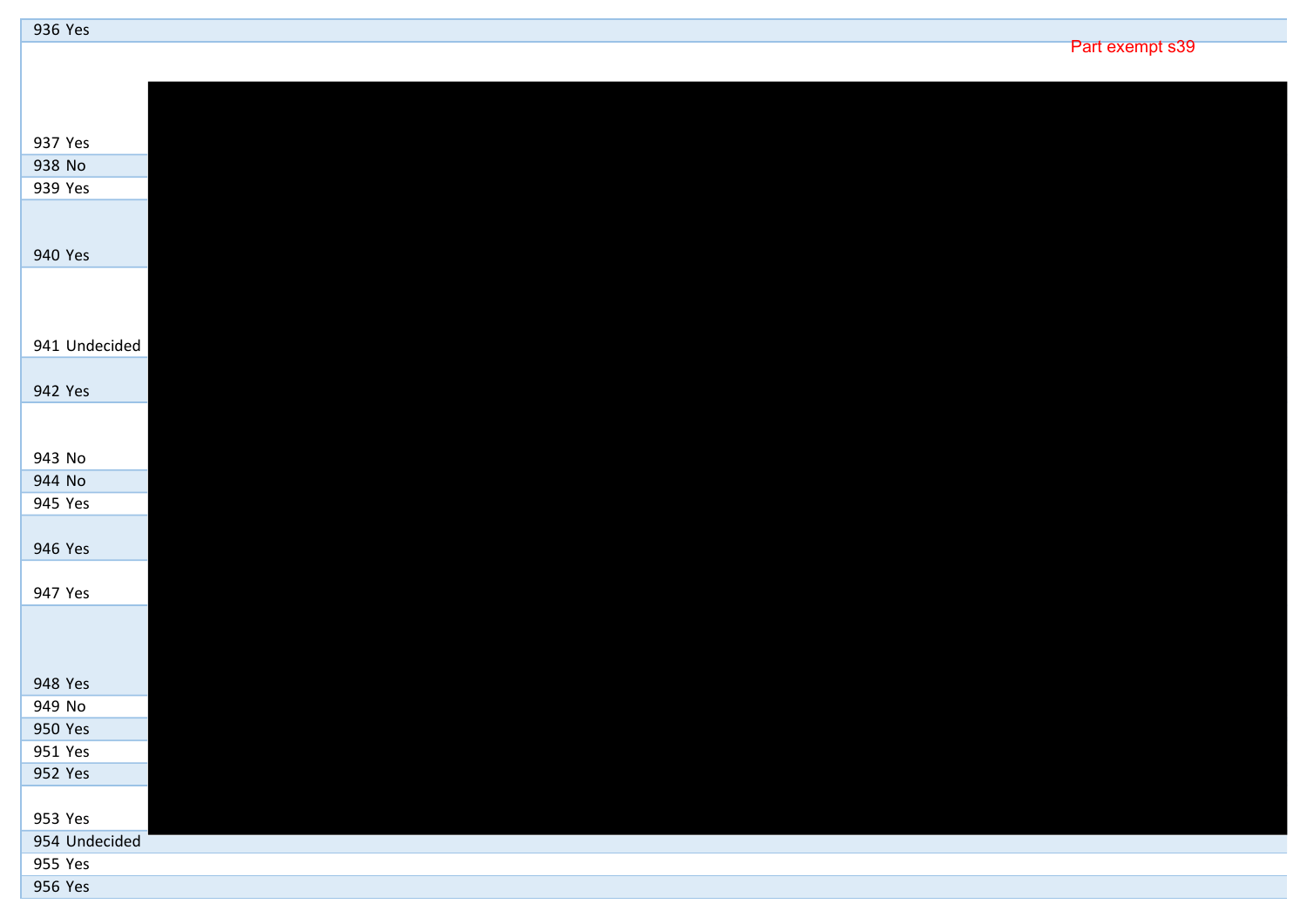| | |
|---|---|
| 936 Yes | |
| | Part exempt s39 |
| 937 Yes | |
| 938 No | |
| 939 Yes | |
| 940 Yes | |
| 941 Undecided | |
| 942 Yes | |
| 943 No | |
| 944 No | |
| 945 Yes | |
| 946 Yes | |
| 947 Yes | |
| 948 Yes | |
| 949 No | |
| 950 Yes | |
| 951 Yes | |
| 952 Yes | |
| 953 Yes | |
| 954 Undecided | |
| 955 Yes | |
| 956 Yes | |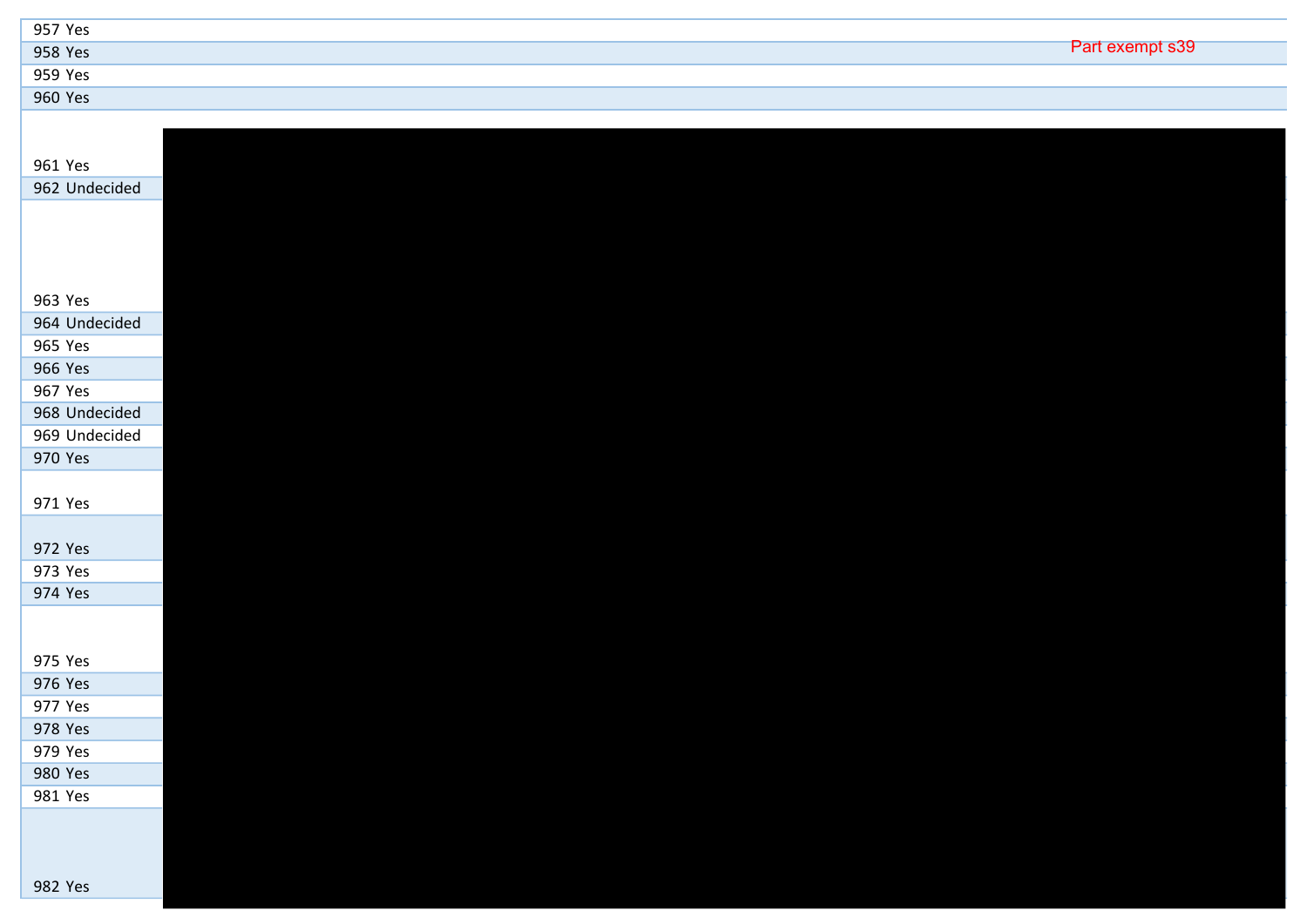| | | |
|---|---|---|
| 957 | Yes | |
| 958 | Yes | Part exempt s39 |
| 959 | Yes | |
| 960 | Yes | |
| 961 | Yes | |
| 962 | Undecided | |
| 963 | Yes | |
| 964 | Undecided | |
| 965 | Yes | |
| 966 | Yes | |
| 967 | Yes | |
| 968 | Undecided | |
| 969 | Undecided | |
| 970 | Yes | |
| 971 | Yes | |
| 972 | Yes | |
| 973 | Yes | |
| 974 | Yes | |
| 975 | Yes | |
| 976 | Yes | |
| 977 | Yes | |
| 978 | Yes | |
| 979 | Yes | |
| 980 | Yes | |
| 981 | Yes | |
| 982 | Yes | |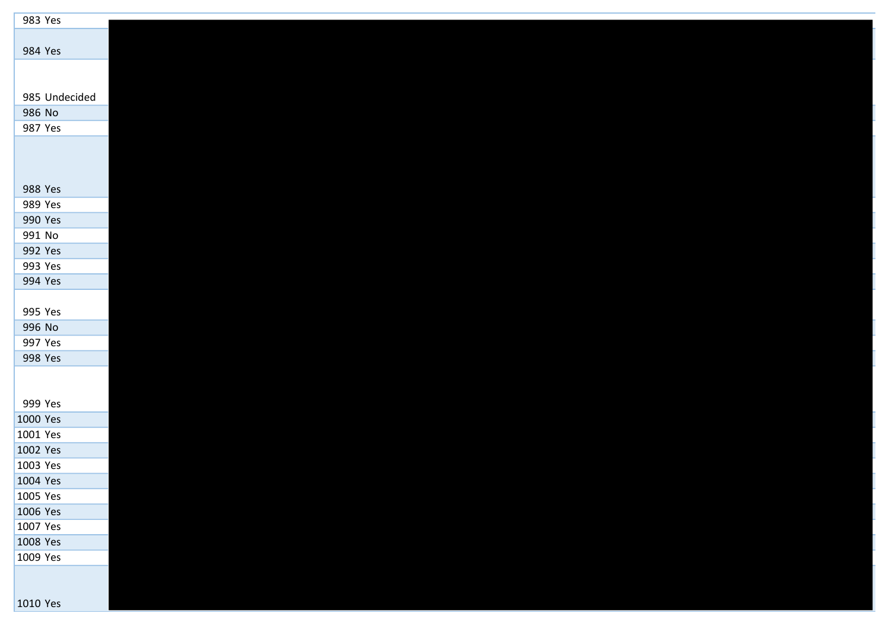| | |
|---|---|
| 983 | Yes |
| 984 | Yes |
| 985 | Undecided |
| 986 | No |
| 987 | Yes |
| 988 | Yes |
| 989 | Yes |
| 990 | Yes |
| 991 | No |
| 992 | Yes |
| 993 | Yes |
| 994 | Yes |
| 995 | Yes |
| 996 | No |
| 997 | Yes |
| 998 | Yes |
| 999 | Yes |
| 1000 | Yes |
| 1001 | Yes |
| 1002 | Yes |
| 1003 | Yes |
| 1004 | Yes |
| 1005 | Yes |
| 1006 | Yes |
| 1007 | Yes |
| 1008 | Yes |
| 1009 | Yes |
| 1010 | Yes |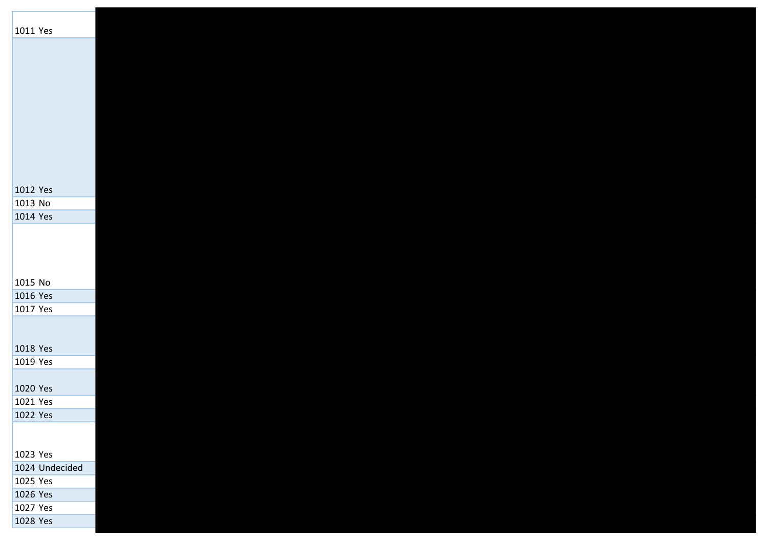| | |
|---|---|
| 1011 | Yes |
| 1012 | Yes |
| 1013 | No |
| 1014 | Yes |
| 1015 | No |
| 1016 | Yes |
| 1017 | Yes |
| 1018 | Yes |
| 1019 | Yes |
| 1020 | Yes |
| 1021 | Yes |
| 1022 | Yes |
| 1023 | Yes |
| 1024 | Undecided |
| 1025 | Yes |
| 1026 | Yes |
| 1027 | Yes |
| 1028 | Yes |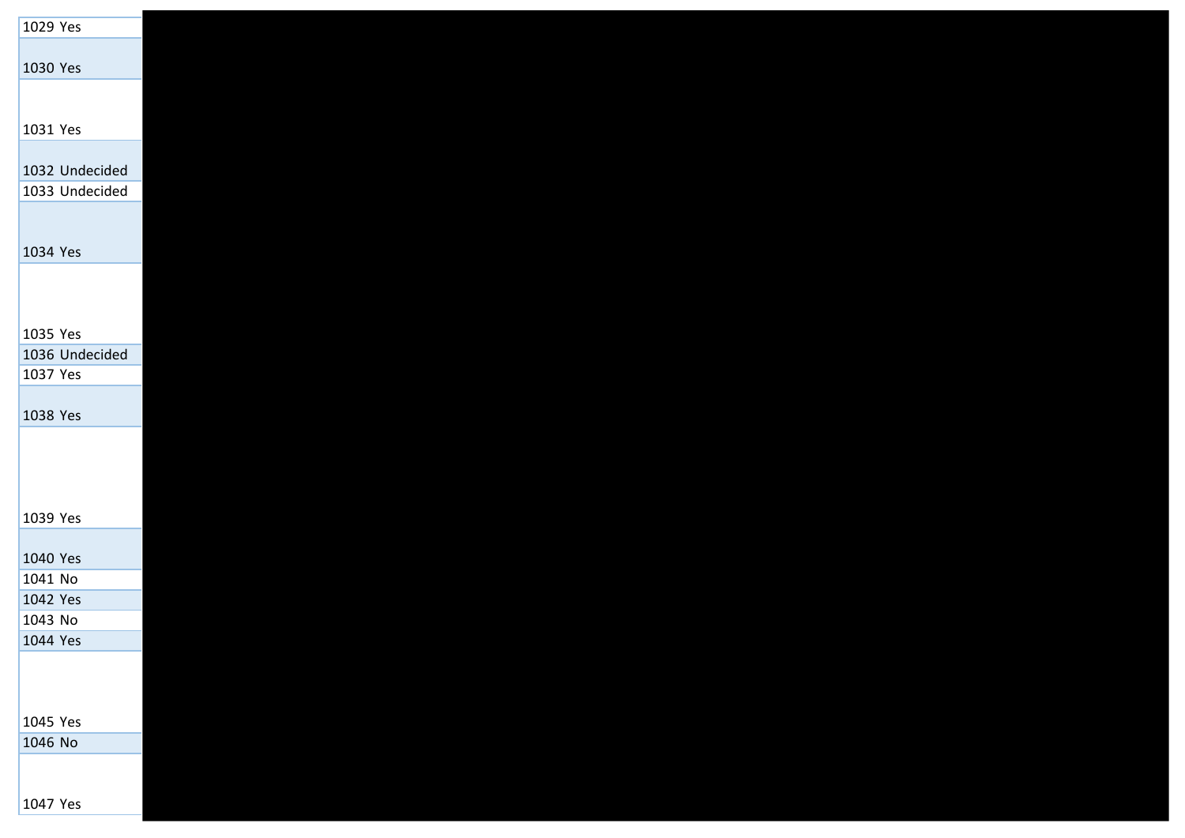| | |
|---|---|
| 1029 | Yes |
| 1030 | Yes |
| 1031 | Yes |
| 1032 | Undecided |
| 1033 | Undecided |
| 1034 | Yes |
| 1035 | Yes |
| 1036 | Undecided |
| 1037 | Yes |
| 1038 | Yes |
| 1039 | Yes |
| 1040 | Yes |
| 1041 | No |
| 1042 | Yes |
| 1043 | No |
| 1044 | Yes |
| 1045 | Yes |
| 1046 | No |
| 1047 | Yes |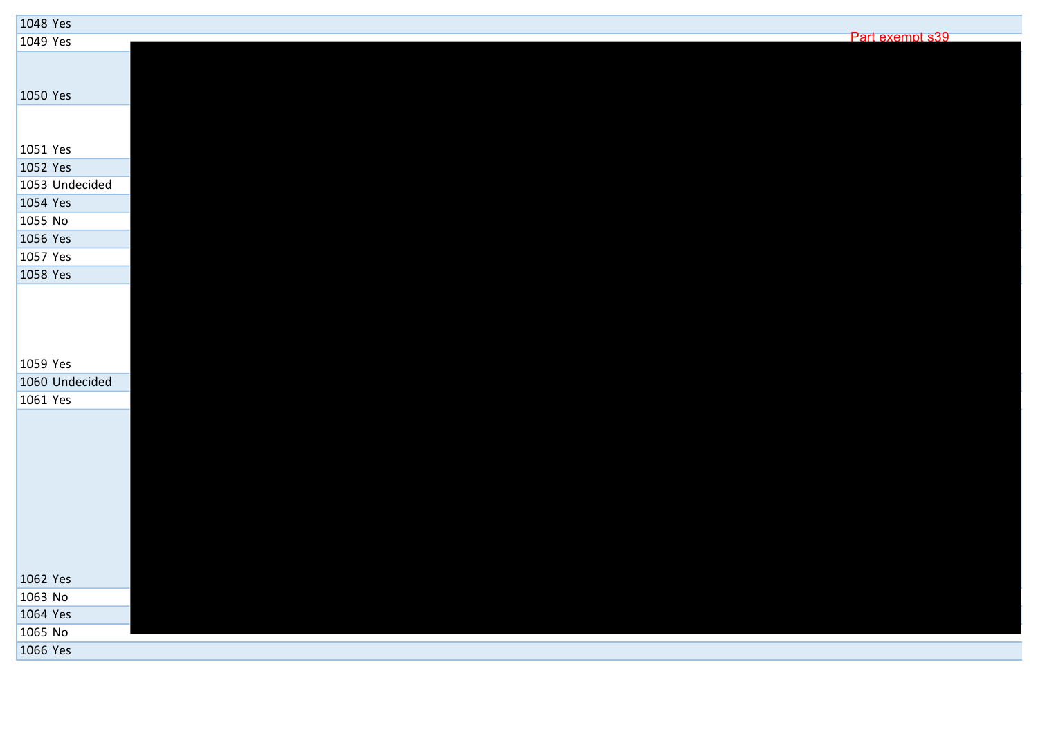Part exempt s39

| | |
|---|---|
| 1048 | Yes |
| 1049 | Yes |
| 1050 | Yes |
| 1051 | Yes |
| 1052 | Yes |
| 1053 | Undecided |
| 1054 | Yes |
| 1055 | No |
| 1056 | Yes |
| 1057 | Yes |
| 1058 | Yes |
| 1059 | Yes |
| 1060 | Undecided |
| 1061 | Yes |
| 1062 | Yes |
| 1063 | No |
| 1064 | Yes |
| 1065 | No |
| 1066 | Yes |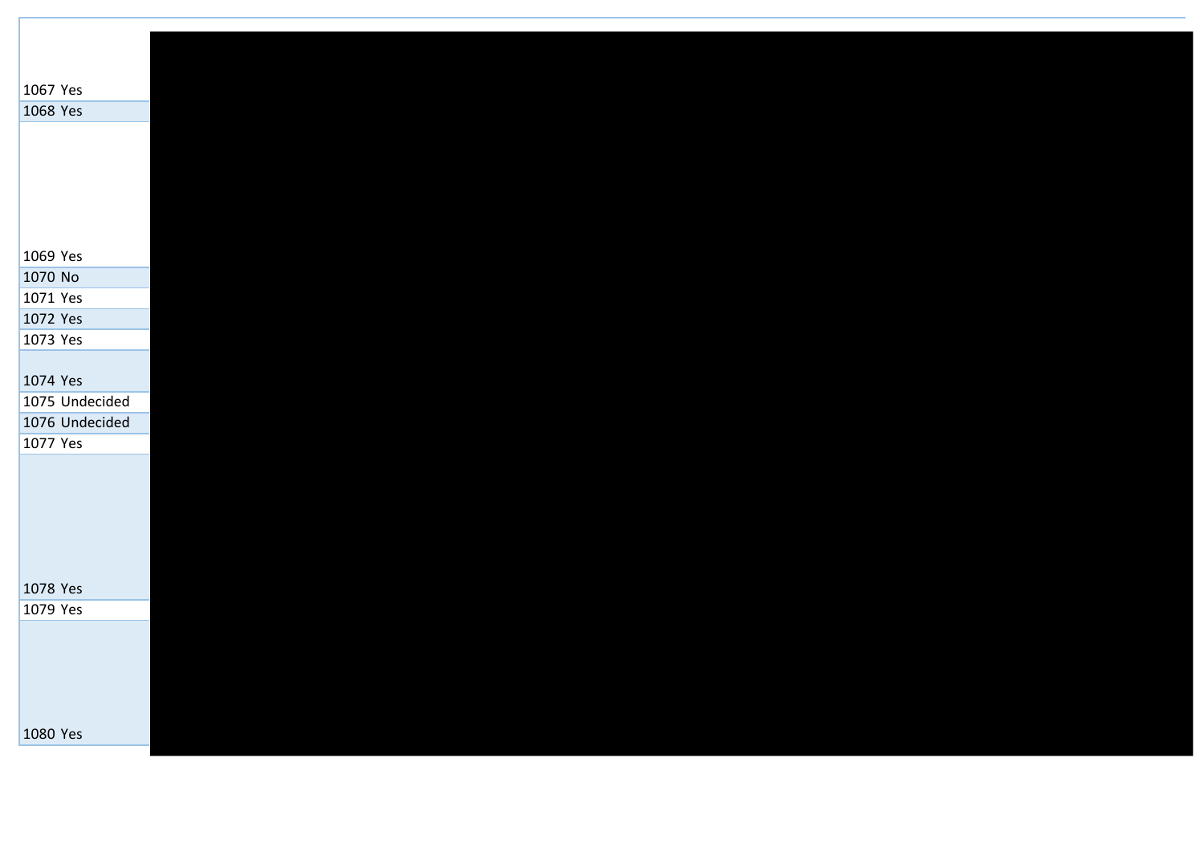| | |
|---|---|
| 1067 | Yes |
| 1068 | Yes |
| 1069 | Yes |
| 1070 | No |
| 1071 | Yes |
| 1072 | Yes |
| 1073 | Yes |
| 1074 | Yes |
| 1075 | Undecided |
| 1076 | Undecided |
| 1077 | Yes |
| 1078 | Yes |
| 1079 | Yes |
| 1080 | Yes |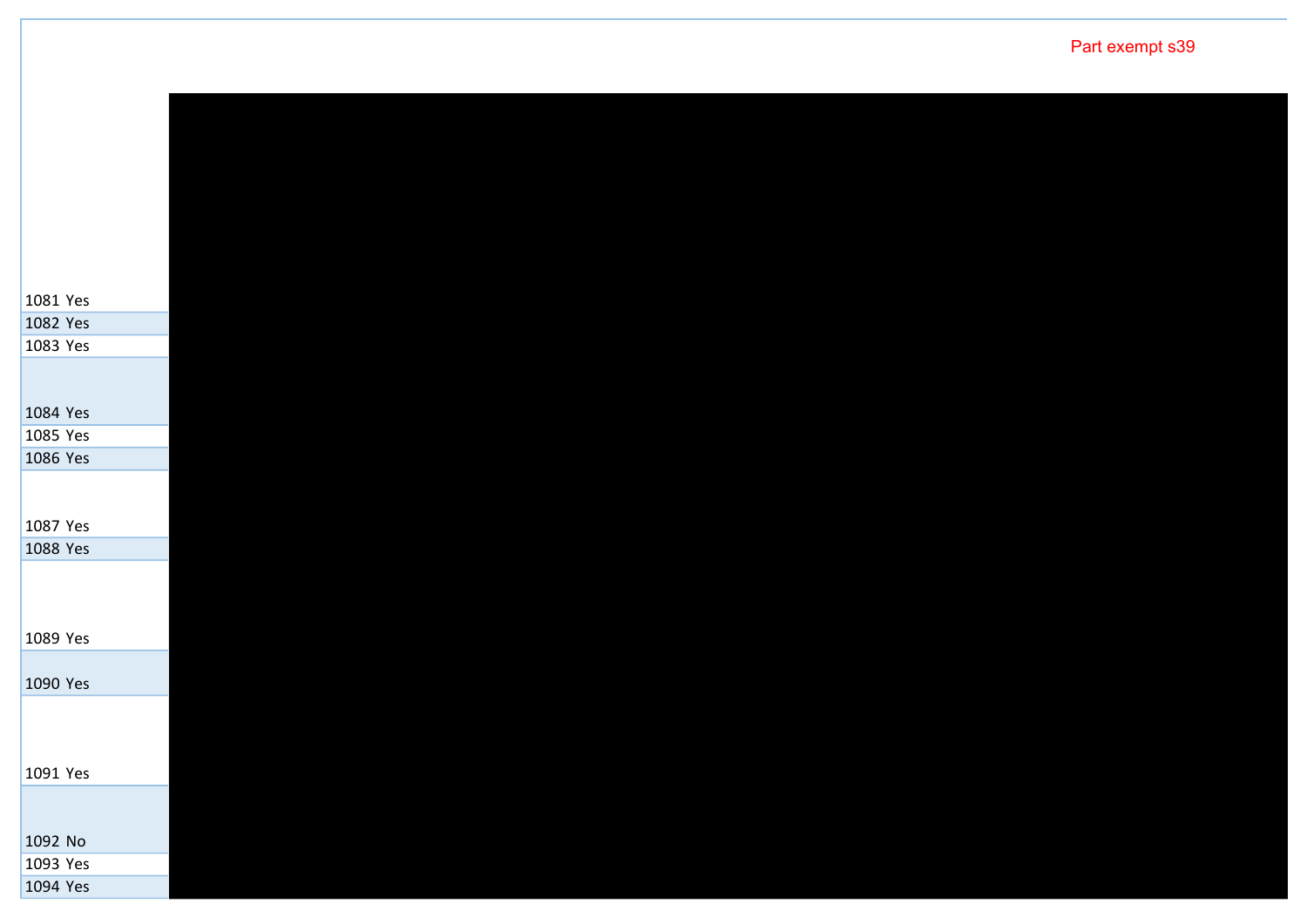Part exempt s39

| | |
|---|---|
| 1081 | Yes |
| 1082 | Yes |
| 1083 | Yes |
| 1084 | Yes |
| 1085 | Yes |
| 1086 | Yes |
| 1087 | Yes |
| 1088 | Yes |
| 1089 | Yes |
| 1090 | Yes |
| 1091 | Yes |
| 1092 | No |
| 1093 | Yes |
| 1094 | Yes |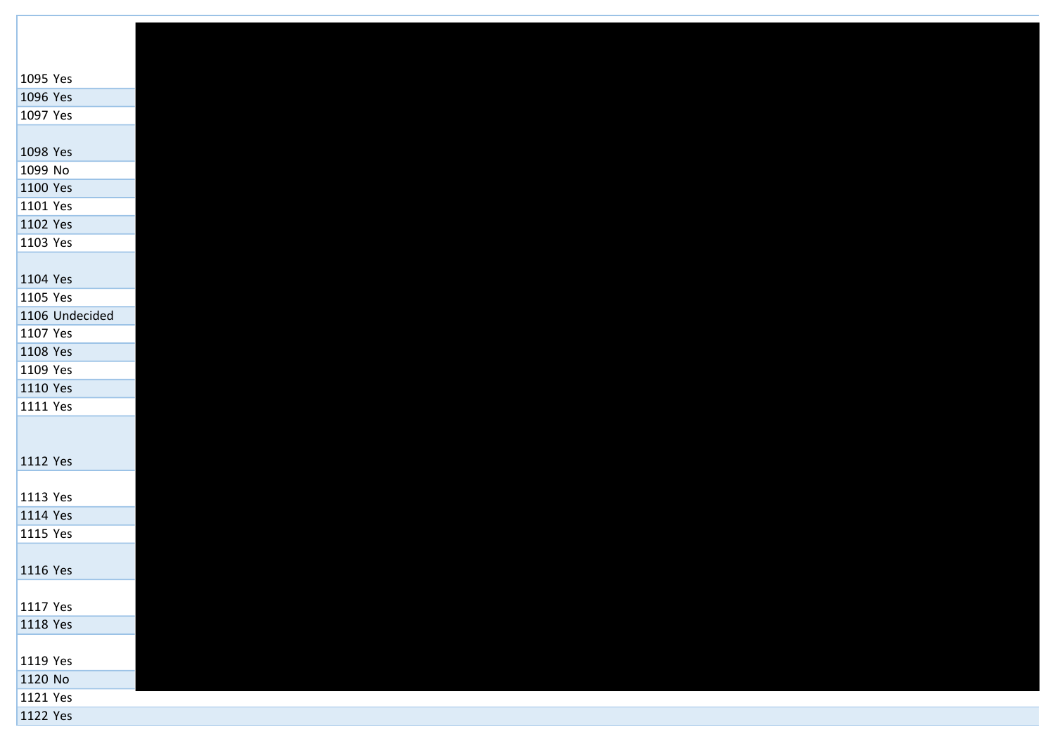| | |
|---|---|
| 1095 | Yes |
| 1096 | Yes |
| 1097 | Yes |
| 1098 | Yes |
| 1099 | No |
| 1100 | Yes |
| 1101 | Yes |
| 1102 | Yes |
| 1103 | Yes |
| 1104 | Yes |
| 1105 | Yes |
| 1106 | Undecided |
| 1107 | Yes |
| 1108 | Yes |
| 1109 | Yes |
| 1110 | Yes |
| 1111 | Yes |
| 1112 | Yes |
| 1113 | Yes |
| 1114 | Yes |
| 1115 | Yes |
| 1116 | Yes |
| 1117 | Yes |
| 1118 | Yes |
| 1119 | Yes |
| 1120 | No |
| 1121 | Yes |
| 1122 | Yes |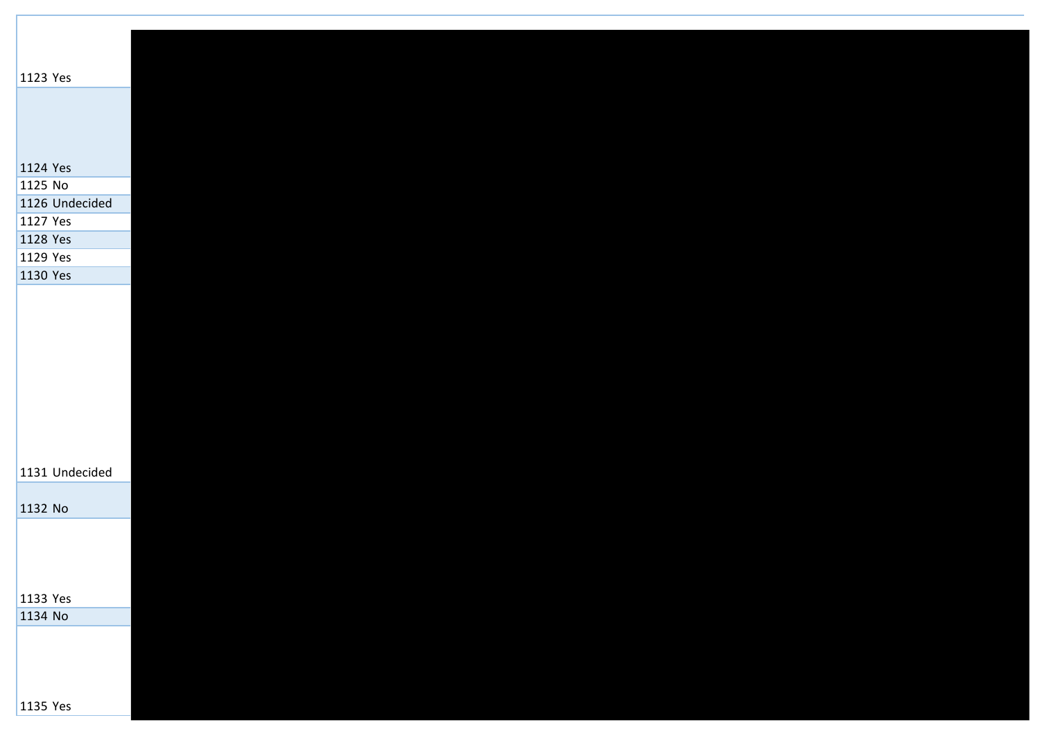| | |
|---|---|
| 1123 | Yes |
| 1124 | Yes |
| 1125 | No |
| 1126 | Undecided |
| 1127 | Yes |
| 1128 | Yes |
| 1129 | Yes |
| 1130 | Yes |
| 1131 | Undecided |
| 1132 | No |
| 1133 | Yes |
| 1134 | No |
| 1135 | Yes |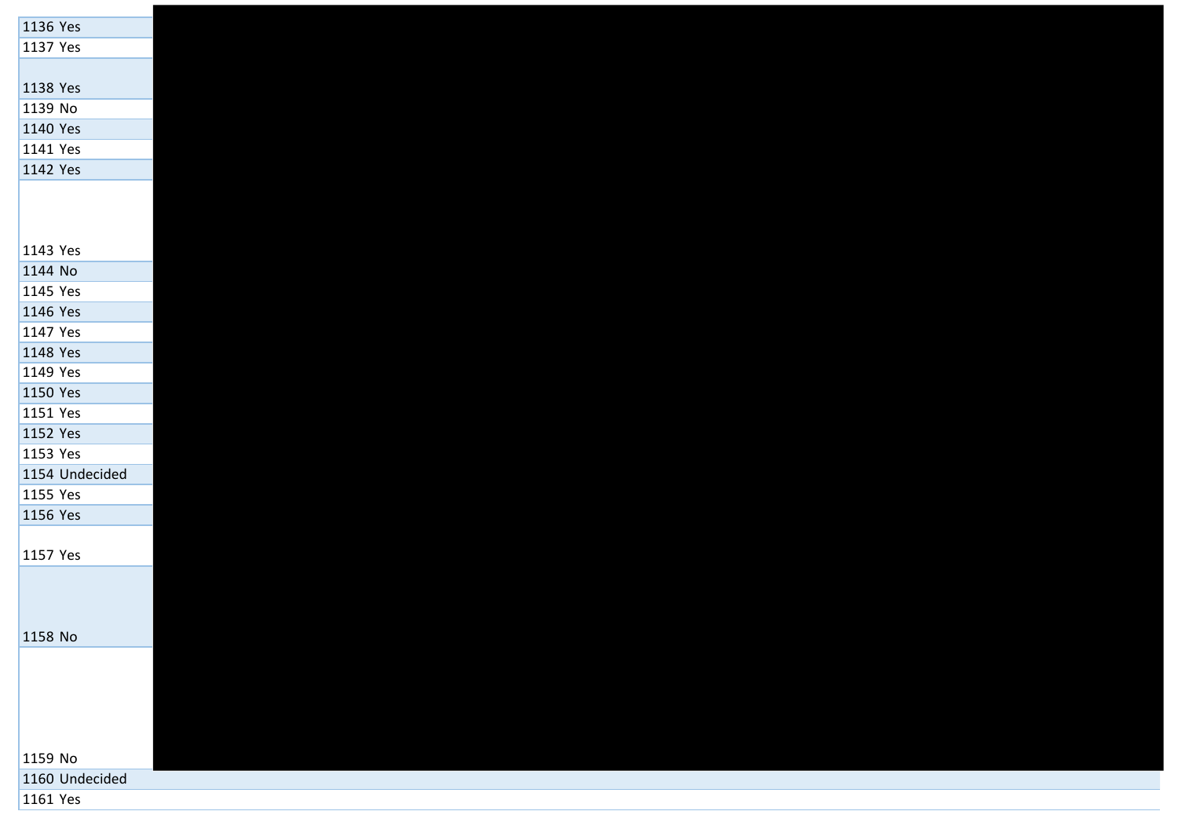| | |
|---|---|
| 1136 | Yes |
| 1137 | Yes |
| 1138 | Yes |
| 1139 | No |
| 1140 | Yes |
| 1141 | Yes |
| 1142 | Yes |
| 1143 | Yes |
| 1144 | No |
| 1145 | Yes |
| 1146 | Yes |
| 1147 | Yes |
| 1148 | Yes |
| 1149 | Yes |
| 1150 | Yes |
| 1151 | Yes |
| 1152 | Yes |
| 1153 | Yes |
| 1154 | Undecided |
| 1155 | Yes |
| 1156 | Yes |
| 1157 | Yes |
| 1158 | No |
| 1159 | No |
| 1160 | Undecided |
| 1161 | Yes |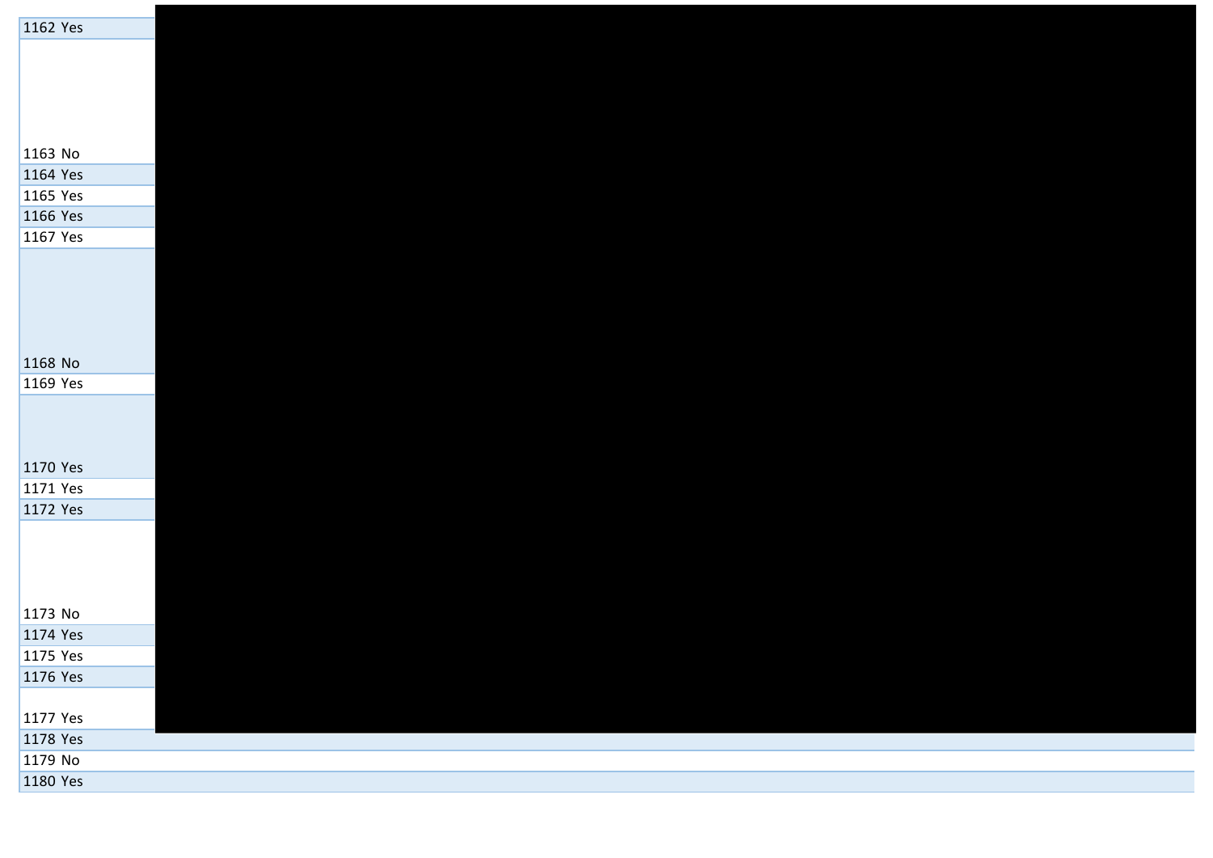| | |
|---|---|
| 1162 | Yes |
| 1163 | No |
| 1164 | Yes |
| 1165 | Yes |
| 1166 | Yes |
| 1167 | Yes |
| 1168 | No |
| 1169 | Yes |
| 1170 | Yes |
| 1171 | Yes |
| 1172 | Yes |
| 1173 | No |
| 1174 | Yes |
| 1175 | Yes |
| 1176 | Yes |
| 1177 | Yes |
| 1178 | Yes |
| 1179 | No |
| 1180 | Yes |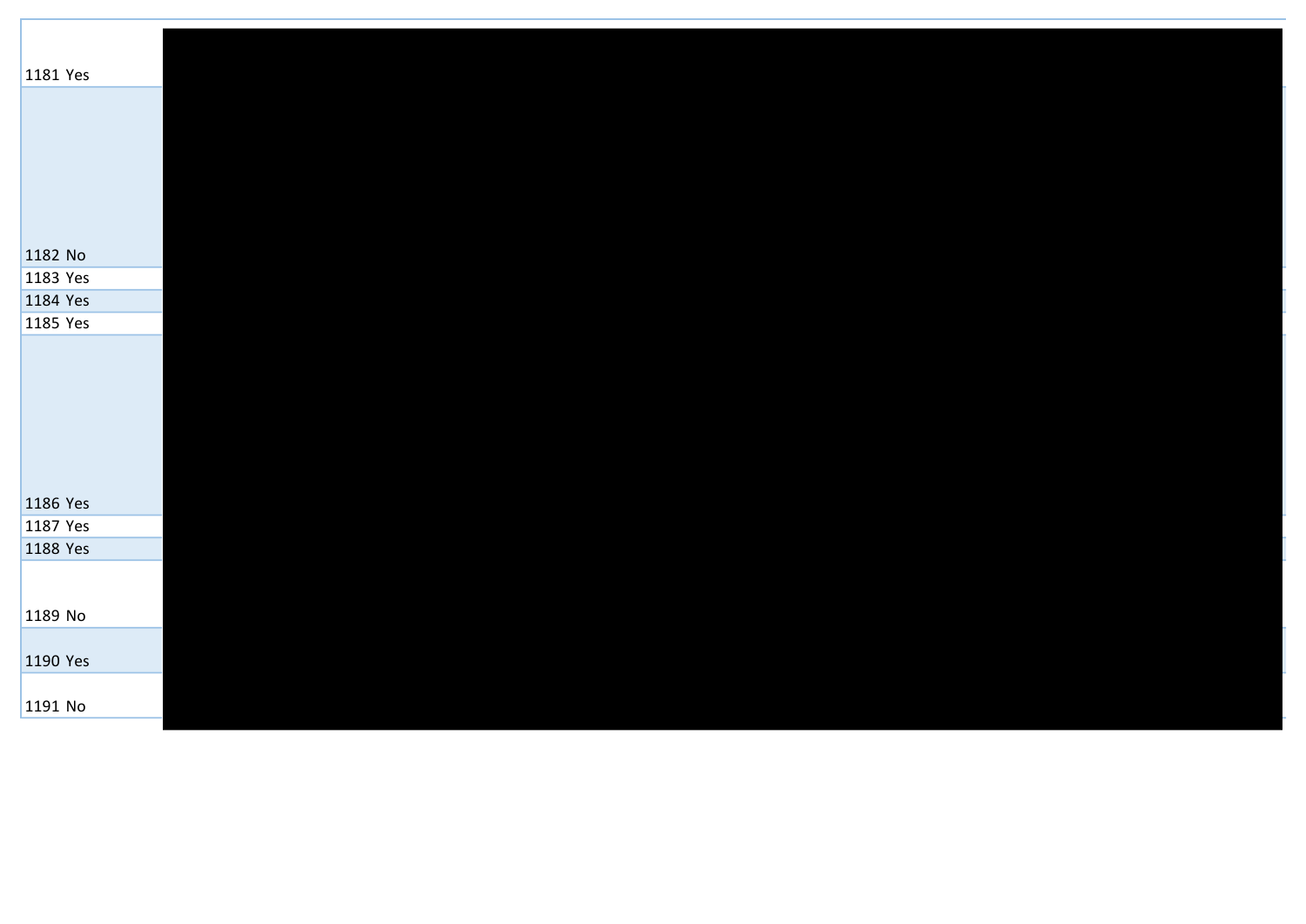| | |
|---|---|
| 1181 | Yes |
| 1182 | No |
| 1183 | Yes |
| 1184 | Yes |
| 1185 | Yes |
| 1186 | Yes |
| 1187 | Yes |
| 1188 | Yes |
| 1189 | No |
| 1190 | Yes |
| 1191 | No |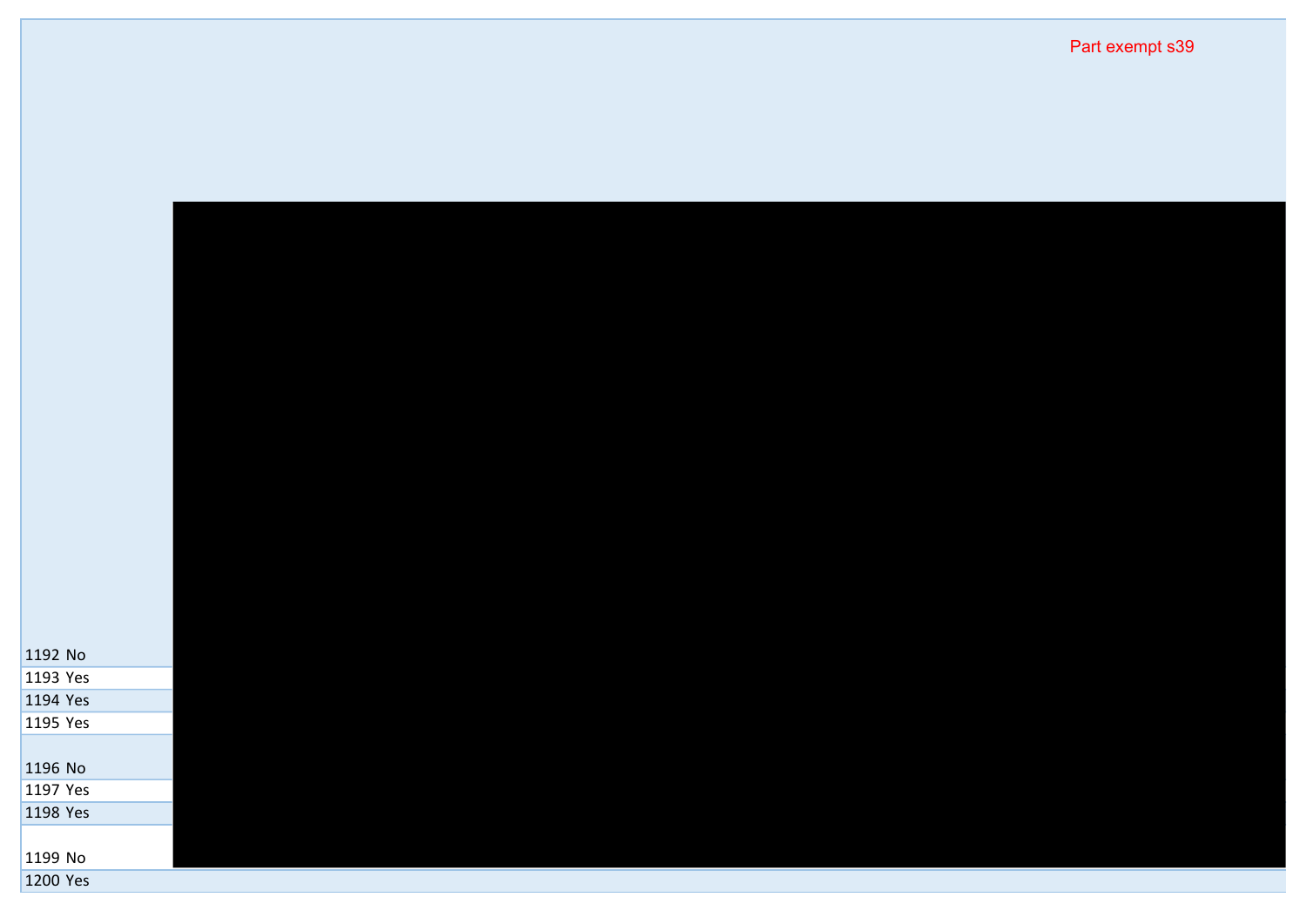Part exempt s39

| | |
|---|---|
| 1192 | No |
| 1193 | Yes |
| 1194 | Yes |
| 1195 | Yes |
| 1196 | No |
| 1197 | Yes |
| 1198 | Yes |
| 1199 | No |
| 1200 | Yes |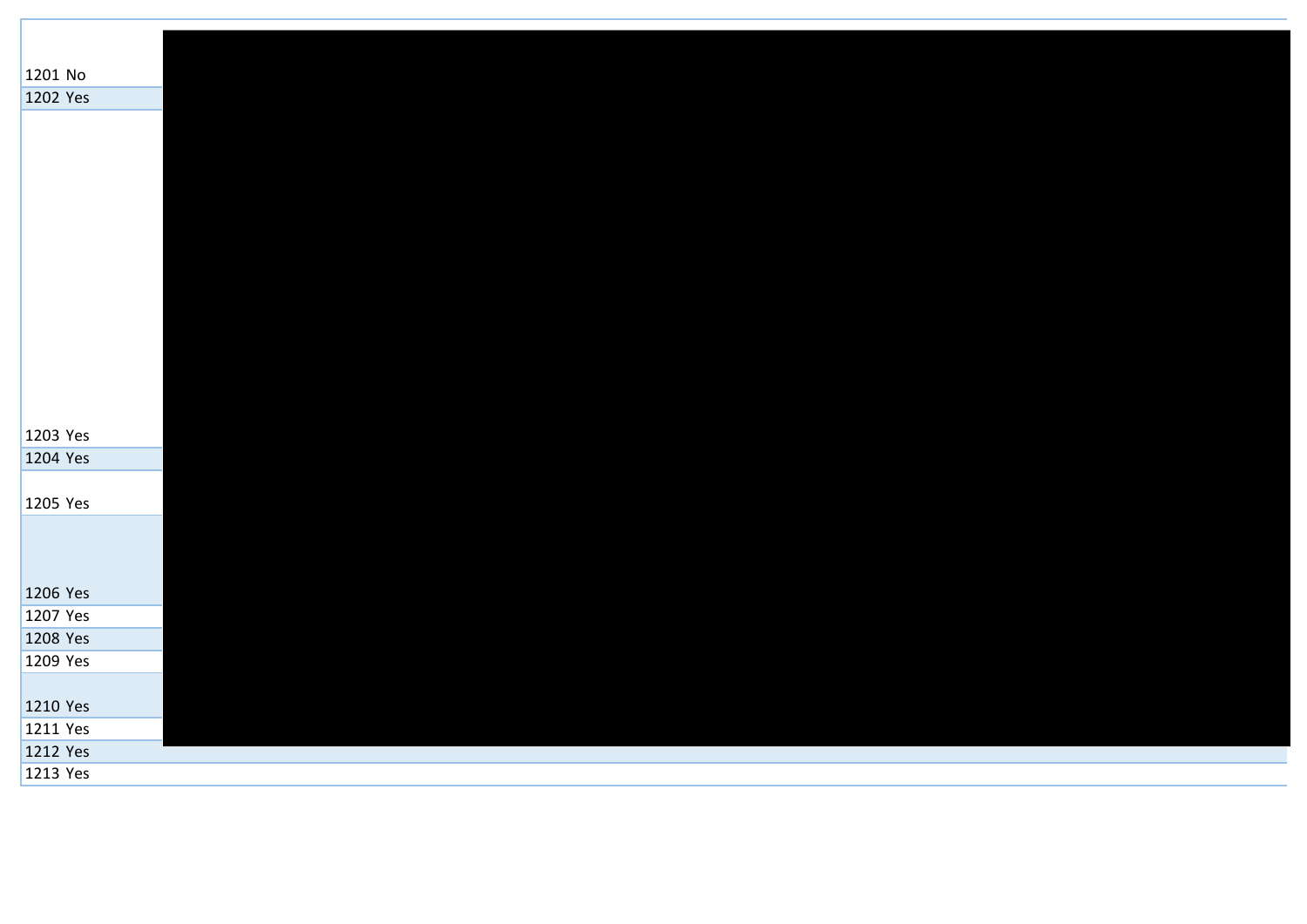| | |
|---|---|
| 1201 | No |
| 1202 | Yes |
| 1203 | Yes |
| 1204 | Yes |
| 1205 | Yes |
| 1206 | Yes |
| 1207 | Yes |
| 1208 | Yes |
| 1209 | Yes |
| 1210 | Yes |
| 1211 | Yes |
| 1212 | Yes |
| 1213 | Yes |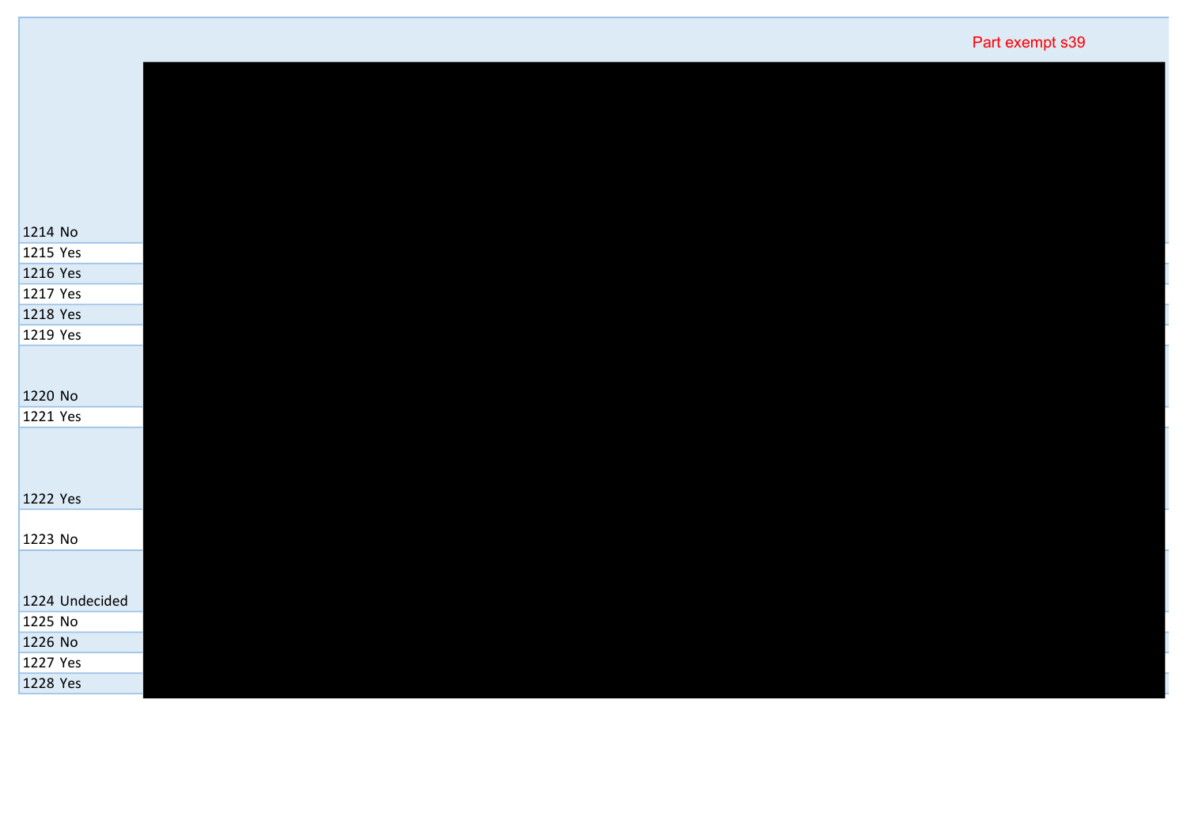Part exempt s39

| | |
|---|---|
| 1214 | No |
| 1215 | Yes |
| 1216 | Yes |
| 1217 | Yes |
| 1218 | Yes |
| 1219 | Yes |
| 1220 | No |
| 1221 | Yes |
| 1222 | Yes |
| 1223 | No |
| 1224 | Undecided |
| 1225 | No |
| 1226 | No |
| 1227 | Yes |
| 1228 | Yes |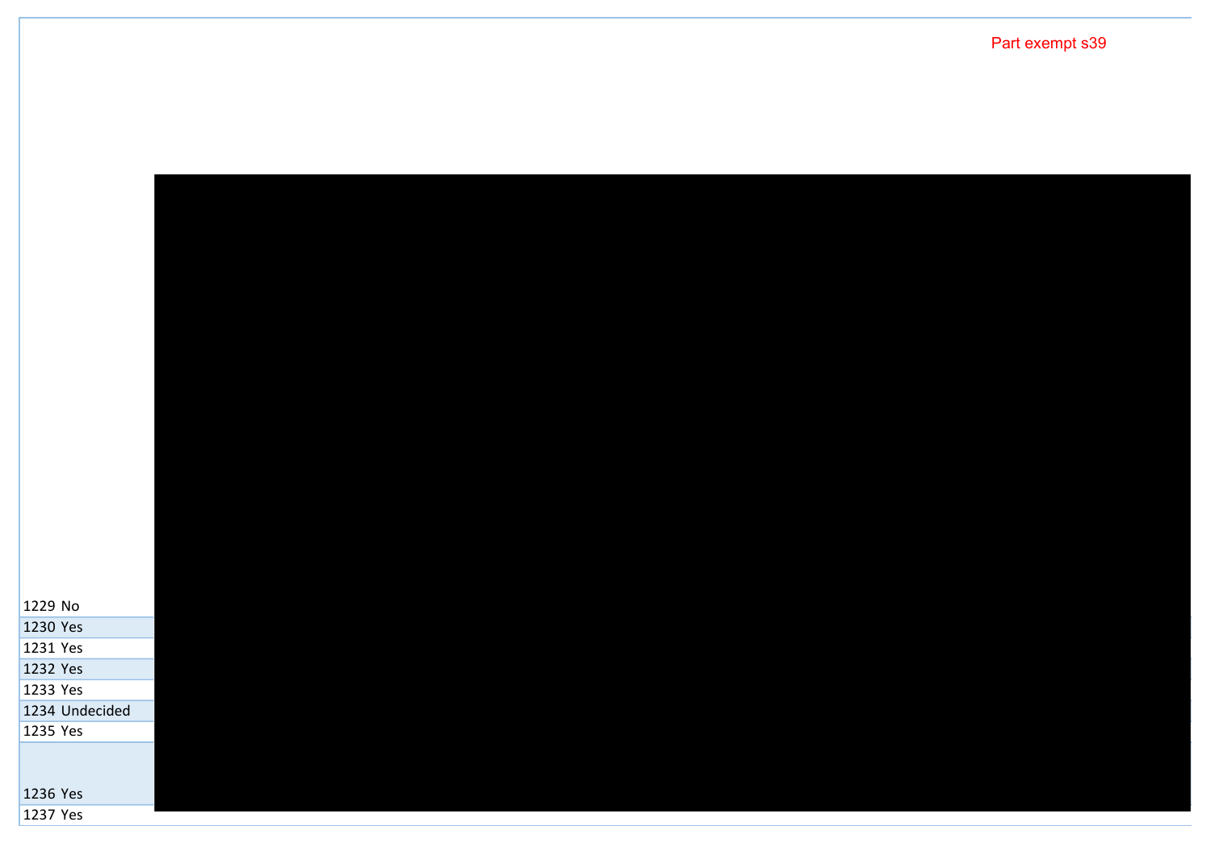Part exempt s39

| | |
|---|---|
| 1229 | No |
| 1230 | Yes |
| 1231 | Yes |
| 1232 | Yes |
| 1233 | Yes |
| 1234 | Undecided |
| 1235 | Yes |
| 1236 | Yes |
| 1237 | Yes |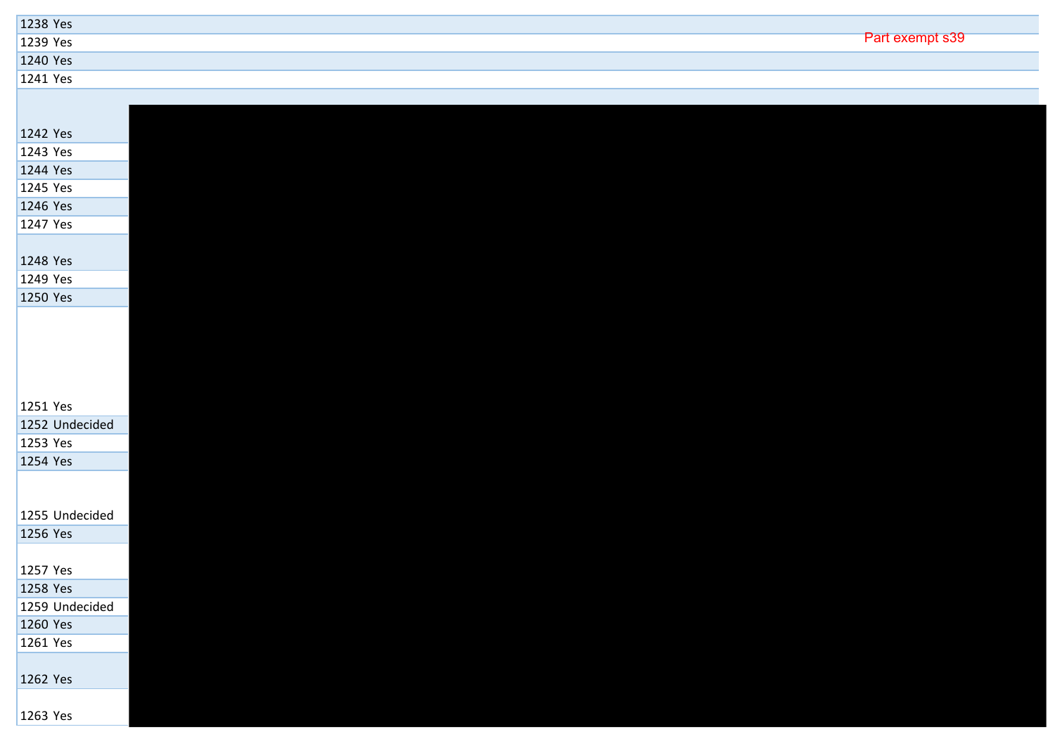| | | |
|---|---|---|
| 1238 | Yes | |
| 1239 | Yes | Part exempt s39 |
| 1240 | Yes | |
| 1241 | Yes | |
| 1242 | Yes | |
| 1243 | Yes | |
| 1244 | Yes | |
| 1245 | Yes | |
| 1246 | Yes | |
| 1247 | Yes | |
| 1248 | Yes | |
| 1249 | Yes | |
| 1250 | Yes | |
| 1251 | Yes | |
| 1252 | Undecided | |
| 1253 | Yes | |
| 1254 | Yes | |
| 1255 | Undecided | |
| 1256 | Yes | |
| 1257 | Yes | |
| 1258 | Yes | |
| 1259 | Undecided | |
| 1260 | Yes | |
| 1261 | Yes | |
| 1262 | Yes | |
| 1263 | Yes | |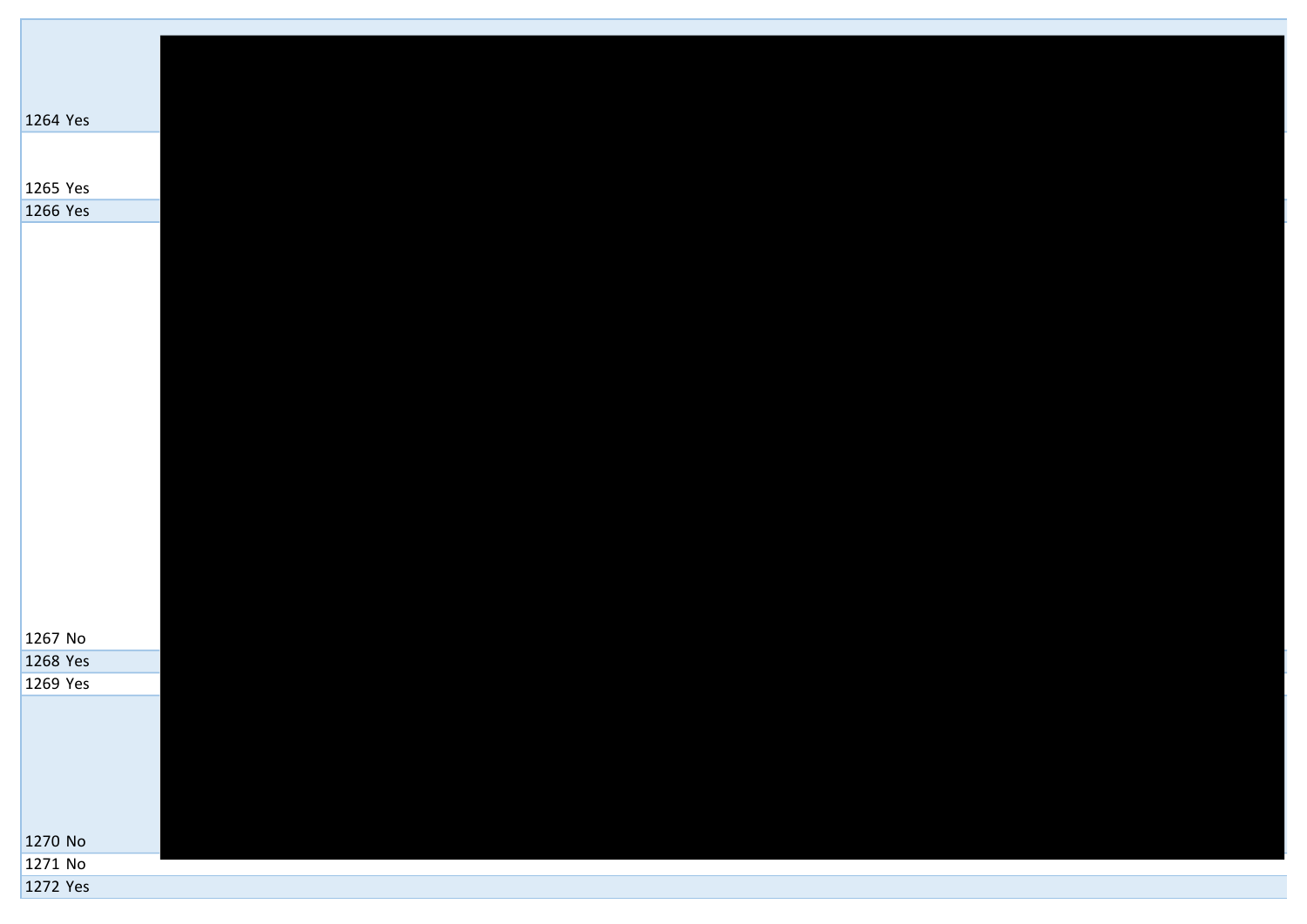| | |
|---|---|
| 1264 | Yes |
| 1265 | Yes |
| 1266 | Yes |
| 1267 | No |
| 1268 | Yes |
| 1269 | Yes |
| 1270 | No |
| 1271 | No |
| 1272 | Yes |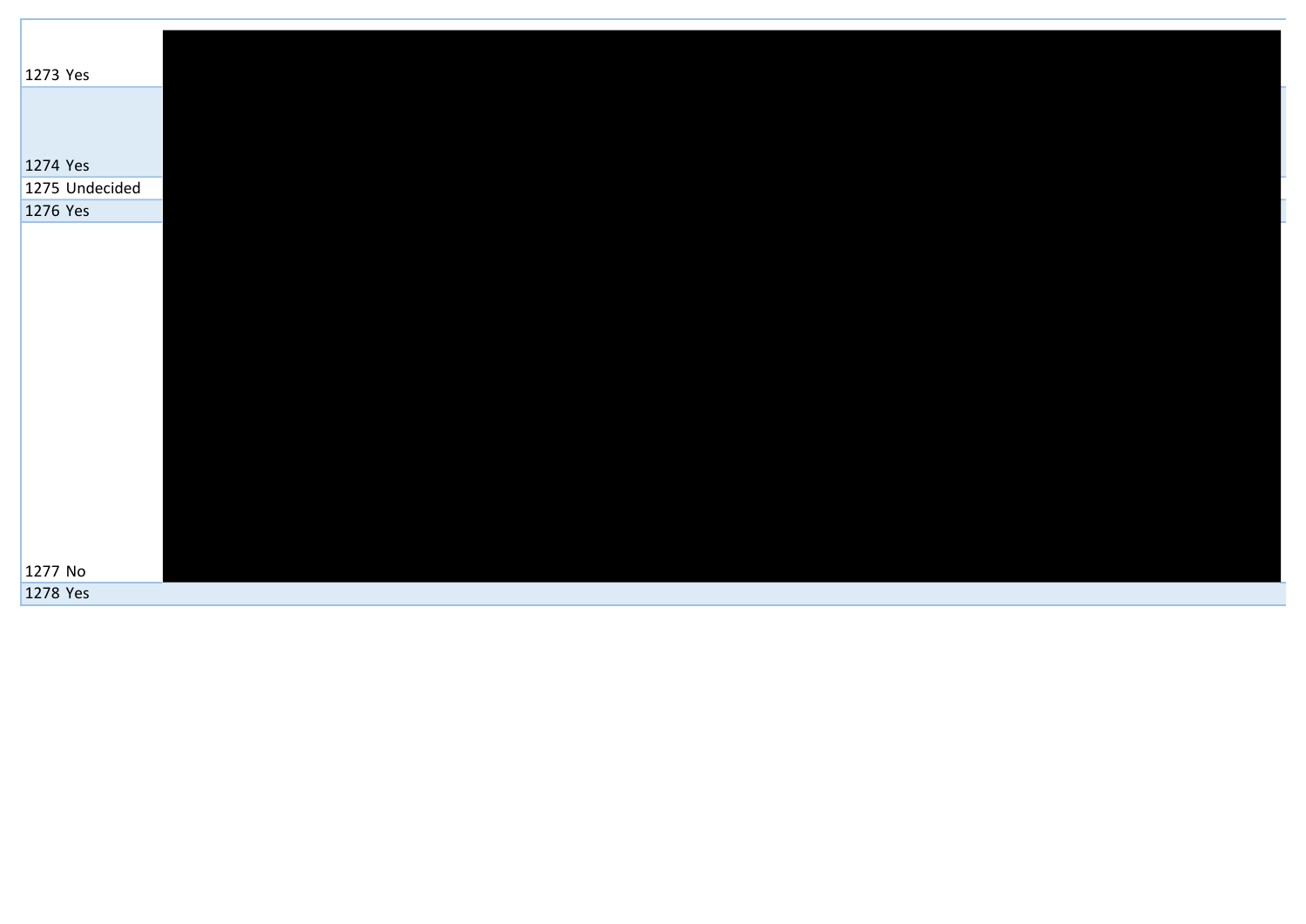| | |
|---|---|
| 1273 Yes | |
| 1274 Yes | |
| 1275 Undecided | |
| 1276 Yes | |
| 1277 No | |
| 1278 Yes | |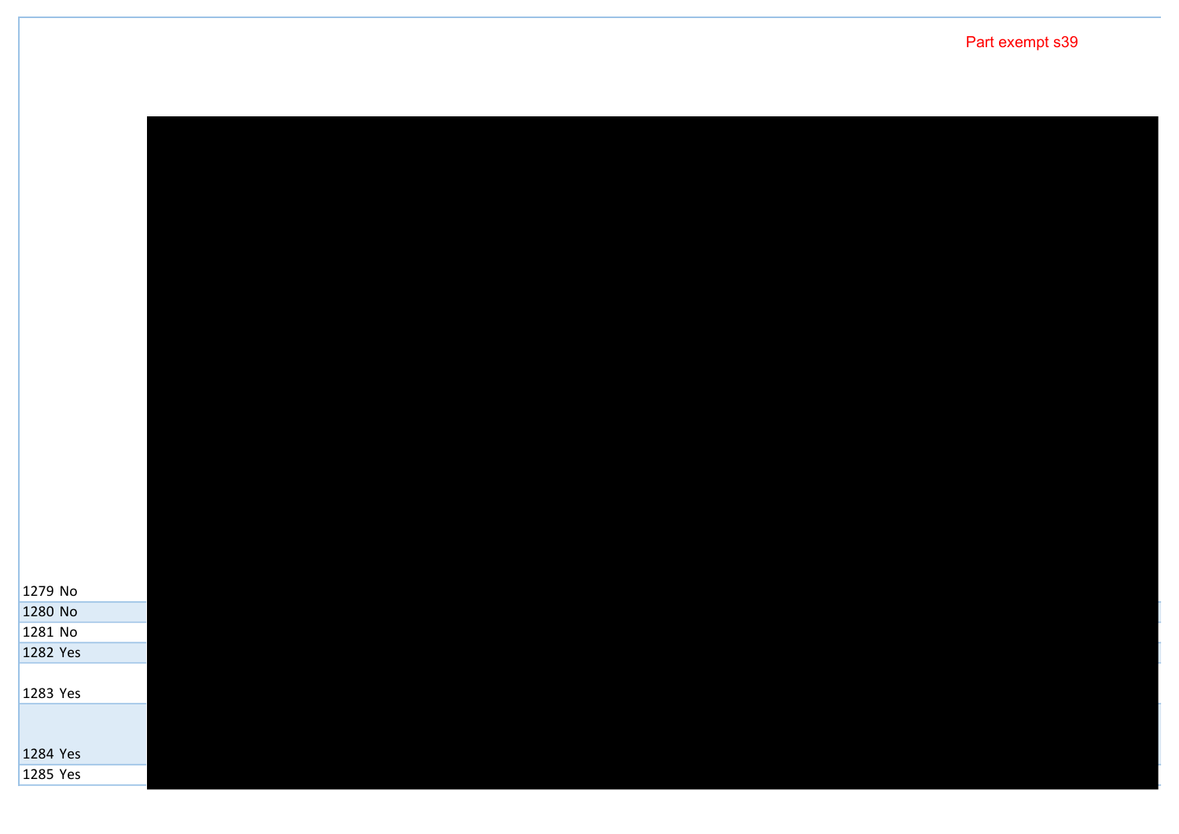Part exempt s39

| | |
|---|---|
| 1279 | No |
| 1280 | No |
| 1281 | No |
| 1282 | Yes |
| 1283 | Yes |
| 1284 | Yes |
| 1285 | Yes |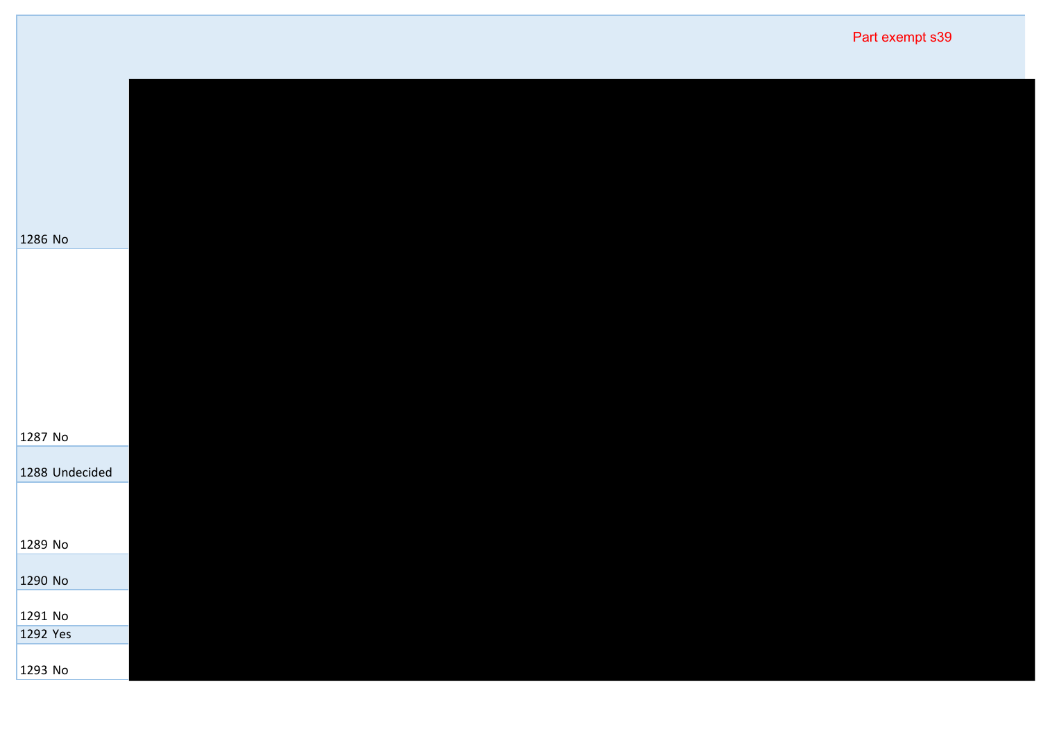Part exempt s39

| | |
|---|---|
| 1286 | No |
| 1287 | No |
| 1288 | Undecided |
| 1289 | No |
| 1290 | No |
| 1291 | No |
| 1292 | Yes |
| 1293 | No |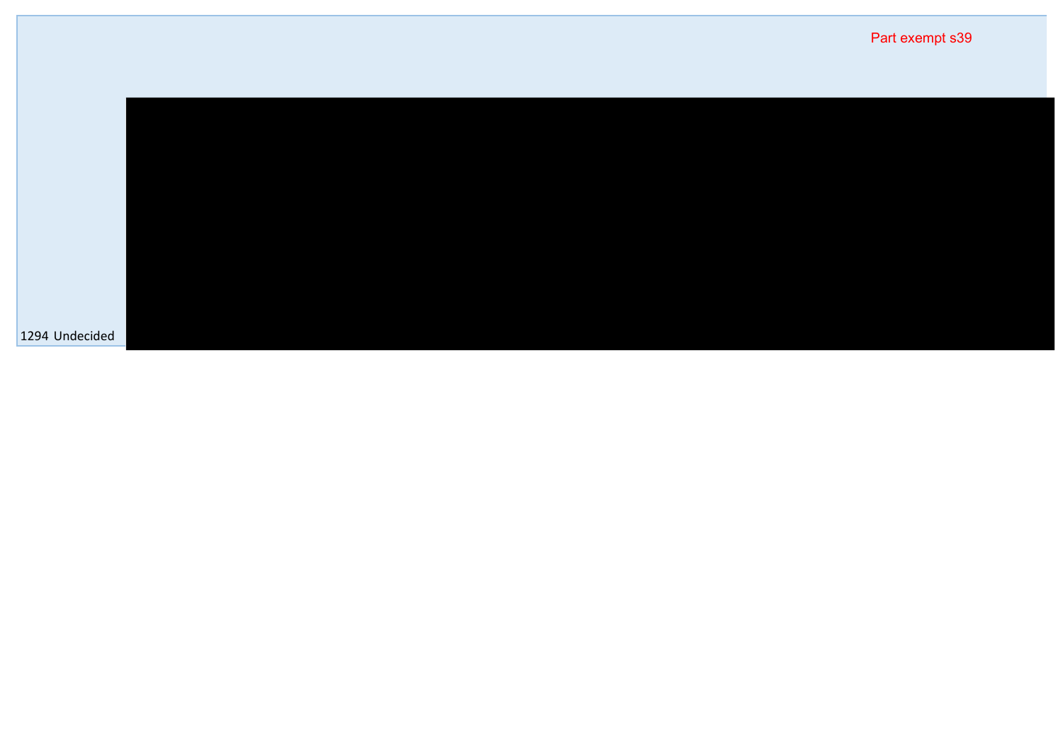Part exempt s39

1294 Undecided